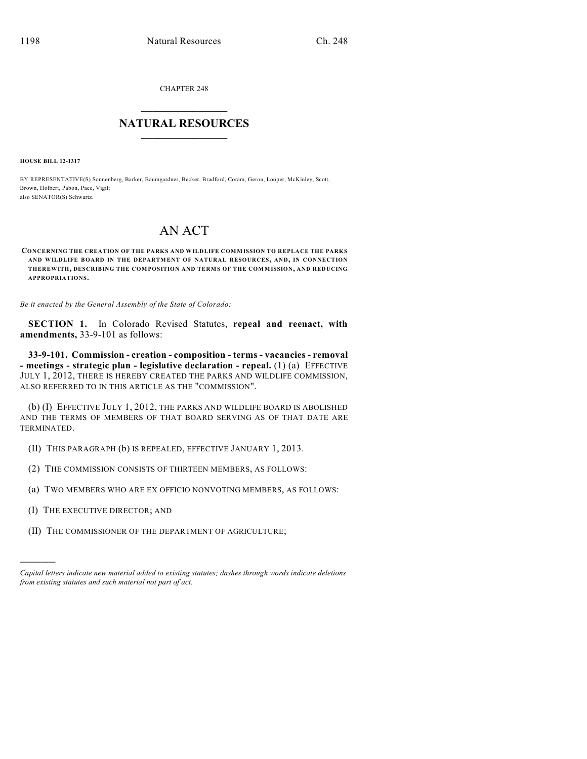CHAPTER 248

# NATURAL RESOURCES

**HOUSE BILL 12-1317**

BY REPRESENTATIVE(S) Sonnenberg, Barker, Baumgardner, Becker, Bradford, Coram, Gerou, Looper, McKinley, Scott, Brown, Holbert, Pabon, Pace, Vigil;
also SENATOR(S) Schwartz.

# AN ACT

**CONCERNING THE CREATION OF THE PARKS AND WILDLIFE COMMISSION TO REPLACE THE PARKS AND WILDLIFE BOARD IN THE DEPARTMENT OF NATURAL RESOURCES, AND, IN CONNECTION THEREWITH, DESCRIBING THE COMPOSITION AND TERMS OF THE COMMISSION, AND REDUCING APPROPRIATIONS.**

*Be it enacted by the General Assembly of the State of Colorado:*

**SECTION 1.** In Colorado Revised Statutes, **repeal and reenact, with amendments,** 33-9-101 as follows:

**33-9-101. Commission - creation - composition - terms - vacancies - removal - meetings - strategic plan - legislative declaration - repeal.** (1) (a) EFFECTIVE JULY 1, 2012, THERE IS HEREBY CREATED THE PARKS AND WILDLIFE COMMISSION, ALSO REFERRED TO IN THIS ARTICLE AS THE "COMMISSION".

(b) (I) EFFECTIVE JULY 1, 2012, THE PARKS AND WILDLIFE BOARD IS ABOLISHED AND THE TERMS OF MEMBERS OF THAT BOARD SERVING AS OF THAT DATE ARE TERMINATED.

(II) THIS PARAGRAPH (b) IS REPEALED, EFFECTIVE JANUARY 1, 2013.

(2) THE COMMISSION CONSISTS OF THIRTEEN MEMBERS, AS FOLLOWS:

(a) TWO MEMBERS WHO ARE EX OFFICIO NONVOTING MEMBERS, AS FOLLOWS:

(I) THE EXECUTIVE DIRECTOR; AND

(II) THE COMMISSIONER OF THE DEPARTMENT OF AGRICULTURE;

---

*Capital letters indicate new material added to existing statutes; dashes through words indicate deletions from existing statutes and such material not part of act.*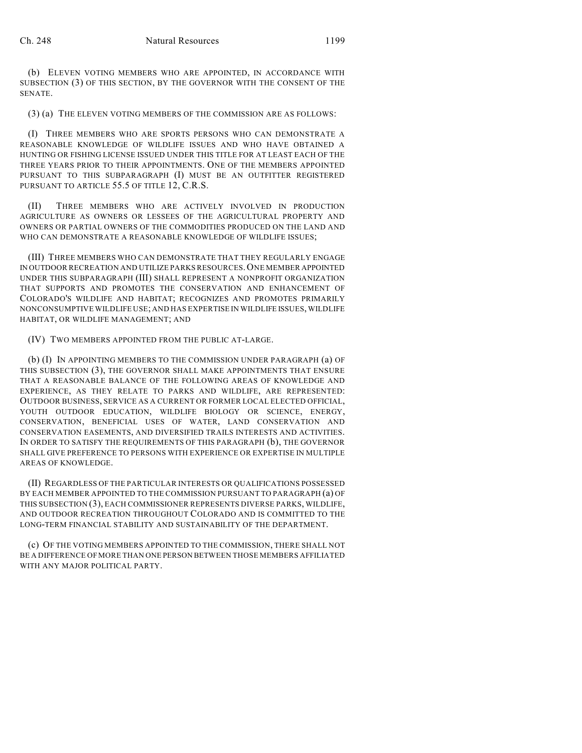(b) ELEVEN VOTING MEMBERS WHO ARE APPOINTED, IN ACCORDANCE WITH SUBSECTION (3) OF THIS SECTION, BY THE GOVERNOR WITH THE CONSENT OF THE SENATE.

(3) (a) THE ELEVEN VOTING MEMBERS OF THE COMMISSION ARE AS FOLLOWS:

(I) THREE MEMBERS WHO ARE SPORTS PERSONS WHO CAN DEMONSTRATE A REASONABLE KNOWLEDGE OF WILDLIFE ISSUES AND WHO HAVE OBTAINED A HUNTING OR FISHING LICENSE ISSUED UNDER THIS TITLE FOR AT LEAST EACH OF THE THREE YEARS PRIOR TO THEIR APPOINTMENTS. ONE OF THE MEMBERS APPOINTED PURSUANT TO THIS SUBPARAGRAPH (I) MUST BE AN OUTFITTER REGISTERED PURSUANT TO ARTICLE 55.5 OF TITLE 12, C.R.S.

(II) THREE MEMBERS WHO ARE ACTIVELY INVOLVED IN PRODUCTION AGRICULTURE AS OWNERS OR LESSEES OF THE AGRICULTURAL PROPERTY AND OWNERS OR PARTIAL OWNERS OF THE COMMODITIES PRODUCED ON THE LAND AND WHO CAN DEMONSTRATE A REASONABLE KNOWLEDGE OF WILDLIFE ISSUES;

(III) THREE MEMBERS WHO CAN DEMONSTRATE THAT THEY REGULARLY ENGAGE IN OUTDOOR RECREATION AND UTILIZE PARKS RESOURCES. ONE MEMBER APPOINTED UNDER THIS SUBPARAGRAPH (III) SHALL REPRESENT A NONPROFIT ORGANIZATION THAT SUPPORTS AND PROMOTES THE CONSERVATION AND ENHANCEMENT OF COLORADO'S WILDLIFE AND HABITAT; RECOGNIZES AND PROMOTES PRIMARILY NONCONSUMPTIVE WILDLIFE USE; AND HAS EXPERTISE IN WILDLIFE ISSUES, WILDLIFE HABITAT, OR WILDLIFE MANAGEMENT; AND

(IV) TWO MEMBERS APPOINTED FROM THE PUBLIC AT-LARGE.

(b) (I) IN APPOINTING MEMBERS TO THE COMMISSION UNDER PARAGRAPH (a) OF THIS SUBSECTION (3), THE GOVERNOR SHALL MAKE APPOINTMENTS THAT ENSURE THAT A REASONABLE BALANCE OF THE FOLLOWING AREAS OF KNOWLEDGE AND EXPERIENCE, AS THEY RELATE TO PARKS AND WILDLIFE, ARE REPRESENTED: OUTDOOR BUSINESS, SERVICE AS A CURRENT OR FORMER LOCAL ELECTED OFFICIAL, YOUTH OUTDOOR EDUCATION, WILDLIFE BIOLOGY OR SCIENCE, ENERGY, CONSERVATION, BENEFICIAL USES OF WATER, LAND CONSERVATION AND CONSERVATION EASEMENTS, AND DIVERSIFIED TRAILS INTERESTS AND ACTIVITIES. IN ORDER TO SATISFY THE REQUIREMENTS OF THIS PARAGRAPH (b), THE GOVERNOR SHALL GIVE PREFERENCE TO PERSONS WITH EXPERIENCE OR EXPERTISE IN MULTIPLE AREAS OF KNOWLEDGE.

(II) REGARDLESS OF THE PARTICULAR INTERESTS OR QUALIFICATIONS POSSESSED BY EACH MEMBER APPOINTED TO THE COMMISSION PURSUANT TO PARAGRAPH (a) OF THIS SUBSECTION (3), EACH COMMISSIONER REPRESENTS DIVERSE PARKS, WILDLIFE, AND OUTDOOR RECREATION THROUGHOUT COLORADO AND IS COMMITTED TO THE LONG-TERM FINANCIAL STABILITY AND SUSTAINABILITY OF THE DEPARTMENT.

(c) OF THE VOTING MEMBERS APPOINTED TO THE COMMISSION, THERE SHALL NOT BE A DIFFERENCE OF MORE THAN ONE PERSON BETWEEN THOSE MEMBERS AFFILIATED WITH ANY MAJOR POLITICAL PARTY.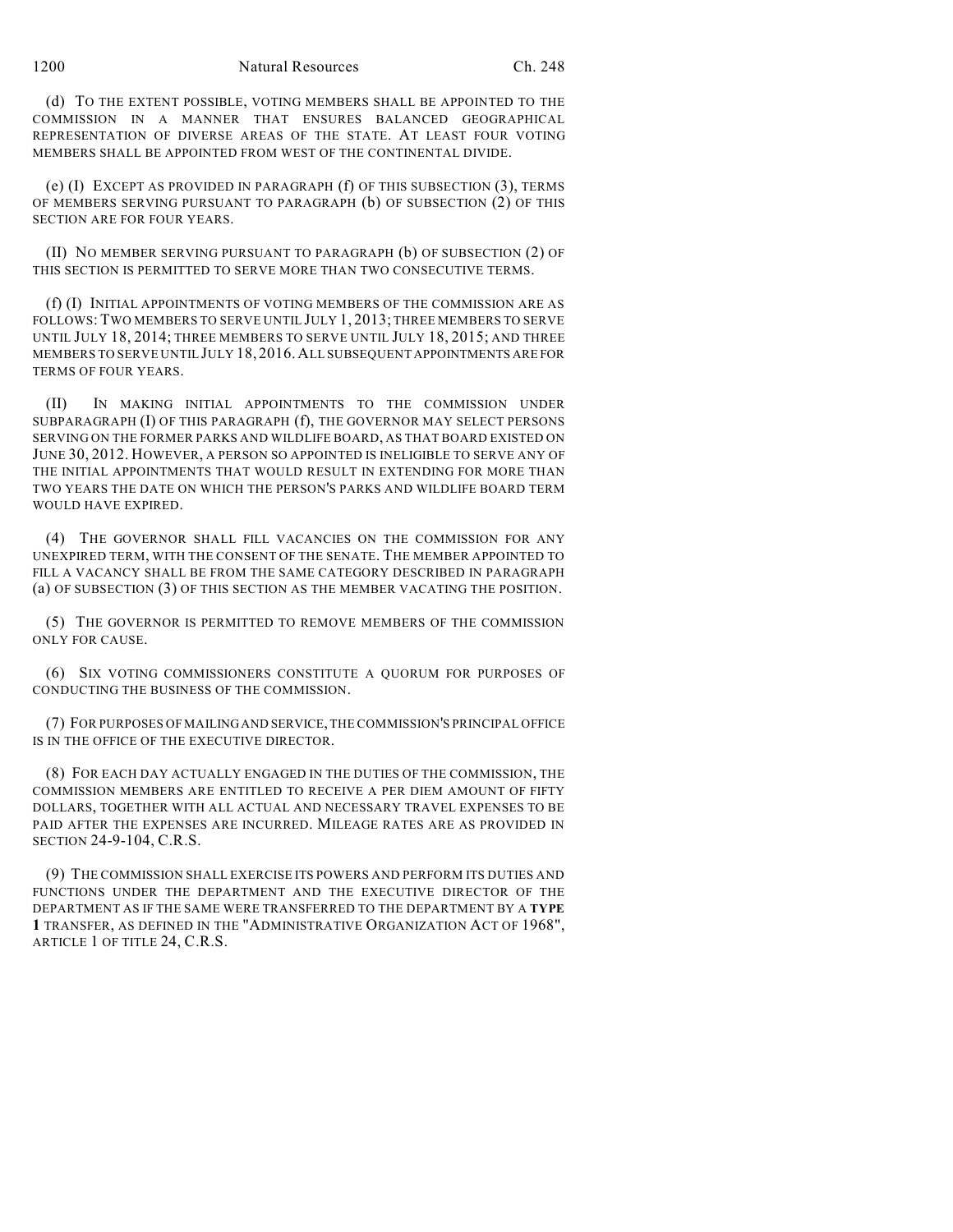(d) TO THE EXTENT POSSIBLE, VOTING MEMBERS SHALL BE APPOINTED TO THE COMMISSION IN A MANNER THAT ENSURES BALANCED GEOGRAPHICAL REPRESENTATION OF DIVERSE AREAS OF THE STATE. AT LEAST FOUR VOTING MEMBERS SHALL BE APPOINTED FROM WEST OF THE CONTINENTAL DIVIDE.

(e) (I) EXCEPT AS PROVIDED IN PARAGRAPH (f) OF THIS SUBSECTION (3), TERMS OF MEMBERS SERVING PURSUANT TO PARAGRAPH (b) OF SUBSECTION (2) OF THIS SECTION ARE FOR FOUR YEARS.

(II) NO MEMBER SERVING PURSUANT TO PARAGRAPH (b) OF SUBSECTION (2) OF THIS SECTION IS PERMITTED TO SERVE MORE THAN TWO CONSECUTIVE TERMS.

(f) (I) INITIAL APPOINTMENTS OF VOTING MEMBERS OF THE COMMISSION ARE AS FOLLOWS: TWO MEMBERS TO SERVE UNTIL JULY 1, 2013; THREE MEMBERS TO SERVE UNTIL JULY 18, 2014; THREE MEMBERS TO SERVE UNTIL JULY 18, 2015; AND THREE MEMBERS TO SERVE UNTIL JULY 18, 2016. ALL SUBSEQUENT APPOINTMENTS ARE FOR TERMS OF FOUR YEARS.

(II) IN MAKING INITIAL APPOINTMENTS TO THE COMMISSION UNDER SUBPARAGRAPH (I) OF THIS PARAGRAPH (f), THE GOVERNOR MAY SELECT PERSONS SERVING ON THE FORMER PARKS AND WILDLIFE BOARD, AS THAT BOARD EXISTED ON JUNE 30, 2012. HOWEVER, A PERSON SO APPOINTED IS INELIGIBLE TO SERVE ANY OF THE INITIAL APPOINTMENTS THAT WOULD RESULT IN EXTENDING FOR MORE THAN TWO YEARS THE DATE ON WHICH THE PERSON'S PARKS AND WILDLIFE BOARD TERM WOULD HAVE EXPIRED.

(4) THE GOVERNOR SHALL FILL VACANCIES ON THE COMMISSION FOR ANY UNEXPIRED TERM, WITH THE CONSENT OF THE SENATE. THE MEMBER APPOINTED TO FILL A VACANCY SHALL BE FROM THE SAME CATEGORY DESCRIBED IN PARAGRAPH (a) OF SUBSECTION (3) OF THIS SECTION AS THE MEMBER VACATING THE POSITION.

(5) THE GOVERNOR IS PERMITTED TO REMOVE MEMBERS OF THE COMMISSION ONLY FOR CAUSE.

(6) SIX VOTING COMMISSIONERS CONSTITUTE A QUORUM FOR PURPOSES OF CONDUCTING THE BUSINESS OF THE COMMISSION.

(7) FOR PURPOSES OF MAILING AND SERVICE, THE COMMISSION'S PRINCIPAL OFFICE IS IN THE OFFICE OF THE EXECUTIVE DIRECTOR.

(8) FOR EACH DAY ACTUALLY ENGAGED IN THE DUTIES OF THE COMMISSION, THE COMMISSION MEMBERS ARE ENTITLED TO RECEIVE A PER DIEM AMOUNT OF FIFTY DOLLARS, TOGETHER WITH ALL ACTUAL AND NECESSARY TRAVEL EXPENSES TO BE PAID AFTER THE EXPENSES ARE INCURRED. MILEAGE RATES ARE AS PROVIDED IN SECTION 24-9-104, C.R.S.

(9) THE COMMISSION SHALL EXERCISE ITS POWERS AND PERFORM ITS DUTIES AND FUNCTIONS UNDER THE DEPARTMENT AND THE EXECUTIVE DIRECTOR OF THE DEPARTMENT AS IF THE SAME WERE TRANSFERRED TO THE DEPARTMENT BY A **TYPE 1** TRANSFER, AS DEFINED IN THE "ADMINISTRATIVE ORGANIZATION ACT OF 1968", ARTICLE 1 OF TITLE 24, C.R.S.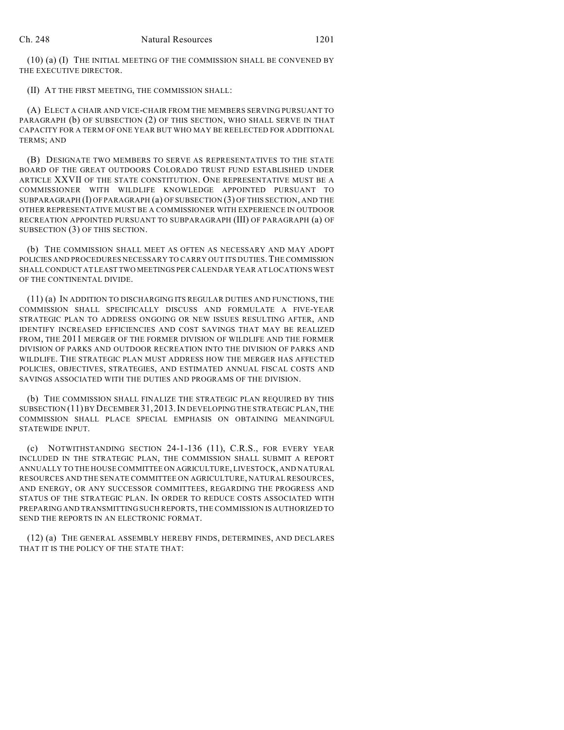(10) (a) (I) THE INITIAL MEETING OF THE COMMISSION SHALL BE CONVENED BY THE EXECUTIVE DIRECTOR.

(II) AT THE FIRST MEETING, THE COMMISSION SHALL:

(A) ELECT A CHAIR AND VICE-CHAIR FROM THE MEMBERS SERVING PURSUANT TO PARAGRAPH (b) OF SUBSECTION (2) OF THIS SECTION, WHO SHALL SERVE IN THAT CAPACITY FOR A TERM OF ONE YEAR BUT WHO MAY BE REELECTED FOR ADDITIONAL TERMS; AND

(B) DESIGNATE TWO MEMBERS TO SERVE AS REPRESENTATIVES TO THE STATE BOARD OF THE GREAT OUTDOORS COLORADO TRUST FUND ESTABLISHED UNDER ARTICLE XXVII OF THE STATE CONSTITUTION. ONE REPRESENTATIVE MUST BE A COMMISSIONER WITH WILDLIFE KNOWLEDGE APPOINTED PURSUANT TO SUBPARAGRAPH (I) OF PARAGRAPH (a) OF SUBSECTION (3) OF THIS SECTION, AND THE OTHER REPRESENTATIVE MUST BE A COMMISSIONER WITH EXPERIENCE IN OUTDOOR RECREATION APPOINTED PURSUANT TO SUBPARAGRAPH (III) OF PARAGRAPH (a) OF SUBSECTION (3) OF THIS SECTION.

(b) THE COMMISSION SHALL MEET AS OFTEN AS NECESSARY AND MAY ADOPT POLICIES AND PROCEDURES NECESSARY TO CARRY OUT ITS DUTIES. THE COMMISSION SHALL CONDUCT AT LEAST TWO MEETINGS PER CALENDAR YEAR AT LOCATIONS WEST OF THE CONTINENTAL DIVIDE.

(11) (a) IN ADDITION TO DISCHARGING ITS REGULAR DUTIES AND FUNCTIONS, THE COMMISSION SHALL SPECIFICALLY DISCUSS AND FORMULATE A FIVE-YEAR STRATEGIC PLAN TO ADDRESS ONGOING OR NEW ISSUES RESULTING AFTER, AND IDENTIFY INCREASED EFFICIENCIES AND COST SAVINGS THAT MAY BE REALIZED FROM, THE 2011 MERGER OF THE FORMER DIVISION OF WILDLIFE AND THE FORMER DIVISION OF PARKS AND OUTDOOR RECREATION INTO THE DIVISION OF PARKS AND WILDLIFE. THE STRATEGIC PLAN MUST ADDRESS HOW THE MERGER HAS AFFECTED POLICIES, OBJECTIVES, STRATEGIES, AND ESTIMATED ANNUAL FISCAL COSTS AND SAVINGS ASSOCIATED WITH THE DUTIES AND PROGRAMS OF THE DIVISION.

(b) THE COMMISSION SHALL FINALIZE THE STRATEGIC PLAN REQUIRED BY THIS SUBSECTION (11) BY DECEMBER 31, 2013. IN DEVELOPING THE STRATEGIC PLAN, THE COMMISSION SHALL PLACE SPECIAL EMPHASIS ON OBTAINING MEANINGFUL STATEWIDE INPUT.

(c) NOTWITHSTANDING SECTION 24-1-136 (11), C.R.S., FOR EVERY YEAR INCLUDED IN THE STRATEGIC PLAN, THE COMMISSION SHALL SUBMIT A REPORT ANNUALLY TO THE HOUSE COMMITTEE ON AGRICULTURE, LIVESTOCK, AND NATURAL RESOURCES AND THE SENATE COMMITTEE ON AGRICULTURE, NATURAL RESOURCES, AND ENERGY, OR ANY SUCCESSOR COMMITTEES, REGARDING THE PROGRESS AND STATUS OF THE STRATEGIC PLAN. IN ORDER TO REDUCE COSTS ASSOCIATED WITH PREPARING AND TRANSMITTING SUCH REPORTS, THE COMMISSION IS AUTHORIZED TO SEND THE REPORTS IN AN ELECTRONIC FORMAT.

(12) (a) THE GENERAL ASSEMBLY HEREBY FINDS, DETERMINES, AND DECLARES THAT IT IS THE POLICY OF THE STATE THAT: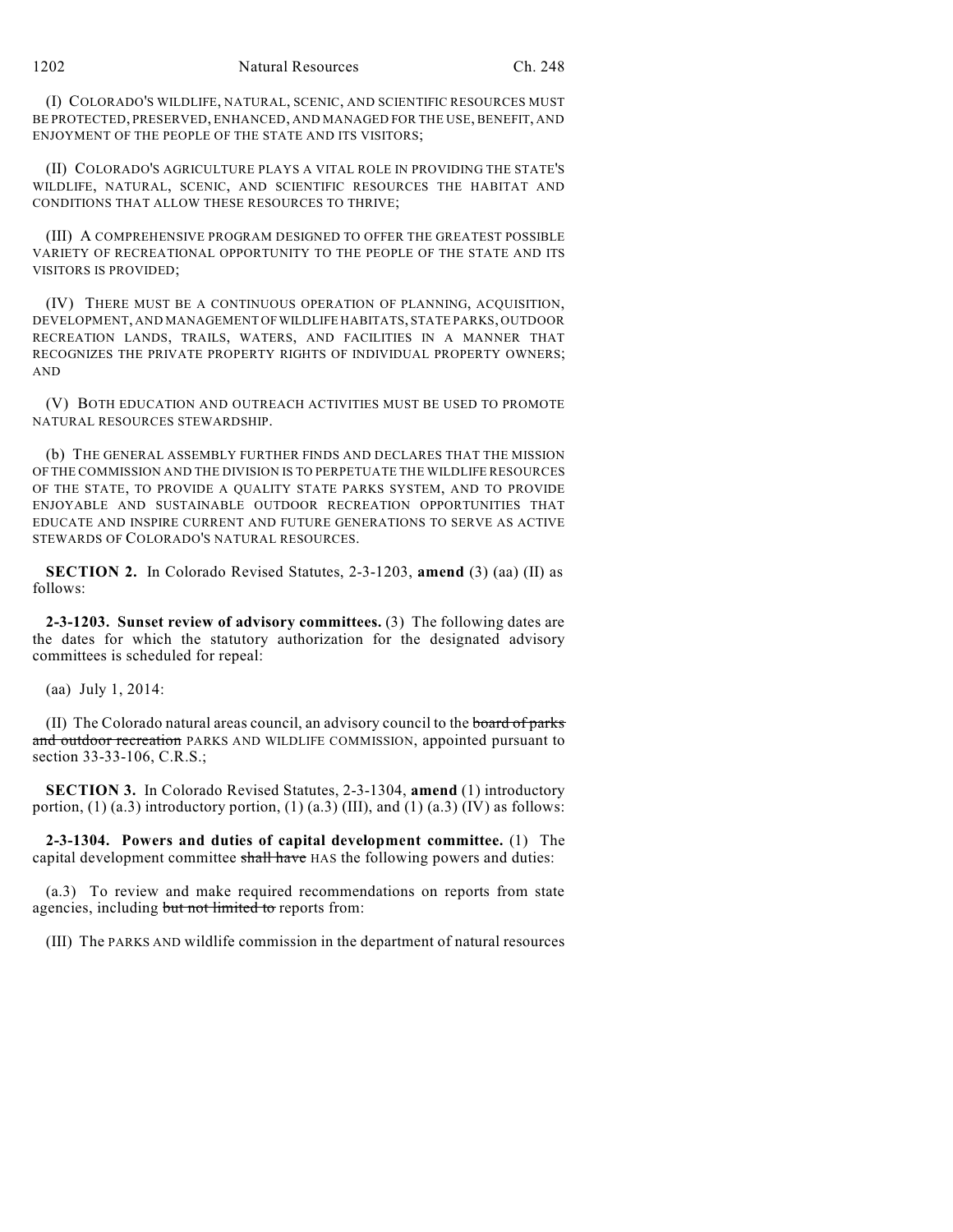(I) COLORADO'S WILDLIFE, NATURAL, SCENIC, AND SCIENTIFIC RESOURCES MUST BE PROTECTED, PRESERVED, ENHANCED, AND MANAGED FOR THE USE, BENEFIT, AND ENJOYMENT OF THE PEOPLE OF THE STATE AND ITS VISITORS;

(II) COLORADO'S AGRICULTURE PLAYS A VITAL ROLE IN PROVIDING THE STATE'S WILDLIFE, NATURAL, SCENIC, AND SCIENTIFIC RESOURCES THE HABITAT AND CONDITIONS THAT ALLOW THESE RESOURCES TO THRIVE;

(III) A COMPREHENSIVE PROGRAM DESIGNED TO OFFER THE GREATEST POSSIBLE VARIETY OF RECREATIONAL OPPORTUNITY TO THE PEOPLE OF THE STATE AND ITS VISITORS IS PROVIDED;

(IV) THERE MUST BE A CONTINUOUS OPERATION OF PLANNING, ACQUISITION, DEVELOPMENT, AND MANAGEMENT OF WILDLIFE HABITATS, STATE PARKS, OUTDOOR RECREATION LANDS, TRAILS, WATERS, AND FACILITIES IN A MANNER THAT RECOGNIZES THE PRIVATE PROPERTY RIGHTS OF INDIVIDUAL PROPERTY OWNERS; AND

(V) BOTH EDUCATION AND OUTREACH ACTIVITIES MUST BE USED TO PROMOTE NATURAL RESOURCES STEWARDSHIP.

(b) THE GENERAL ASSEMBLY FURTHER FINDS AND DECLARES THAT THE MISSION OF THE COMMISSION AND THE DIVISION IS TO PERPETUATE THE WILDLIFE RESOURCES OF THE STATE, TO PROVIDE A QUALITY STATE PARKS SYSTEM, AND TO PROVIDE ENJOYABLE AND SUSTAINABLE OUTDOOR RECREATION OPPORTUNITIES THAT EDUCATE AND INSPIRE CURRENT AND FUTURE GENERATIONS TO SERVE AS ACTIVE STEWARDS OF COLORADO'S NATURAL RESOURCES.

**SECTION 2.** In Colorado Revised Statutes, 2-3-1203, **amend** (3) (aa) (II) as follows:

**2-3-1203. Sunset review of advisory committees.** (3) The following dates are the dates for which the statutory authorization for the designated advisory committees is scheduled for repeal:

(aa) July 1, 2014:

(II) The Colorado natural areas council, an advisory council to the ~~board of parks and outdoor recreation~~ PARKS AND WILDLIFE COMMISSION, appointed pursuant to section 33-33-106, C.R.S.;

**SECTION 3.** In Colorado Revised Statutes, 2-3-1304, **amend** (1) introductory portion, (1) (a.3) introductory portion, (1) (a.3) (III), and (1) (a.3) (IV) as follows:

**2-3-1304. Powers and duties of capital development committee.** (1) The capital development committee ~~shall have~~ HAS the following powers and duties:

(a.3) To review and make required recommendations on reports from state agencies, including ~~but not limited to~~ reports from:

(III) The PARKS AND wildlife commission in the department of natural resources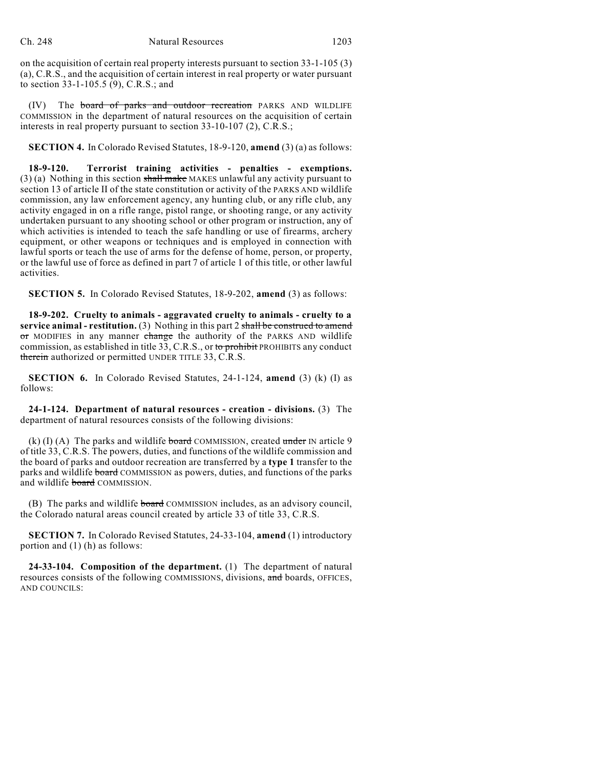on the acquisition of certain real property interests pursuant to section 33-1-105 (3) (a), C.R.S., and the acquisition of certain interest in real property or water pursuant to section 33-1-105.5 (9), C.R.S.; and

(IV) The ~~board of parks and outdoor recreation~~ PARKS AND WILDLIFE COMMISSION in the department of natural resources on the acquisition of certain interests in real property pursuant to section 33-10-107 (2), C.R.S.;

**SECTION 4.** In Colorado Revised Statutes, 18-9-120, **amend** (3) (a) as follows:

**18-9-120. Terrorist training activities - penalties - exemptions.** (3) (a) Nothing in this section ~~shall make~~ MAKES unlawful any activity pursuant to section 13 of article II of the state constitution or activity of the PARKS AND wildlife commission, any law enforcement agency, any hunting club, or any rifle club, any activity engaged in on a rifle range, pistol range, or shooting range, or any activity undertaken pursuant to any shooting school or other program or instruction, any of which activities is intended to teach the safe handling or use of firearms, archery equipment, or other weapons or techniques and is employed in connection with lawful sports or teach the use of arms for the defense of home, person, or property, or the lawful use of force as defined in part 7 of article 1 of this title, or other lawful activities.

**SECTION 5.** In Colorado Revised Statutes, 18-9-202, **amend** (3) as follows:

**18-9-202. Cruelty to animals - aggravated cruelty to animals - cruelty to a service animal - restitution.** (3) Nothing in this part 2 ~~shall be construed to amend or~~ MODIFIES in any manner ~~change~~ the authority of the PARKS AND wildlife commission, as established in title 33, C.R.S., or ~~to prohibit~~ PROHIBITS any conduct ~~therein~~ authorized or permitted UNDER TITLE 33, C.R.S.

**SECTION 6.** In Colorado Revised Statutes, 24-1-124, **amend** (3) (k) (I) as follows:

**24-1-124. Department of natural resources - creation - divisions.** (3) The department of natural resources consists of the following divisions:

(k) (I) (A) The parks and wildlife ~~board~~ COMMISSION, created ~~under~~ IN article 9 of title 33, C.R.S. The powers, duties, and functions of the wildlife commission and the board of parks and outdoor recreation are transferred by a **type 1** transfer to the parks and wildlife ~~board~~ COMMISSION as powers, duties, and functions of the parks and wildlife ~~board~~ COMMISSION.

(B) The parks and wildlife ~~board~~ COMMISSION includes, as an advisory council, the Colorado natural areas council created by article 33 of title 33, C.R.S.

**SECTION 7.** In Colorado Revised Statutes, 24-33-104, **amend** (1) introductory portion and (1) (h) as follows:

**24-33-104. Composition of the department.** (1) The department of natural resources consists of the following COMMISSIONS, divisions, ~~and~~ boards, OFFICES, AND COUNCILS: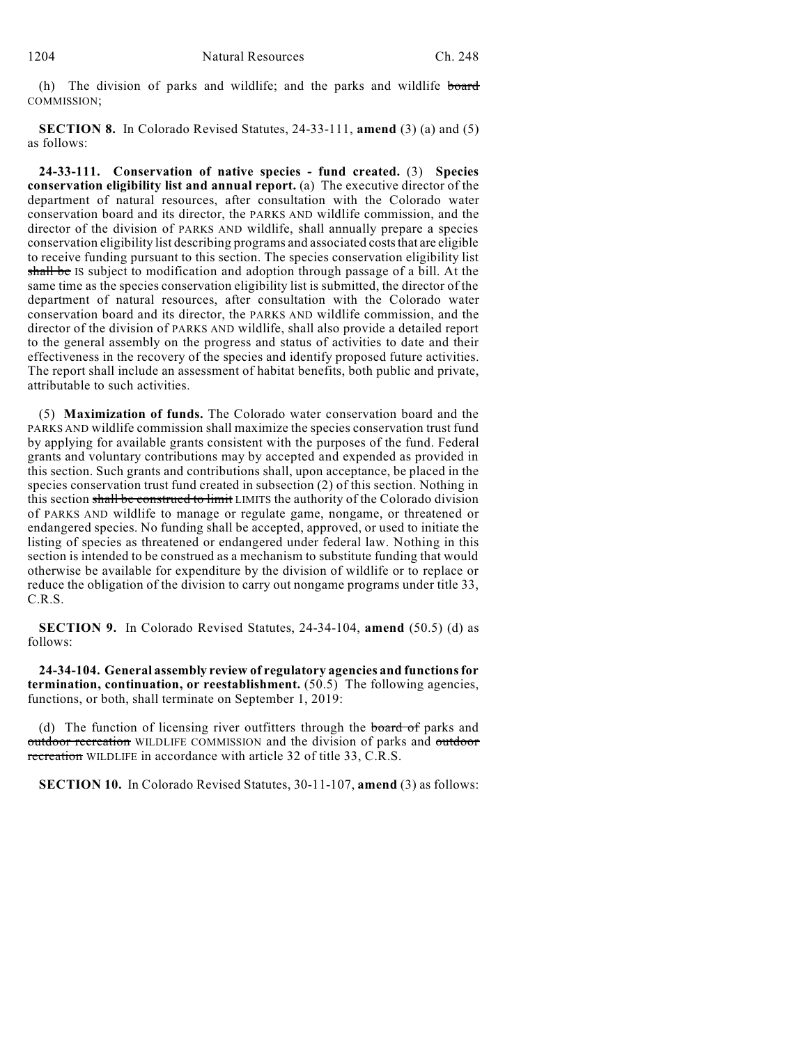(h) The division of parks and wildlife; and the parks and wildlife ~~board~~ COMMISSION;

**SECTION 8.** In Colorado Revised Statutes, 24-33-111, **amend** (3) (a) and (5) as follows:

**24-33-111. Conservation of native species - fund created.** (3) **Species conservation eligibility list and annual report.** (a) The executive director of the department of natural resources, after consultation with the Colorado water conservation board and its director, the PARKS AND wildlife commission, and the director of the division of PARKS AND wildlife, shall annually prepare a species conservation eligibility list describing programs and associated costs that are eligible to receive funding pursuant to this section. The species conservation eligibility list ~~shall be~~ IS subject to modification and adoption through passage of a bill. At the same time as the species conservation eligibility list is submitted, the director of the department of natural resources, after consultation with the Colorado water conservation board and its director, the PARKS AND wildlife commission, and the director of the division of PARKS AND wildlife, shall also provide a detailed report to the general assembly on the progress and status of activities to date and their effectiveness in the recovery of the species and identify proposed future activities. The report shall include an assessment of habitat benefits, both public and private, attributable to such activities.

(5) **Maximization of funds.** The Colorado water conservation board and the PARKS AND wildlife commission shall maximize the species conservation trust fund by applying for available grants consistent with the purposes of the fund. Federal grants and voluntary contributions may by accepted and expended as provided in this section. Such grants and contributions shall, upon acceptance, be placed in the species conservation trust fund created in subsection (2) of this section. Nothing in this section ~~shall be construed to limit~~ LIMITS the authority of the Colorado division of PARKS AND wildlife to manage or regulate game, nongame, or threatened or endangered species. No funding shall be accepted, approved, or used to initiate the listing of species as threatened or endangered under federal law. Nothing in this section is intended to be construed as a mechanism to substitute funding that would otherwise be available for expenditure by the division of wildlife or to replace or reduce the obligation of the division to carry out nongame programs under title 33, C.R.S.

**SECTION 9.** In Colorado Revised Statutes, 24-34-104, **amend** (50.5) (d) as follows:

**24-34-104. General assembly review of regulatory agencies and functions for termination, continuation, or reestablishment.** (50.5) The following agencies, functions, or both, shall terminate on September 1, 2019:

(d) The function of licensing river outfitters through the ~~board of~~ parks and ~~outdoor recreation~~ WILDLIFE COMMISSION and the division of parks and ~~outdoor recreation~~ WILDLIFE in accordance with article 32 of title 33, C.R.S.

**SECTION 10.** In Colorado Revised Statutes, 30-11-107, **amend** (3) as follows: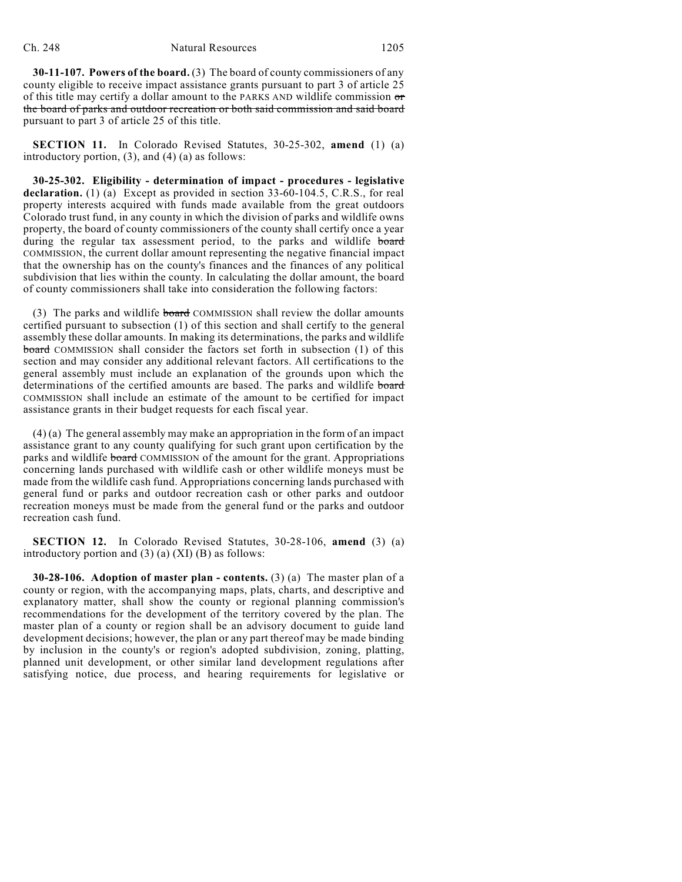**30-11-107. Powers of the board.** (3) The board of county commissioners of any county eligible to receive impact assistance grants pursuant to part 3 of article 25 of this title may certify a dollar amount to the PARKS AND wildlife commission ~~or the board of parks and outdoor recreation or both said commission and said board~~ pursuant to part 3 of article 25 of this title.

**SECTION 11.** In Colorado Revised Statutes, 30-25-302, **amend** (1) (a) introductory portion, (3), and (4) (a) as follows:

**30-25-302. Eligibility - determination of impact - procedures - legislative declaration.** (1) (a) Except as provided in section 33-60-104.5, C.R.S., for real property interests acquired with funds made available from the great outdoors Colorado trust fund, in any county in which the division of parks and wildlife owns property, the board of county commissioners of the county shall certify once a year during the regular tax assessment period, to the parks and wildlife ~~board~~ COMMISSION, the current dollar amount representing the negative financial impact that the ownership has on the county's finances and the finances of any political subdivision that lies within the county. In calculating the dollar amount, the board of county commissioners shall take into consideration the following factors:

(3) The parks and wildlife ~~board~~ COMMISSION shall review the dollar amounts certified pursuant to subsection (1) of this section and shall certify to the general assembly these dollar amounts. In making its determinations, the parks and wildlife ~~board~~ COMMISSION shall consider the factors set forth in subsection (1) of this section and may consider any additional relevant factors. All certifications to the general assembly must include an explanation of the grounds upon which the determinations of the certified amounts are based. The parks and wildlife ~~board~~ COMMISSION shall include an estimate of the amount to be certified for impact assistance grants in their budget requests for each fiscal year.

(4) (a) The general assembly may make an appropriation in the form of an impact assistance grant to any county qualifying for such grant upon certification by the parks and wildlife ~~board~~ COMMISSION of the amount for the grant. Appropriations concerning lands purchased with wildlife cash or other wildlife moneys must be made from the wildlife cash fund. Appropriations concerning lands purchased with general fund or parks and outdoor recreation cash or other parks and outdoor recreation moneys must be made from the general fund or the parks and outdoor recreation cash fund.

**SECTION 12.** In Colorado Revised Statutes, 30-28-106, **amend** (3) (a) introductory portion and (3) (a) (XI) (B) as follows:

**30-28-106. Adoption of master plan - contents.** (3) (a) The master plan of a county or region, with the accompanying maps, plats, charts, and descriptive and explanatory matter, shall show the county or regional planning commission's recommendations for the development of the territory covered by the plan. The master plan of a county or region shall be an advisory document to guide land development decisions; however, the plan or any part thereof may be made binding by inclusion in the county's or region's adopted subdivision, zoning, platting, planned unit development, or other similar land development regulations after satisfying notice, due process, and hearing requirements for legislative or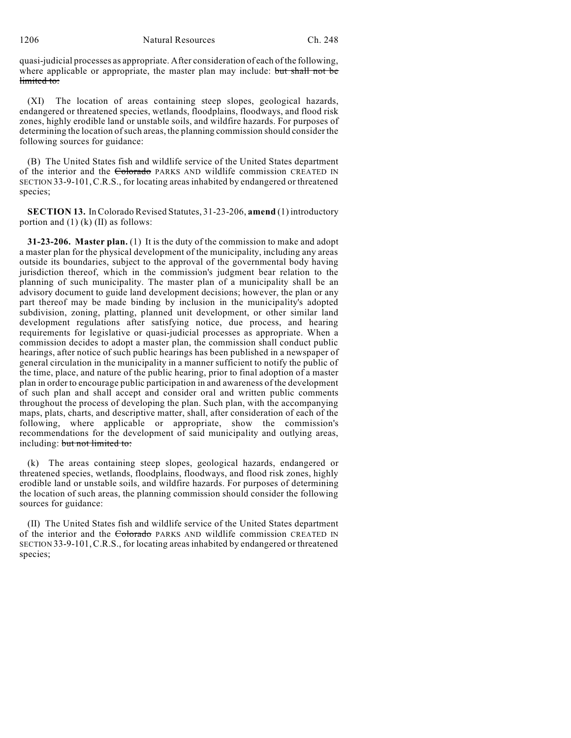quasi-judicial processes as appropriate. After consideration of each of the following, where applicable or appropriate, the master plan may include: ~~but shall not be limited to:~~

(XI) The location of areas containing steep slopes, geological hazards, endangered or threatened species, wetlands, floodplains, floodways, and flood risk zones, highly erodible land or unstable soils, and wildfire hazards. For purposes of determining the location of such areas, the planning commission should consider the following sources for guidance:

(B) The United States fish and wildlife service of the United States department of the interior and the ~~Colorado~~ PARKS AND wildlife commission CREATED IN SECTION 33-9-101, C.R.S., for locating areas inhabited by endangered or threatened species;

**SECTION 13.** In Colorado Revised Statutes, 31-23-206, **amend** (1) introductory portion and (1) (k) (II) as follows:

**31-23-206. Master plan.** (1) It is the duty of the commission to make and adopt a master plan for the physical development of the municipality, including any areas outside its boundaries, subject to the approval of the governmental body having jurisdiction thereof, which in the commission's judgment bear relation to the planning of such municipality. The master plan of a municipality shall be an advisory document to guide land development decisions; however, the plan or any part thereof may be made binding by inclusion in the municipality's adopted subdivision, zoning, platting, planned unit development, or other similar land development regulations after satisfying notice, due process, and hearing requirements for legislative or quasi-judicial processes as appropriate. When a commission decides to adopt a master plan, the commission shall conduct public hearings, after notice of such public hearings has been published in a newspaper of general circulation in the municipality in a manner sufficient to notify the public of the time, place, and nature of the public hearing, prior to final adoption of a master plan in order to encourage public participation in and awareness of the development of such plan and shall accept and consider oral and written public comments throughout the process of developing the plan. Such plan, with the accompanying maps, plats, charts, and descriptive matter, shall, after consideration of each of the following, where applicable or appropriate, show the commission's recommendations for the development of said municipality and outlying areas, including: ~~but not limited to:~~

(k) The areas containing steep slopes, geological hazards, endangered or threatened species, wetlands, floodplains, floodways, and flood risk zones, highly erodible land or unstable soils, and wildfire hazards. For purposes of determining the location of such areas, the planning commission should consider the following sources for guidance:

(II) The United States fish and wildlife service of the United States department of the interior and the ~~Colorado~~ PARKS AND wildlife commission CREATED IN SECTION 33-9-101, C.R.S., for locating areas inhabited by endangered or threatened species;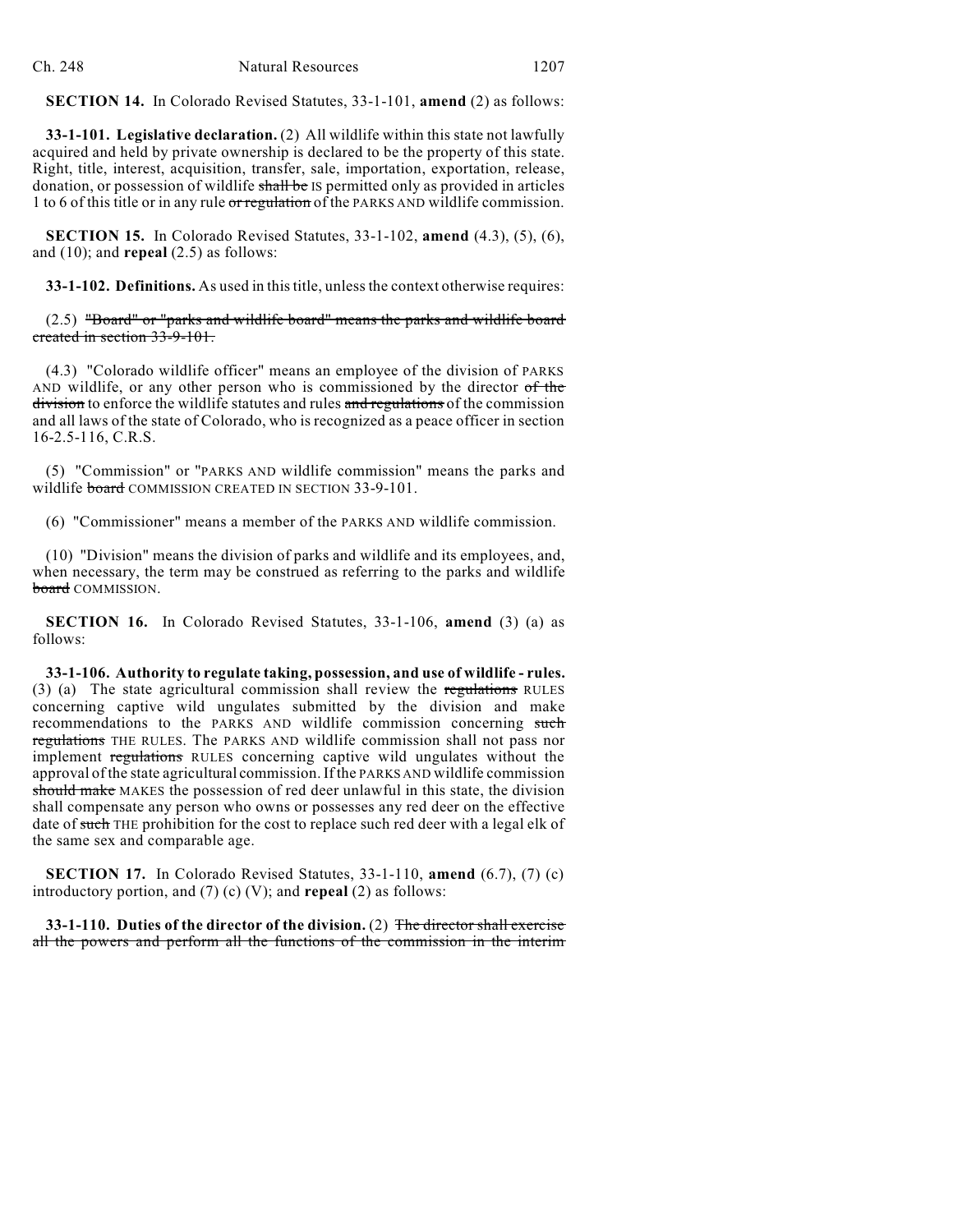**SECTION 14.** In Colorado Revised Statutes, 33-1-101, **amend** (2) as follows:

**33-1-101. Legislative declaration.** (2) All wildlife within this state not lawfully acquired and held by private ownership is declared to be the property of this state. Right, title, interest, acquisition, transfer, sale, importation, exportation, release, donation, or possession of wildlife ~~shall be~~ IS permitted only as provided in articles 1 to 6 of this title or in any rule ~~or regulation~~ of the PARKS AND wildlife commission.

**SECTION 15.** In Colorado Revised Statutes, 33-1-102, **amend** (4.3), (5), (6), and (10); and **repeal** (2.5) as follows:

**33-1-102. Definitions.** As used in this title, unless the context otherwise requires:

(2.5) ~~"Board" or "parks and wildlife board" means the parks and wildlife board created in section 33-9-101.~~

(4.3) "Colorado wildlife officer" means an employee of the division of PARKS AND wildlife, or any other person who is commissioned by the director ~~of the division~~ to enforce the wildlife statutes and rules ~~and regulations~~ of the commission and all laws of the state of Colorado, who is recognized as a peace officer in section 16-2.5-116, C.R.S.

(5) "Commission" or "PARKS AND wildlife commission" means the parks and wildlife ~~board~~ COMMISSION CREATED IN SECTION 33-9-101.

(6) "Commissioner" means a member of the PARKS AND wildlife commission.

(10) "Division" means the division of parks and wildlife and its employees, and, when necessary, the term may be construed as referring to the parks and wildlife ~~board~~ COMMISSION.

**SECTION 16.** In Colorado Revised Statutes, 33-1-106, **amend** (3) (a) as follows:

**33-1-106. Authority to regulate taking, possession, and use of wildlife - rules.** (3) (a) The state agricultural commission shall review the ~~regulations~~ RULES concerning captive wild ungulates submitted by the division and make recommendations to the PARKS AND wildlife commission concerning ~~such regulations~~ THE RULES. The PARKS AND wildlife commission shall not pass nor implement ~~regulations~~ RULES concerning captive wild ungulates without the approval of the state agricultural commission. If the PARKS AND wildlife commission ~~should make~~ MAKES the possession of red deer unlawful in this state, the division shall compensate any person who owns or possesses any red deer on the effective date of ~~such~~ THE prohibition for the cost to replace such red deer with a legal elk of the same sex and comparable age.

**SECTION 17.** In Colorado Revised Statutes, 33-1-110, **amend** (6.7), (7) (c) introductory portion, and (7) (c) (V); and **repeal** (2) as follows:

**33-1-110. Duties of the director of the division.** (2) ~~The director shall exercise all the powers and perform all the functions of the commission in the interim~~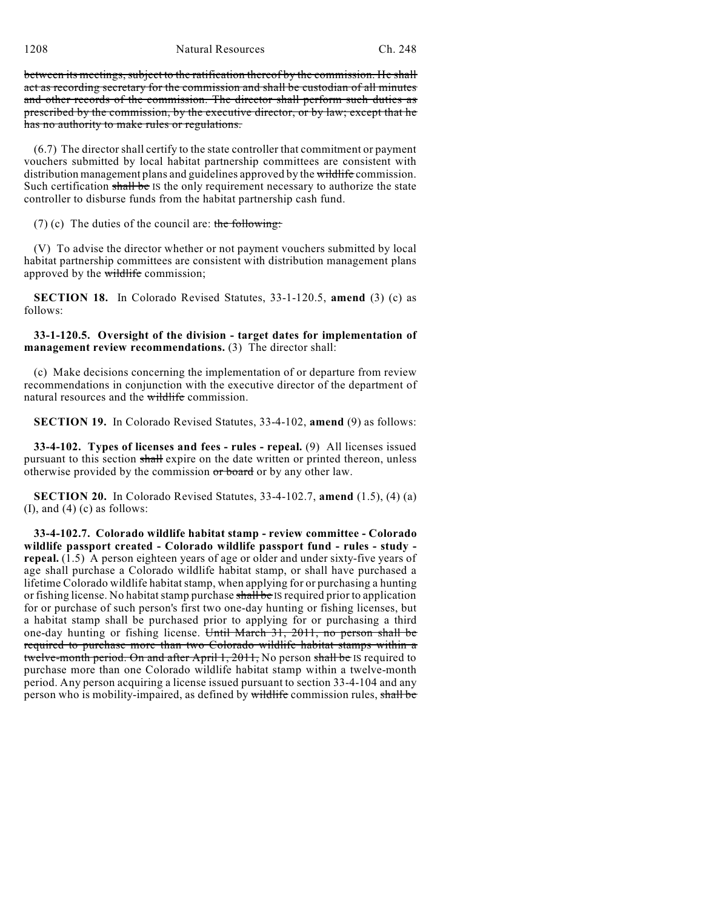~~between its meetings, subject to the ratification thereof by the commission. He shall act as recording secretary for the commission and shall be custodian of all minutes and other records of the commission. The director shall perform such duties as prescribed by the commission, by the executive director, or by law; except that he has no authority to make rules or regulations.~~

(6.7) The director shall certify to the state controller that commitment or payment vouchers submitted by local habitat partnership committees are consistent with distribution management plans and guidelines approved by the ~~wildlife~~ commission. Such certification ~~shall be~~ IS the only requirement necessary to authorize the state controller to disburse funds from the habitat partnership cash fund.

(7) (c) The duties of the council are: ~~the following:~~

(V) To advise the director whether or not payment vouchers submitted by local habitat partnership committees are consistent with distribution management plans approved by the ~~wildlife~~ commission;

**SECTION 18.** In Colorado Revised Statutes, 33-1-120.5, **amend** (3) (c) as follows:

**33-1-120.5. Oversight of the division - target dates for implementation of management review recommendations.** (3) The director shall:

(c) Make decisions concerning the implementation of or departure from review recommendations in conjunction with the executive director of the department of natural resources and the ~~wildlife~~ commission.

**SECTION 19.** In Colorado Revised Statutes, 33-4-102, **amend** (9) as follows:

**33-4-102. Types of licenses and fees - rules - repeal.** (9) All licenses issued pursuant to this section ~~shall~~ expire on the date written or printed thereon, unless otherwise provided by the commission ~~or board~~ or by any other law.

**SECTION 20.** In Colorado Revised Statutes, 33-4-102.7, **amend** (1.5), (4) (a) (I), and (4) (c) as follows:

**33-4-102.7. Colorado wildlife habitat stamp - review committee - Colorado wildlife passport created - Colorado wildlife passport fund - rules - study - repeal.** (1.5) A person eighteen years of age or older and under sixty-five years of age shall purchase a Colorado wildlife habitat stamp, or shall have purchased a lifetime Colorado wildlife habitat stamp, when applying for or purchasing a hunting or fishing license. No habitat stamp purchase ~~shall be~~ IS required prior to application for or purchase of such person's first two one-day hunting or fishing licenses, but a habitat stamp shall be purchased prior to applying for or purchasing a third one-day hunting or fishing license. ~~Until March 31, 2011, no person shall be required to purchase more than two Colorado wildlife habitat stamps within a twelve-month period. On and after April 1, 2011,~~ No person ~~shall be~~ IS required to purchase more than one Colorado wildlife habitat stamp within a twelve-month period. Any person acquiring a license issued pursuant to section 33-4-104 and any person who is mobility-impaired, as defined by ~~wildlife~~ commission rules, ~~shall be~~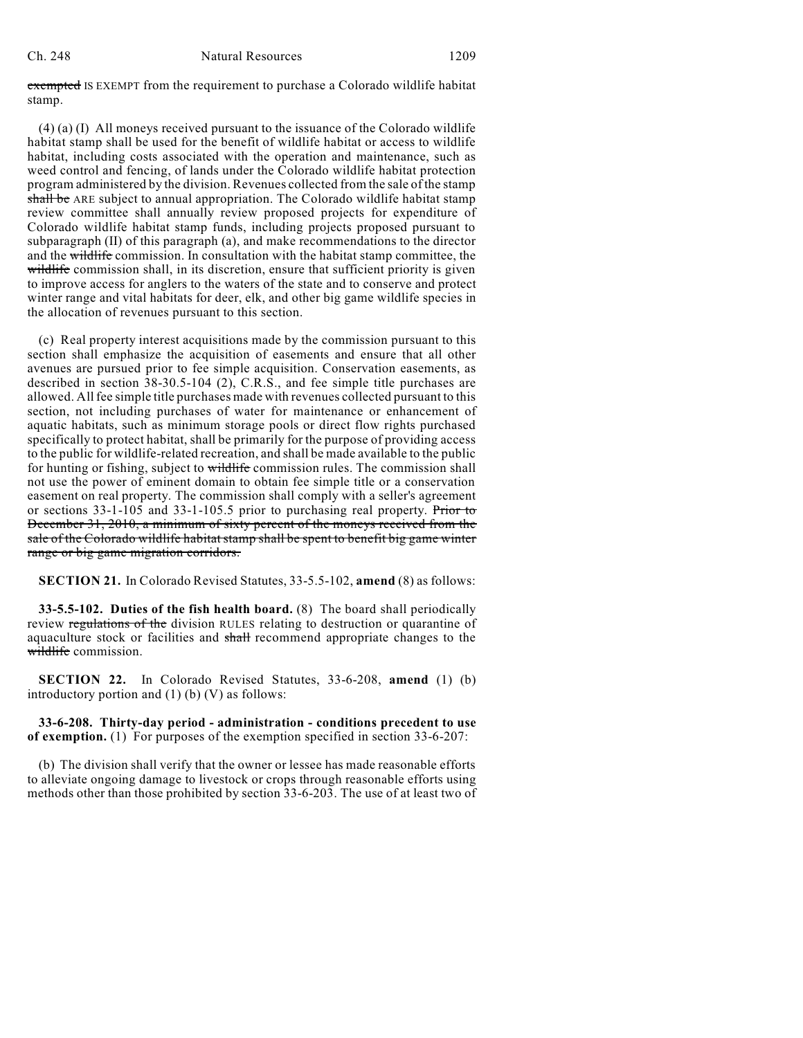~~exempted~~ IS EXEMPT from the requirement to purchase a Colorado wildlife habitat stamp.

(4) (a) (I) All moneys received pursuant to the issuance of the Colorado wildlife habitat stamp shall be used for the benefit of wildlife habitat or access to wildlife habitat, including costs associated with the operation and maintenance, such as weed control and fencing, of lands under the Colorado wildlife habitat protection program administered by the division. Revenues collected from the sale of the stamp ~~shall be~~ ARE subject to annual appropriation. The Colorado wildlife habitat stamp review committee shall annually review proposed projects for expenditure of Colorado wildlife habitat stamp funds, including projects proposed pursuant to subparagraph (II) of this paragraph (a), and make recommendations to the director and the ~~wildlife~~ commission. In consultation with the habitat stamp committee, the ~~wildlife~~ commission shall, in its discretion, ensure that sufficient priority is given to improve access for anglers to the waters of the state and to conserve and protect winter range and vital habitats for deer, elk, and other big game wildlife species in the allocation of revenues pursuant to this section.

(c) Real property interest acquisitions made by the commission pursuant to this section shall emphasize the acquisition of easements and ensure that all other avenues are pursued prior to fee simple acquisition. Conservation easements, as described in section 38-30.5-104 (2), C.R.S., and fee simple title purchases are allowed. All fee simple title purchases made with revenues collected pursuant to this section, not including purchases of water for maintenance or enhancement of aquatic habitats, such as minimum storage pools or direct flow rights purchased specifically to protect habitat, shall be primarily for the purpose of providing access to the public for wildlife-related recreation, and shall be made available to the public for hunting or fishing, subject to ~~wildlife~~ commission rules. The commission shall not use the power of eminent domain to obtain fee simple title or a conservation easement on real property. The commission shall comply with a seller's agreement or sections 33-1-105 and 33-1-105.5 prior to purchasing real property. ~~Prior to December 31, 2010, a minimum of sixty percent of the moneys received from the sale of the Colorado wildlife habitat stamp shall be spent to benefit big game winter range or big game migration corridors.~~

**SECTION 21.** In Colorado Revised Statutes, 33-5.5-102, **amend** (8) as follows:

**33-5.5-102. Duties of the fish health board.** (8) The board shall periodically review ~~regulations of the~~ division RULES relating to destruction or quarantine of aquaculture stock or facilities and ~~shall~~ recommend appropriate changes to the ~~wildlife~~ commission.

**SECTION 22.** In Colorado Revised Statutes, 33-6-208, **amend** (1) (b) introductory portion and (1) (b) (V) as follows:

**33-6-208. Thirty-day period - administration - conditions precedent to use of exemption.** (1) For purposes of the exemption specified in section 33-6-207:

(b) The division shall verify that the owner or lessee has made reasonable efforts to alleviate ongoing damage to livestock or crops through reasonable efforts using methods other than those prohibited by section 33-6-203. The use of at least two of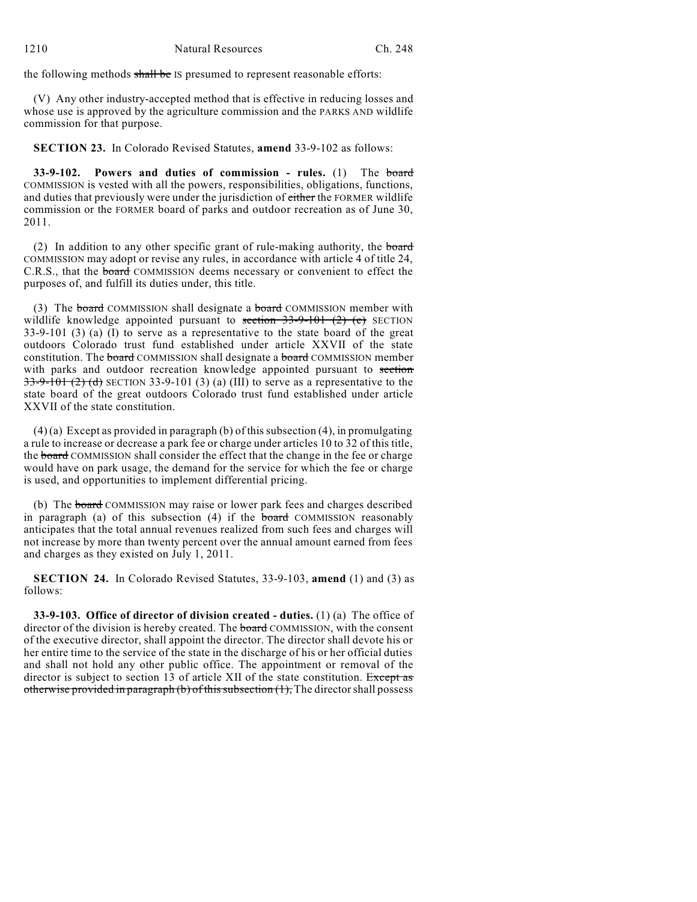the following methods ~~shall be~~ IS presumed to represent reasonable efforts:

(V) Any other industry-accepted method that is effective in reducing losses and whose use is approved by the agriculture commission and the PARKS AND wildlife commission for that purpose.

**SECTION 23.** In Colorado Revised Statutes, **amend** 33-9-102 as follows:

**33-9-102. Powers and duties of commission - rules.** (1) The ~~board~~ COMMISSION is vested with all the powers, responsibilities, obligations, functions, and duties that previously were under the jurisdiction of ~~either~~ the FORMER wildlife commission or the FORMER board of parks and outdoor recreation as of June 30, 2011.

(2) In addition to any other specific grant of rule-making authority, the ~~board~~ COMMISSION may adopt or revise any rules, in accordance with article 4 of title 24, C.R.S., that the ~~board~~ COMMISSION deems necessary or convenient to effect the purposes of, and fulfill its duties under, this title.

(3) The ~~board~~ COMMISSION shall designate a ~~board~~ COMMISSION member with wildlife knowledge appointed pursuant to ~~section 33-9-101 (2) (c)~~ SECTION 33-9-101 (3) (a) (I) to serve as a representative to the state board of the great outdoors Colorado trust fund established under article XXVII of the state constitution. The ~~board~~ COMMISSION shall designate a ~~board~~ COMMISSION member with parks and outdoor recreation knowledge appointed pursuant to ~~section 33-9-101 (2) (d)~~ SECTION 33-9-101 (3) (a) (III) to serve as a representative to the state board of the great outdoors Colorado trust fund established under article XXVII of the state constitution.

(4) (a) Except as provided in paragraph (b) of this subsection (4), in promulgating a rule to increase or decrease a park fee or charge under articles 10 to 32 of this title, the ~~board~~ COMMISSION shall consider the effect that the change in the fee or charge would have on park usage, the demand for the service for which the fee or charge is used, and opportunities to implement differential pricing.

(b) The ~~board~~ COMMISSION may raise or lower park fees and charges described in paragraph (a) of this subsection (4) if the ~~board~~ COMMISSION reasonably anticipates that the total annual revenues realized from such fees and charges will not increase by more than twenty percent over the annual amount earned from fees and charges as they existed on July 1, 2011.

**SECTION 24.** In Colorado Revised Statutes, 33-9-103, **amend** (1) and (3) as follows:

**33-9-103. Office of director of division created - duties.** (1) (a) The office of director of the division is hereby created. The ~~board~~ COMMISSION, with the consent of the executive director, shall appoint the director. The director shall devote his or her entire time to the service of the state in the discharge of his or her official duties and shall not hold any other public office. The appointment or removal of the director is subject to section 13 of article XII of the state constitution. ~~Except as otherwise provided in paragraph (b) of this subsection (1),~~ The director shall possess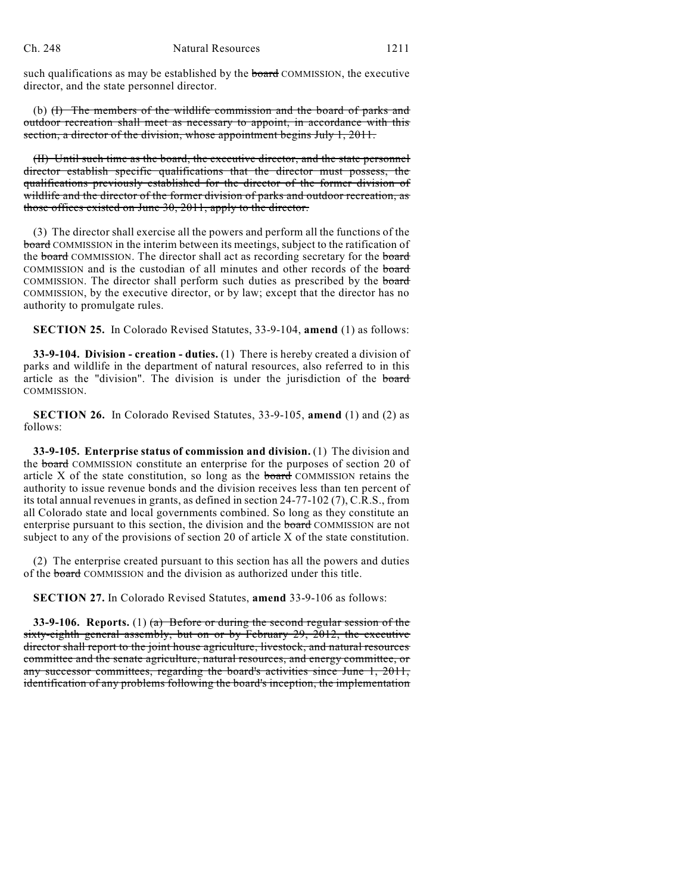such qualifications as may be established by the ~~board~~ COMMISSION, the executive director, and the state personnel director.

(b) ~~(I) The members of the wildlife commission and the board of parks and outdoor recreation shall meet as necessary to appoint, in accordance with this section, a director of the division, whose appointment begins July 1, 2011.~~

~~(II) Until such time as the board, the executive director, and the state personnel director establish specific qualifications that the director must possess, the qualifications previously established for the director of the former division of wildlife and the director of the former division of parks and outdoor recreation, as those offices existed on June 30, 2011, apply to the director.~~

(3) The director shall exercise all the powers and perform all the functions of the ~~board~~ COMMISSION in the interim between its meetings, subject to the ratification of the ~~board~~ COMMISSION. The director shall act as recording secretary for the ~~board~~ COMMISSION and is the custodian of all minutes and other records of the ~~board~~ COMMISSION. The director shall perform such duties as prescribed by the ~~board~~ COMMISSION, by the executive director, or by law; except that the director has no authority to promulgate rules.

**SECTION 25.** In Colorado Revised Statutes, 33-9-104, **amend** (1) as follows:

**33-9-104. Division - creation - duties.** (1) There is hereby created a division of parks and wildlife in the department of natural resources, also referred to in this article as the "division". The division is under the jurisdiction of the ~~board~~ COMMISSION.

**SECTION 26.** In Colorado Revised Statutes, 33-9-105, **amend** (1) and (2) as follows:

**33-9-105. Enterprise status of commission and division.** (1) The division and the ~~board~~ COMMISSION constitute an enterprise for the purposes of section 20 of article X of the state constitution, so long as the ~~board~~ COMMISSION retains the authority to issue revenue bonds and the division receives less than ten percent of its total annual revenues in grants, as defined in section 24-77-102 (7), C.R.S., from all Colorado state and local governments combined. So long as they constitute an enterprise pursuant to this section, the division and the ~~board~~ COMMISSION are not subject to any of the provisions of section 20 of article X of the state constitution.

(2) The enterprise created pursuant to this section has all the powers and duties of the ~~board~~ COMMISSION and the division as authorized under this title.

**SECTION 27.** In Colorado Revised Statutes, **amend** 33-9-106 as follows:

**33-9-106. Reports.** (1) ~~(a) Before or during the second regular session of the sixty-eighth general assembly, but on or by February 29, 2012, the executive director shall report to the joint house agriculture, livestock, and natural resources committee and the senate agriculture, natural resources, and energy committee, or any successor committees, regarding the board's activities since June 1, 2011, identification of any problems following the board's inception, the implementation~~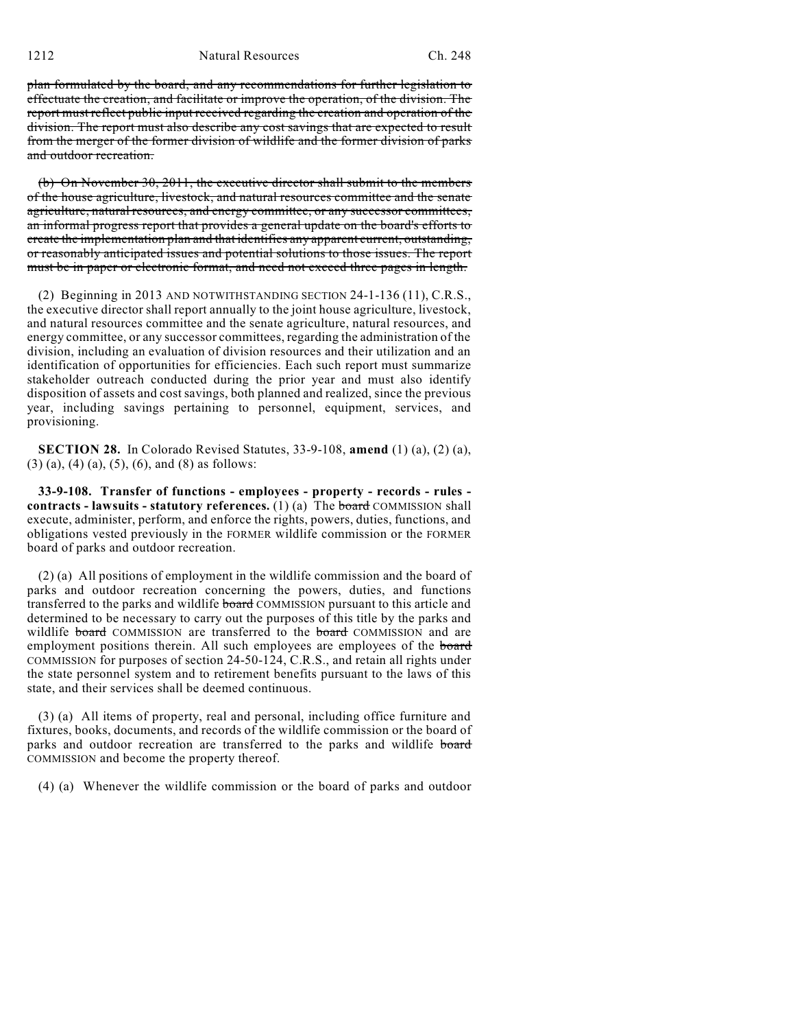~~plan formulated by the board, and any recommendations for further legislation to effectuate the creation, and facilitate or improve the operation, of the division. The report must reflect public input received regarding the creation and operation of the division. The report must also describe any cost savings that are expected to result from the merger of the former division of wildlife and the former division of parks and outdoor recreation.~~

~~(b) On November 30, 2011, the executive director shall submit to the members of the house agriculture, livestock, and natural resources committee and the senate agriculture, natural resources, and energy committee, or any successor committees, an informal progress report that provides a general update on the board's efforts to create the implementation plan and that identifies any apparent current, outstanding, or reasonably anticipated issues and potential solutions to those issues. The report must be in paper or electronic format, and need not exceed three pages in length.~~

(2) Beginning in 2013 AND NOTWITHSTANDING SECTION 24-1-136 (11), C.R.S., the executive director shall report annually to the joint house agriculture, livestock, and natural resources committee and the senate agriculture, natural resources, and energy committee, or any successor committees, regarding the administration of the division, including an evaluation of division resources and their utilization and an identification of opportunities for efficiencies. Each such report must summarize stakeholder outreach conducted during the prior year and must also identify disposition of assets and cost savings, both planned and realized, since the previous year, including savings pertaining to personnel, equipment, services, and provisioning.

**SECTION 28.** In Colorado Revised Statutes, 33-9-108, **amend** (1) (a), (2) (a), (3) (a), (4) (a), (5), (6), and (8) as follows:

**33-9-108. Transfer of functions - employees - property - records - rules - contracts - lawsuits - statutory references.** (1) (a) The ~~board~~ COMMISSION shall execute, administer, perform, and enforce the rights, powers, duties, functions, and obligations vested previously in the FORMER wildlife commission or the FORMER board of parks and outdoor recreation.

(2) (a) All positions of employment in the wildlife commission and the board of parks and outdoor recreation concerning the powers, duties, and functions transferred to the parks and wildlife ~~board~~ COMMISSION pursuant to this article and determined to be necessary to carry out the purposes of this title by the parks and wildlife ~~board~~ COMMISSION are transferred to the ~~board~~ COMMISSION and are employment positions therein. All such employees are employees of the ~~board~~ COMMISSION for purposes of section 24-50-124, C.R.S., and retain all rights under the state personnel system and to retirement benefits pursuant to the laws of this state, and their services shall be deemed continuous.

(3) (a) All items of property, real and personal, including office furniture and fixtures, books, documents, and records of the wildlife commission or the board of parks and outdoor recreation are transferred to the parks and wildlife ~~board~~ COMMISSION and become the property thereof.

(4) (a) Whenever the wildlife commission or the board of parks and outdoor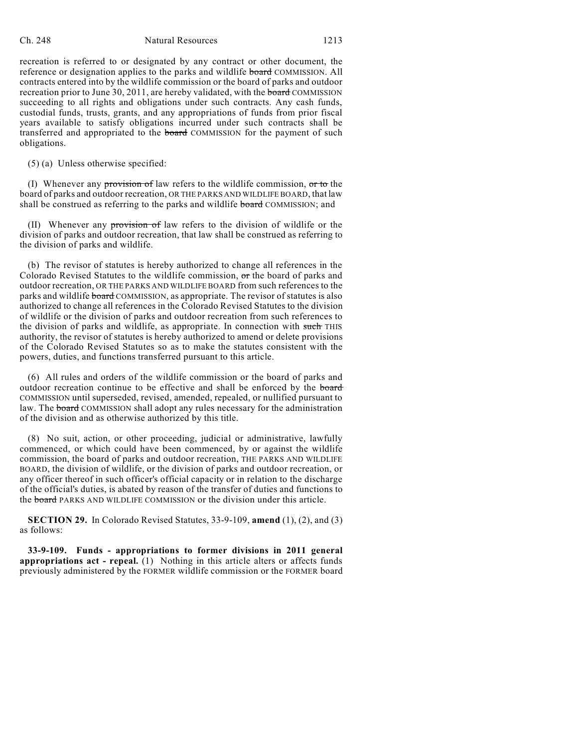recreation is referred to or designated by any contract or other document, the reference or designation applies to the parks and wildlife ~~board~~ COMMISSION. All contracts entered into by the wildlife commission or the board of parks and outdoor recreation prior to June 30, 2011, are hereby validated, with the ~~board~~ COMMISSION succeeding to all rights and obligations under such contracts. Any cash funds, custodial funds, trusts, grants, and any appropriations of funds from prior fiscal years available to satisfy obligations incurred under such contracts shall be transferred and appropriated to the ~~board~~ COMMISSION for the payment of such obligations.

(5) (a) Unless otherwise specified:

(I) Whenever any ~~provision of~~ law refers to the wildlife commission, ~~or to~~ the board of parks and outdoor recreation, OR THE PARKS AND WILDLIFE BOARD, that law shall be construed as referring to the parks and wildlife ~~board~~ COMMISSION; and

(II) Whenever any ~~provision of~~ law refers to the division of wildlife or the division of parks and outdoor recreation, that law shall be construed as referring to the division of parks and wildlife.

(b) The revisor of statutes is hereby authorized to change all references in the Colorado Revised Statutes to the wildlife commission, ~~or~~ the board of parks and outdoor recreation, OR THE PARKS AND WILDLIFE BOARD from such references to the parks and wildlife ~~board~~ COMMISSION, as appropriate. The revisor of statutes is also authorized to change all references in the Colorado Revised Statutes to the division of wildlife or the division of parks and outdoor recreation from such references to the division of parks and wildlife, as appropriate. In connection with ~~such~~ THIS authority, the revisor of statutes is hereby authorized to amend or delete provisions of the Colorado Revised Statutes so as to make the statutes consistent with the powers, duties, and functions transferred pursuant to this article.

(6) All rules and orders of the wildlife commission or the board of parks and outdoor recreation continue to be effective and shall be enforced by the ~~board~~ COMMISSION until superseded, revised, amended, repealed, or nullified pursuant to law. The ~~board~~ COMMISSION shall adopt any rules necessary for the administration of the division and as otherwise authorized by this title.

(8) No suit, action, or other proceeding, judicial or administrative, lawfully commenced, or which could have been commenced, by or against the wildlife commission, the board of parks and outdoor recreation, THE PARKS AND WILDLIFE BOARD, the division of wildlife, or the division of parks and outdoor recreation, or any officer thereof in such officer's official capacity or in relation to the discharge of the official's duties, is abated by reason of the transfer of duties and functions to the ~~board~~ PARKS AND WILDLIFE COMMISSION or the division under this article.

**SECTION 29.** In Colorado Revised Statutes, 33-9-109, **amend** (1), (2), and (3) as follows:

**33-9-109. Funds - appropriations to former divisions in 2011 general appropriations act - repeal.** (1) Nothing in this article alters or affects funds previously administered by the FORMER wildlife commission or the FORMER board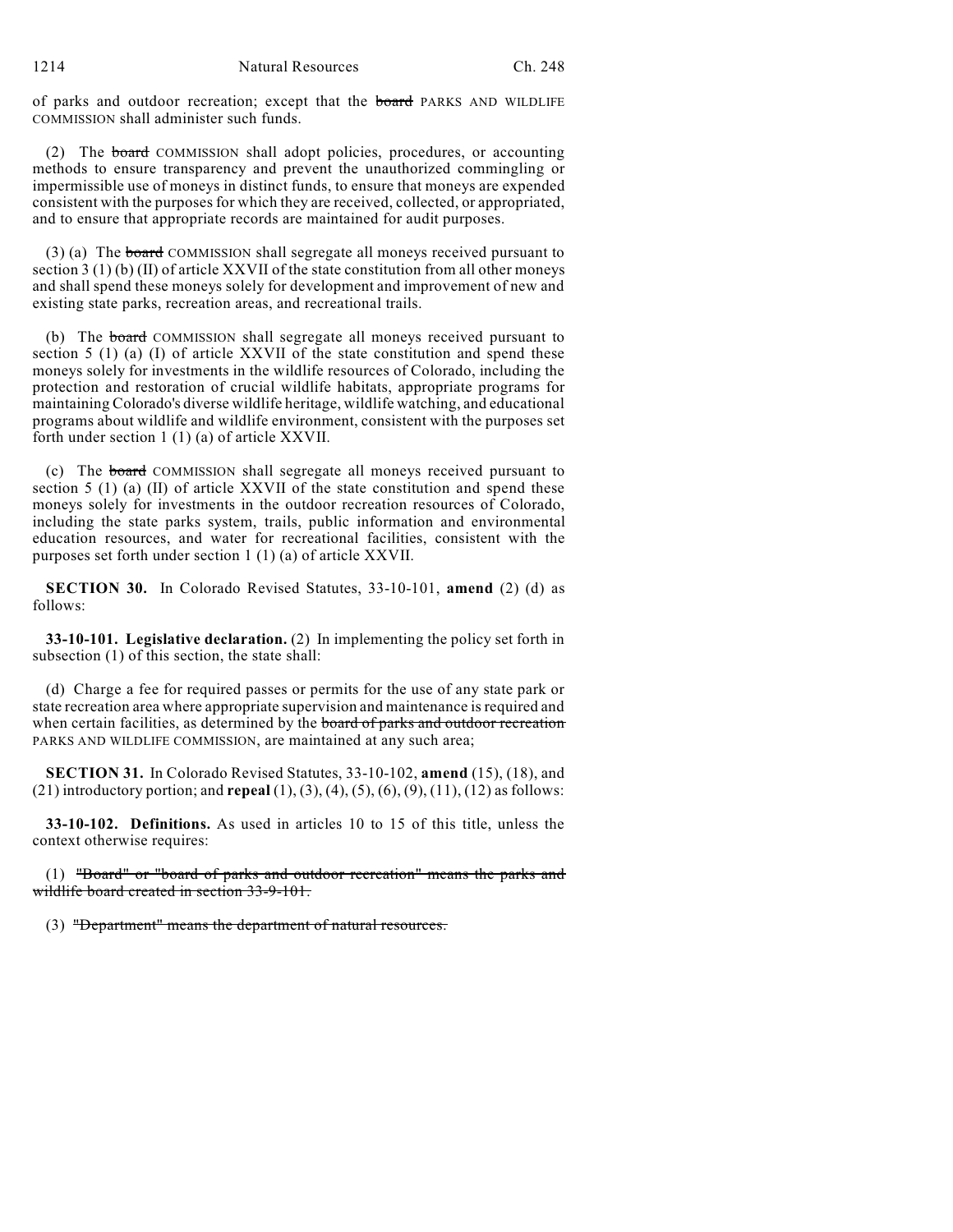of parks and outdoor recreation; except that the ~~board~~ PARKS AND WILDLIFE COMMISSION shall administer such funds.

(2) The ~~board~~ COMMISSION shall adopt policies, procedures, or accounting methods to ensure transparency and prevent the unauthorized commingling or impermissible use of moneys in distinct funds, to ensure that moneys are expended consistent with the purposes for which they are received, collected, or appropriated, and to ensure that appropriate records are maintained for audit purposes.

(3) (a) The ~~board~~ COMMISSION shall segregate all moneys received pursuant to section 3 (1) (b) (II) of article XXVII of the state constitution from all other moneys and shall spend these moneys solely for development and improvement of new and existing state parks, recreation areas, and recreational trails.

(b) The ~~board~~ COMMISSION shall segregate all moneys received pursuant to section 5 (1) (a) (I) of article XXVII of the state constitution and spend these moneys solely for investments in the wildlife resources of Colorado, including the protection and restoration of crucial wildlife habitats, appropriate programs for maintaining Colorado's diverse wildlife heritage, wildlife watching, and educational programs about wildlife and wildlife environment, consistent with the purposes set forth under section 1 (1) (a) of article XXVII.

(c) The ~~board~~ COMMISSION shall segregate all moneys received pursuant to section 5 (1) (a) (II) of article XXVII of the state constitution and spend these moneys solely for investments in the outdoor recreation resources of Colorado, including the state parks system, trails, public information and environmental education resources, and water for recreational facilities, consistent with the purposes set forth under section 1 (1) (a) of article XXVII.

**SECTION 30.** In Colorado Revised Statutes, 33-10-101, **amend** (2) (d) as follows:

**33-10-101. Legislative declaration.** (2) In implementing the policy set forth in subsection (1) of this section, the state shall:

(d) Charge a fee for required passes or permits for the use of any state park or state recreation area where appropriate supervision and maintenance is required and when certain facilities, as determined by the ~~board of parks and outdoor recreation~~ PARKS AND WILDLIFE COMMISSION, are maintained at any such area;

**SECTION 31.** In Colorado Revised Statutes, 33-10-102, **amend** (15), (18), and (21) introductory portion; and **repeal** (1), (3), (4), (5), (6), (9), (11), (12) as follows:

**33-10-102. Definitions.** As used in articles 10 to 15 of this title, unless the context otherwise requires:

(1) ~~"Board" or "board of parks and outdoor recreation" means the parks and wildlife board created in section 33-9-101.~~

(3) ~~"Department" means the department of natural resources.~~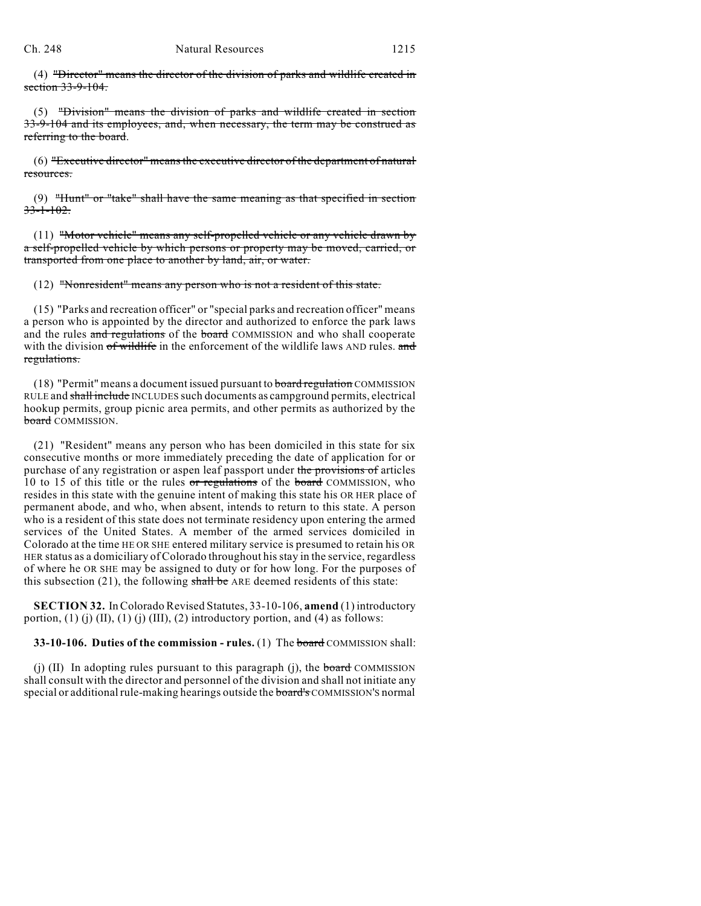(4) ~~"Director" means the director of the division of parks and wildlife created in section 33-9-104.~~

(5) ~~"Division" means the division of parks and wildlife created in section 33-9-104 and its employees, and, when necessary, the term may be construed as referring to the board.~~

(6) ~~"Executive director" means the executive director of the department of natural resources.~~

(9) ~~"Hunt" or "take" shall have the same meaning as that specified in section 33-1-102.~~

(11) ~~"Motor vehicle" means any self-propelled vehicle or any vehicle drawn by a self-propelled vehicle by which persons or property may be moved, carried, or transported from one place to another by land, air, or water.~~

(12) ~~"Nonresident" means any person who is not a resident of this state.~~

(15) "Parks and recreation officer" or "special parks and recreation officer" means a person who is appointed by the director and authorized to enforce the park laws and the rules ~~and regulations~~ of the ~~board~~ COMMISSION and who shall cooperate with the division ~~of wildlife~~ in the enforcement of the wildlife laws AND rules. ~~and regulations.~~

(18) "Permit" means a document issued pursuant to ~~board regulation~~ COMMISSION RULE and ~~shall include~~ INCLUDES such documents as campground permits, electrical hookup permits, group picnic area permits, and other permits as authorized by the ~~board~~ COMMISSION.

(21) "Resident" means any person who has been domiciled in this state for six consecutive months or more immediately preceding the date of application for or purchase of any registration or aspen leaf passport under ~~the provisions of~~ articles 10 to 15 of this title or the rules ~~or regulations~~ of the ~~board~~ COMMISSION, who resides in this state with the genuine intent of making this state his OR HER place of permanent abode, and who, when absent, intends to return to this state. A person who is a resident of this state does not terminate residency upon entering the armed services of the United States. A member of the armed services domiciled in Colorado at the time HE OR SHE entered military service is presumed to retain his OR HER status as a domiciliary of Colorado throughout his stay in the service, regardless of where he OR SHE may be assigned to duty or for how long. For the purposes of this subsection (21), the following ~~shall be~~ ARE deemed residents of this state:

**SECTION 32.** In Colorado Revised Statutes, 33-10-106, **amend** (1) introductory portion, (1) (j) (II), (1) (j) (III), (2) introductory portion, and (4) as follows:

**33-10-106. Duties of the commission - rules.** (1) The ~~board~~ COMMISSION shall:

(j) (II) In adopting rules pursuant to this paragraph (j), the ~~board~~ COMMISSION shall consult with the director and personnel of the division and shall not initiate any special or additional rule-making hearings outside the ~~board's~~ COMMISSION'S normal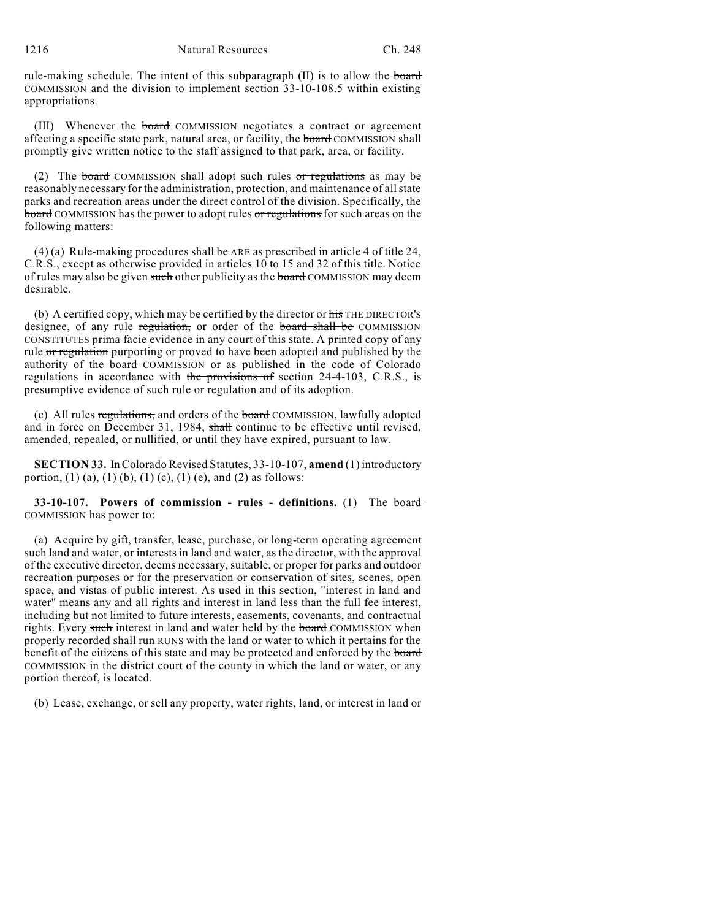rule-making schedule. The intent of this subparagraph (II) is to allow the ~~board~~ COMMISSION and the division to implement section 33-10-108.5 within existing appropriations.

(III) Whenever the ~~board~~ COMMISSION negotiates a contract or agreement affecting a specific state park, natural area, or facility, the ~~board~~ COMMISSION shall promptly give written notice to the staff assigned to that park, area, or facility.

(2) The ~~board~~ COMMISSION shall adopt such rules ~~or regulations~~ as may be reasonably necessary for the administration, protection, and maintenance of all state parks and recreation areas under the direct control of the division. Specifically, the ~~board~~ COMMISSION has the power to adopt rules ~~or regulations~~ for such areas on the following matters:

(4) (a) Rule-making procedures ~~shall be~~ ARE as prescribed in article 4 of title 24, C.R.S., except as otherwise provided in articles 10 to 15 and 32 of this title. Notice of rules may also be given ~~such~~ other publicity as the ~~board~~ COMMISSION may deem desirable.

(b) A certified copy, which may be certified by the director or ~~his~~ THE DIRECTOR'S designee, of any rule ~~regulation,~~ or order of the ~~board shall be~~ COMMISSION CONSTITUTES prima facie evidence in any court of this state. A printed copy of any rule ~~or regulation~~ purporting or proved to have been adopted and published by the authority of the ~~board~~ COMMISSION or as published in the code of Colorado regulations in accordance with ~~the provisions of~~ section 24-4-103, C.R.S., is presumptive evidence of such rule ~~or regulation~~ and ~~of~~ its adoption.

(c) All rules ~~regulations,~~ and orders of the ~~board~~ COMMISSION, lawfully adopted and in force on December 31, 1984, ~~shall~~ continue to be effective until revised, amended, repealed, or nullified, or until they have expired, pursuant to law.

**SECTION 33.** In Colorado Revised Statutes, 33-10-107, **amend** (1) introductory portion, (1) (a), (1) (b), (1) (c), (1) (e), and (2) as follows:

**33-10-107. Powers of commission - rules - definitions.** (1) The ~~board~~ COMMISSION has power to:

(a) Acquire by gift, transfer, lease, purchase, or long-term operating agreement such land and water, or interests in land and water, as the director, with the approval of the executive director, deems necessary, suitable, or proper for parks and outdoor recreation purposes or for the preservation or conservation of sites, scenes, open space, and vistas of public interest. As used in this section, "interest in land and water" means any and all rights and interest in land less than the full fee interest, including ~~but not limited to~~ future interests, easements, covenants, and contractual rights. Every ~~such~~ interest in land and water held by the ~~board~~ COMMISSION when properly recorded ~~shall run~~ RUNS with the land or water to which it pertains for the benefit of the citizens of this state and may be protected and enforced by the ~~board~~ COMMISSION in the district court of the county in which the land or water, or any portion thereof, is located.

(b) Lease, exchange, or sell any property, water rights, land, or interest in land or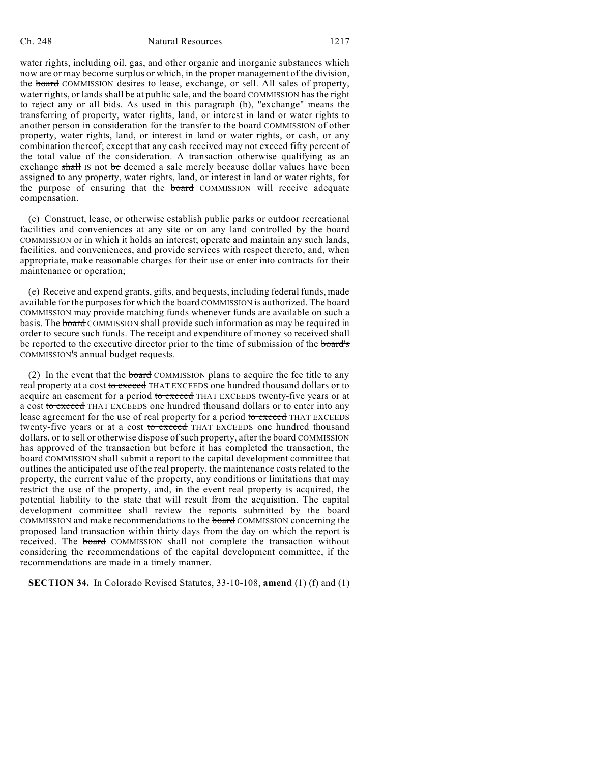water rights, including oil, gas, and other organic and inorganic substances which now are or may become surplus or which, in the proper management of the division, the ~~board~~ COMMISSION desires to lease, exchange, or sell. All sales of property, water rights, or lands shall be at public sale, and the ~~board~~ COMMISSION has the right to reject any or all bids. As used in this paragraph (b), "exchange" means the transferring of property, water rights, land, or interest in land or water rights to another person in consideration for the transfer to the ~~board~~ COMMISSION of other property, water rights, land, or interest in land or water rights, or cash, or any combination thereof; except that any cash received may not exceed fifty percent of the total value of the consideration. A transaction otherwise qualifying as an exchange ~~shall~~ IS not ~~be~~ deemed a sale merely because dollar values have been assigned to any property, water rights, land, or interest in land or water rights, for the purpose of ensuring that the ~~board~~ COMMISSION will receive adequate compensation.

(c) Construct, lease, or otherwise establish public parks or outdoor recreational facilities and conveniences at any site or on any land controlled by the ~~board~~ COMMISSION or in which it holds an interest; operate and maintain any such lands, facilities, and conveniences, and provide services with respect thereto, and, when appropriate, make reasonable charges for their use or enter into contracts for their maintenance or operation;

(e) Receive and expend grants, gifts, and bequests, including federal funds, made available for the purposes for which the ~~board~~ COMMISSION is authorized. The ~~board~~ COMMISSION may provide matching funds whenever funds are available on such a basis. The ~~board~~ COMMISSION shall provide such information as may be required in order to secure such funds. The receipt and expenditure of money so received shall be reported to the executive director prior to the time of submission of the ~~board's~~ COMMISSION'S annual budget requests.

(2) In the event that the ~~board~~ COMMISSION plans to acquire the fee title to any real property at a cost ~~to exceed~~ THAT EXCEEDS one hundred thousand dollars or to acquire an easement for a period ~~to exceed~~ THAT EXCEEDS twenty-five years or at a cost ~~to exceed~~ THAT EXCEEDS one hundred thousand dollars or to enter into any lease agreement for the use of real property for a period ~~to exceed~~ THAT EXCEEDS twenty-five years or at a cost ~~to exceed~~ THAT EXCEEDS one hundred thousand dollars, or to sell or otherwise dispose of such property, after the ~~board~~ COMMISSION has approved of the transaction but before it has completed the transaction, the ~~board~~ COMMISSION shall submit a report to the capital development committee that outlines the anticipated use of the real property, the maintenance costs related to the property, the current value of the property, any conditions or limitations that may restrict the use of the property, and, in the event real property is acquired, the potential liability to the state that will result from the acquisition. The capital development committee shall review the reports submitted by the ~~board~~ COMMISSION and make recommendations to the ~~board~~ COMMISSION concerning the proposed land transaction within thirty days from the day on which the report is received. The ~~board~~ COMMISSION shall not complete the transaction without considering the recommendations of the capital development committee, if the recommendations are made in a timely manner.

**SECTION 34.** In Colorado Revised Statutes, 33-10-108, **amend** (1) (f) and (1)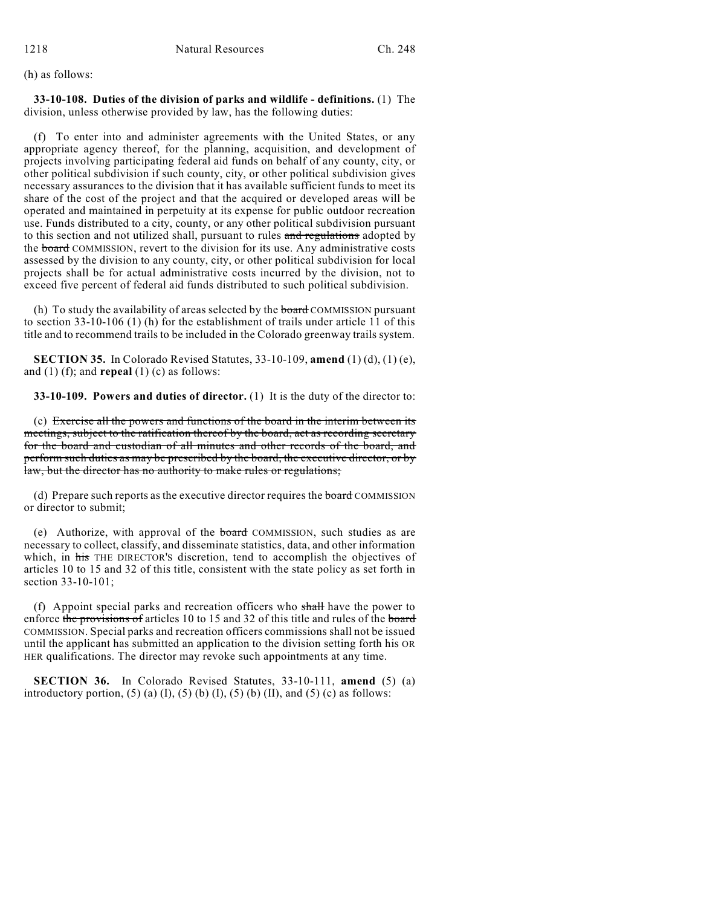(h) as follows:

**33-10-108. Duties of the division of parks and wildlife - definitions.** (1) The division, unless otherwise provided by law, has the following duties:

(f) To enter into and administer agreements with the United States, or any appropriate agency thereof, for the planning, acquisition, and development of projects involving participating federal aid funds on behalf of any county, city, or other political subdivision if such county, city, or other political subdivision gives necessary assurances to the division that it has available sufficient funds to meet its share of the cost of the project and that the acquired or developed areas will be operated and maintained in perpetuity at its expense for public outdoor recreation use. Funds distributed to a city, county, or any other political subdivision pursuant to this section and not utilized shall, pursuant to rules ~~and regulations~~ adopted by the ~~board~~ COMMISSION, revert to the division for its use. Any administrative costs assessed by the division to any county, city, or other political subdivision for local projects shall be for actual administrative costs incurred by the division, not to exceed five percent of federal aid funds distributed to such political subdivision.

(h) To study the availability of areas selected by the ~~board~~ COMMISSION pursuant to section 33-10-106 (1) (h) for the establishment of trails under article 11 of this title and to recommend trails to be included in the Colorado greenway trails system.

**SECTION 35.** In Colorado Revised Statutes, 33-10-109, **amend** (1) (d), (1) (e), and (1) (f); and **repeal** (1) (c) as follows:

**33-10-109. Powers and duties of director.** (1) It is the duty of the director to:

(c) ~~Exercise all the powers and functions of the board in the interim between its meetings, subject to the ratification thereof by the board, act as recording secretary for the board and custodian of all minutes and other records of the board, and perform such duties as may be prescribed by the board, the executive director, or by law, but the director has no authority to make rules or regulations;~~

(d) Prepare such reports as the executive director requires the ~~board~~ COMMISSION or director to submit;

(e) Authorize, with approval of the ~~board~~ COMMISSION, such studies as are necessary to collect, classify, and disseminate statistics, data, and other information which, in ~~his~~ THE DIRECTOR'S discretion, tend to accomplish the objectives of articles 10 to 15 and 32 of this title, consistent with the state policy as set forth in section 33-10-101;

(f) Appoint special parks and recreation officers who ~~shall~~ have the power to enforce ~~the provisions of~~ articles 10 to 15 and 32 of this title and rules of the ~~board~~ COMMISSION. Special parks and recreation officers commissions shall not be issued until the applicant has submitted an application to the division setting forth his OR HER qualifications. The director may revoke such appointments at any time.

**SECTION 36.** In Colorado Revised Statutes, 33-10-111, **amend** (5) (a) introductory portion, (5) (a) (I), (5) (b) (I), (5) (b) (II), and (5) (c) as follows: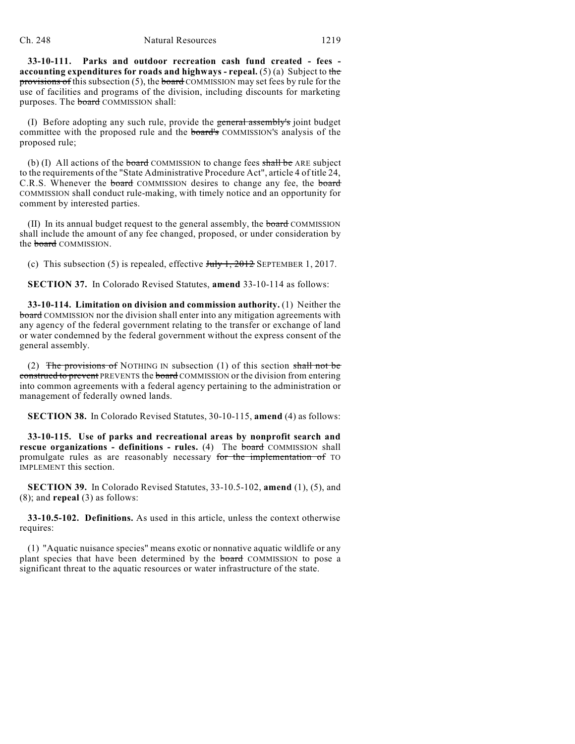**33-10-111. Parks and outdoor recreation cash fund created - fees - accounting expenditures for roads and highways - repeal.** (5) (a) Subject to ~~the provisions of~~ this subsection (5), the ~~board~~ COMMISSION may set fees by rule for the use of facilities and programs of the division, including discounts for marketing purposes. The ~~board~~ COMMISSION shall:

(I) Before adopting any such rule, provide the ~~general assembly's~~ joint budget committee with the proposed rule and the ~~board's~~ COMMISSION'S analysis of the proposed rule;

(b) (I) All actions of the ~~board~~ COMMISSION to change fees ~~shall be~~ ARE subject to the requirements of the "State Administrative Procedure Act", article 4 of title 24, C.R.S. Whenever the ~~board~~ COMMISSION desires to change any fee, the ~~board~~ COMMISSION shall conduct rule-making, with timely notice and an opportunity for comment by interested parties.

(II) In its annual budget request to the general assembly, the ~~board~~ COMMISSION shall include the amount of any fee changed, proposed, or under consideration by the ~~board~~ COMMISSION.

(c) This subsection (5) is repealed, effective ~~July 1, 2012~~ SEPTEMBER 1, 2017.

**SECTION 37.** In Colorado Revised Statutes, **amend** 33-10-114 as follows:

**33-10-114. Limitation on division and commission authority.** (1) Neither the ~~board~~ COMMISSION nor the division shall enter into any mitigation agreements with any agency of the federal government relating to the transfer or exchange of land or water condemned by the federal government without the express consent of the general assembly.

(2) ~~The provisions of~~ NOTHING IN subsection (1) of this section ~~shall not be construed to prevent~~ PREVENTS the ~~board~~ COMMISSION or the division from entering into common agreements with a federal agency pertaining to the administration or management of federally owned lands.

**SECTION 38.** In Colorado Revised Statutes, 30-10-115, **amend** (4) as follows:

**33-10-115. Use of parks and recreational areas by nonprofit search and rescue organizations - definitions - rules.** (4) The ~~board~~ COMMISSION shall promulgate rules as are reasonably necessary ~~for the implementation of~~ TO IMPLEMENT this section.

**SECTION 39.** In Colorado Revised Statutes, 33-10.5-102, **amend** (1), (5), and (8); and **repeal** (3) as follows:

**33-10.5-102. Definitions.** As used in this article, unless the context otherwise requires:

(1) "Aquatic nuisance species" means exotic or nonnative aquatic wildlife or any plant species that have been determined by the ~~board~~ COMMISSION to pose a significant threat to the aquatic resources or water infrastructure of the state.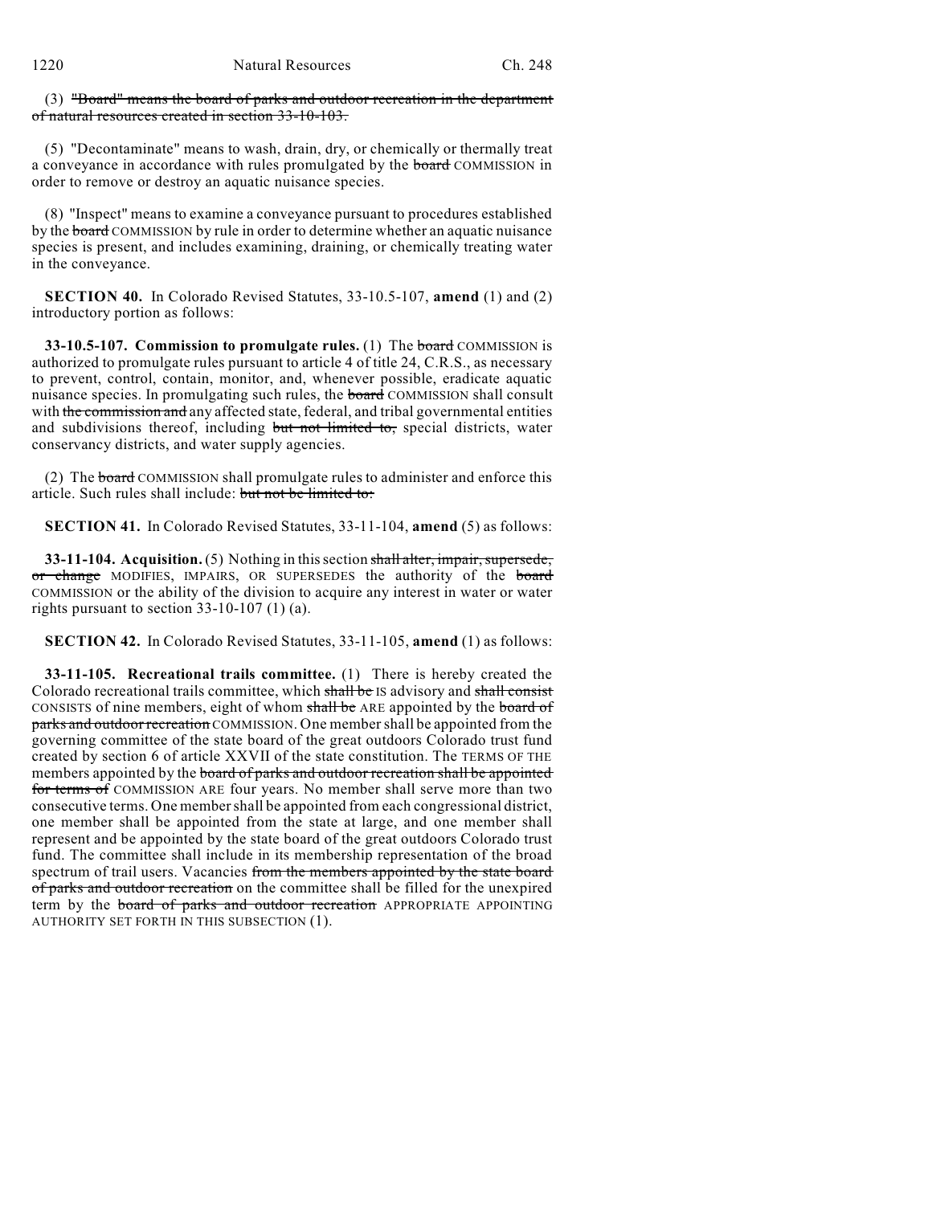(3) ~~"Board" means the board of parks and outdoor recreation in the department of natural resources created in section 33-10-103.~~

(5) "Decontaminate" means to wash, drain, dry, or chemically or thermally treat a conveyance in accordance with rules promulgated by the ~~board~~ COMMISSION in order to remove or destroy an aquatic nuisance species.

(8) "Inspect" means to examine a conveyance pursuant to procedures established by the ~~board~~ COMMISSION by rule in order to determine whether an aquatic nuisance species is present, and includes examining, draining, or chemically treating water in the conveyance.

**SECTION 40.** In Colorado Revised Statutes, 33-10.5-107, **amend** (1) and (2) introductory portion as follows:

**33-10.5-107. Commission to promulgate rules.** (1) The ~~board~~ COMMISSION is authorized to promulgate rules pursuant to article 4 of title 24, C.R.S., as necessary to prevent, control, contain, monitor, and, whenever possible, eradicate aquatic nuisance species. In promulgating such rules, the ~~board~~ COMMISSION shall consult with ~~the commission and~~ any affected state, federal, and tribal governmental entities and subdivisions thereof, including ~~but not limited to,~~ special districts, water conservancy districts, and water supply agencies.

(2) The ~~board~~ COMMISSION shall promulgate rules to administer and enforce this article. Such rules shall include: ~~but not be limited to:~~

**SECTION 41.** In Colorado Revised Statutes, 33-11-104, **amend** (5) as follows:

**33-11-104. Acquisition.** (5) Nothing in this section ~~shall alter, impair, supersede, or change~~ MODIFIES, IMPAIRS, OR SUPERSEDES the authority of the ~~board~~ COMMISSION or the ability of the division to acquire any interest in water or water rights pursuant to section 33-10-107 (1) (a).

**SECTION 42.** In Colorado Revised Statutes, 33-11-105, **amend** (1) as follows:

**33-11-105. Recreational trails committee.** (1) There is hereby created the Colorado recreational trails committee, which ~~shall be~~ IS advisory and ~~shall consist~~ CONSISTS of nine members, eight of whom ~~shall be~~ ARE appointed by the ~~board of parks and outdoor recreation~~ COMMISSION. One member shall be appointed from the governing committee of the state board of the great outdoors Colorado trust fund created by section 6 of article XXVII of the state constitution. The TERMS OF THE members appointed by the ~~board of parks and outdoor recreation shall be appointed for terms of~~ COMMISSION ARE four years. No member shall serve more than two consecutive terms. One member shall be appointed from each congressional district, one member shall be appointed from the state at large, and one member shall represent and be appointed by the state board of the great outdoors Colorado trust fund. The committee shall include in its membership representation of the broad spectrum of trail users. Vacancies ~~from the members appointed by the state board of parks and outdoor recreation~~ on the committee shall be filled for the unexpired term by the ~~board of parks and outdoor recreation~~ APPROPRIATE APPOINTING AUTHORITY SET FORTH IN THIS SUBSECTION (1).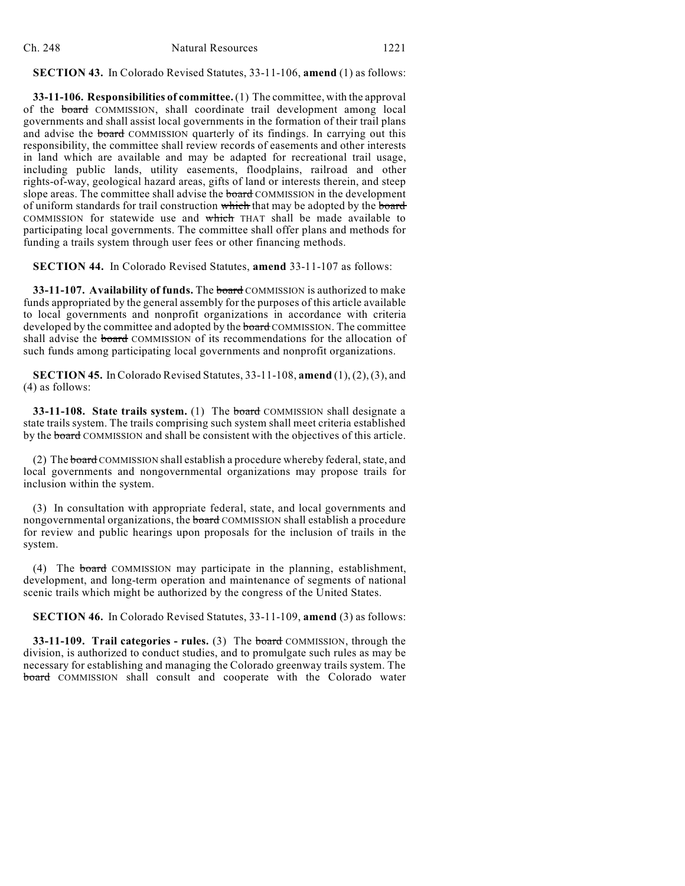**SECTION 43.** In Colorado Revised Statutes, 33-11-106, **amend** (1) as follows:

**33-11-106. Responsibilities of committee.** (1) The committee, with the approval of the ~~board~~ COMMISSION, shall coordinate trail development among local governments and shall assist local governments in the formation of their trail plans and advise the ~~board~~ COMMISSION quarterly of its findings. In carrying out this responsibility, the committee shall review records of easements and other interests in land which are available and may be adapted for recreational trail usage, including public lands, utility easements, floodplains, railroad and other rights-of-way, geological hazard areas, gifts of land or interests therein, and steep slope areas. The committee shall advise the ~~board~~ COMMISSION in the development of uniform standards for trail construction ~~which~~ that may be adopted by the ~~board~~ COMMISSION for statewide use and ~~which~~ THAT shall be made available to participating local governments. The committee shall offer plans and methods for funding a trails system through user fees or other financing methods.

**SECTION 44.** In Colorado Revised Statutes, **amend** 33-11-107 as follows:

**33-11-107. Availability of funds.** The ~~board~~ COMMISSION is authorized to make funds appropriated by the general assembly for the purposes of this article available to local governments and nonprofit organizations in accordance with criteria developed by the committee and adopted by the ~~board~~ COMMISSION. The committee shall advise the ~~board~~ COMMISSION of its recommendations for the allocation of such funds among participating local governments and nonprofit organizations.

**SECTION 45.** In Colorado Revised Statutes, 33-11-108, **amend** (1), (2), (3), and (4) as follows:

**33-11-108. State trails system.** (1) The ~~board~~ COMMISSION shall designate a state trails system. The trails comprising such system shall meet criteria established by the ~~board~~ COMMISSION and shall be consistent with the objectives of this article.

(2) The ~~board~~ COMMISSION shall establish a procedure whereby federal, state, and local governments and nongovernmental organizations may propose trails for inclusion within the system.

(3) In consultation with appropriate federal, state, and local governments and nongovernmental organizations, the ~~board~~ COMMISSION shall establish a procedure for review and public hearings upon proposals for the inclusion of trails in the system.

(4) The ~~board~~ COMMISSION may participate in the planning, establishment, development, and long-term operation and maintenance of segments of national scenic trails which might be authorized by the congress of the United States.

**SECTION 46.** In Colorado Revised Statutes, 33-11-109, **amend** (3) as follows:

**33-11-109. Trail categories - rules.** (3) The ~~board~~ COMMISSION, through the division, is authorized to conduct studies, and to promulgate such rules as may be necessary for establishing and managing the Colorado greenway trails system. The ~~board~~ COMMISSION shall consult and cooperate with the Colorado water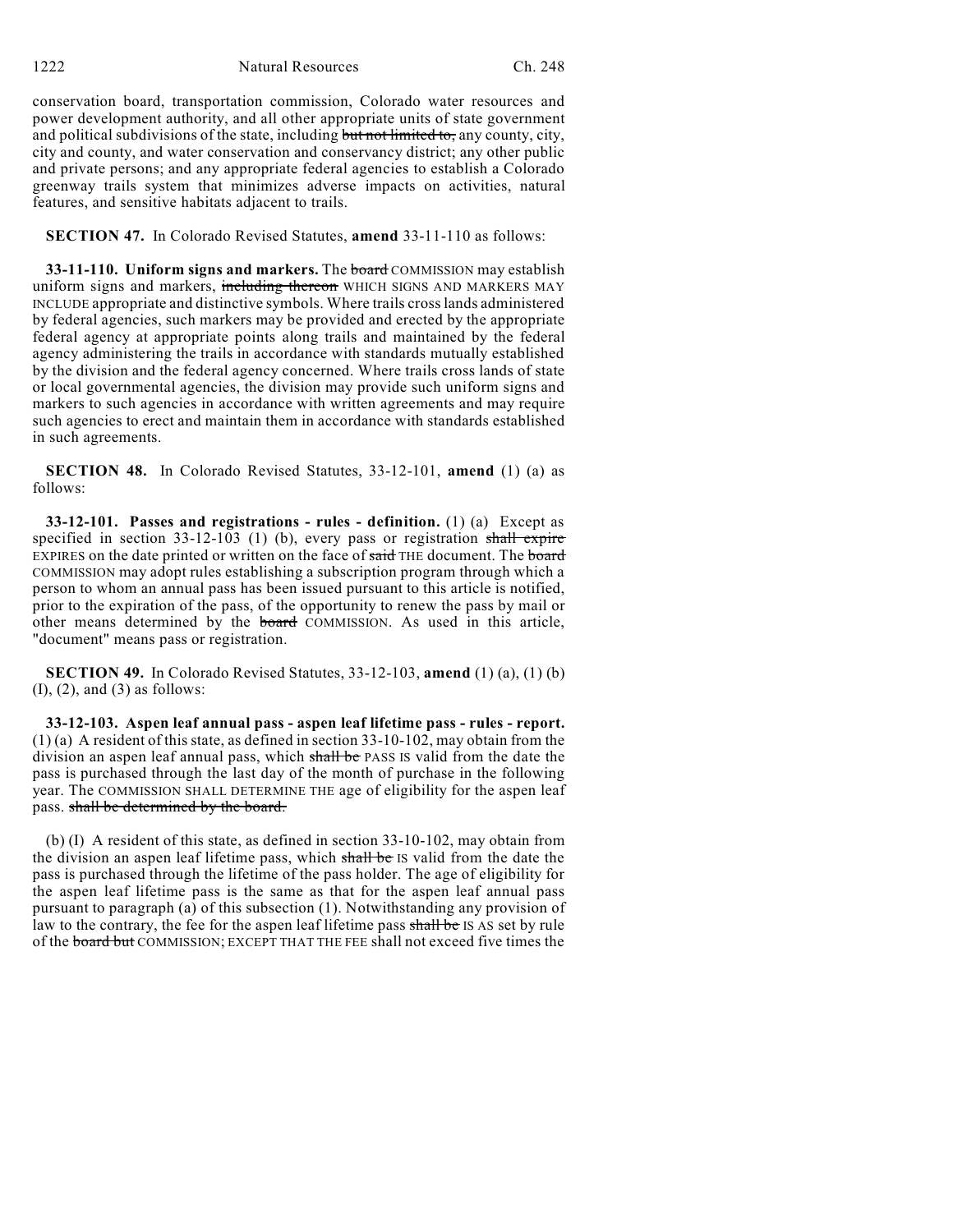conservation board, transportation commission, Colorado water resources and power development authority, and all other appropriate units of state government and political subdivisions of the state, including ~~but not limited to,~~ any county, city, city and county, and water conservation and conservancy district; any other public and private persons; and any appropriate federal agencies to establish a Colorado greenway trails system that minimizes adverse impacts on activities, natural features, and sensitive habitats adjacent to trails.

**SECTION 47.** In Colorado Revised Statutes, **amend** 33-11-110 as follows:

**33-11-110. Uniform signs and markers.** The ~~board~~ COMMISSION may establish uniform signs and markers, ~~including thereon~~ WHICH SIGNS AND MARKERS MAY INCLUDE appropriate and distinctive symbols. Where trails cross lands administered by federal agencies, such markers may be provided and erected by the appropriate federal agency at appropriate points along trails and maintained by the federal agency administering the trails in accordance with standards mutually established by the division and the federal agency concerned. Where trails cross lands of state or local governmental agencies, the division may provide such uniform signs and markers to such agencies in accordance with written agreements and may require such agencies to erect and maintain them in accordance with standards established in such agreements.

**SECTION 48.** In Colorado Revised Statutes, 33-12-101, **amend** (1) (a) as follows:

**33-12-101. Passes and registrations - rules - definition.** (1) (a) Except as specified in section 33-12-103 (1) (b), every pass or registration ~~shall expire~~ EXPIRES on the date printed or written on the face of ~~said~~ THE document. The ~~board~~ COMMISSION may adopt rules establishing a subscription program through which a person to whom an annual pass has been issued pursuant to this article is notified, prior to the expiration of the pass, of the opportunity to renew the pass by mail or other means determined by the ~~board~~ COMMISSION. As used in this article, "document" means pass or registration.

**SECTION 49.** In Colorado Revised Statutes, 33-12-103, **amend** (1) (a), (1) (b) (I), (2), and (3) as follows:

**33-12-103. Aspen leaf annual pass - aspen leaf lifetime pass - rules - report.** (1) (a) A resident of this state, as defined in section 33-10-102, may obtain from the division an aspen leaf annual pass, which ~~shall be~~ PASS IS valid from the date the pass is purchased through the last day of the month of purchase in the following year. The COMMISSION SHALL DETERMINE THE age of eligibility for the aspen leaf pass. ~~shall be determined by the board.~~

(b) (I) A resident of this state, as defined in section 33-10-102, may obtain from the division an aspen leaf lifetime pass, which ~~shall be~~ IS valid from the date the pass is purchased through the lifetime of the pass holder. The age of eligibility for the aspen leaf lifetime pass is the same as that for the aspen leaf annual pass pursuant to paragraph (a) of this subsection (1). Notwithstanding any provision of law to the contrary, the fee for the aspen leaf lifetime pass ~~shall be~~ IS AS set by rule of the ~~board but~~ COMMISSION; EXCEPT THAT THE FEE shall not exceed five times the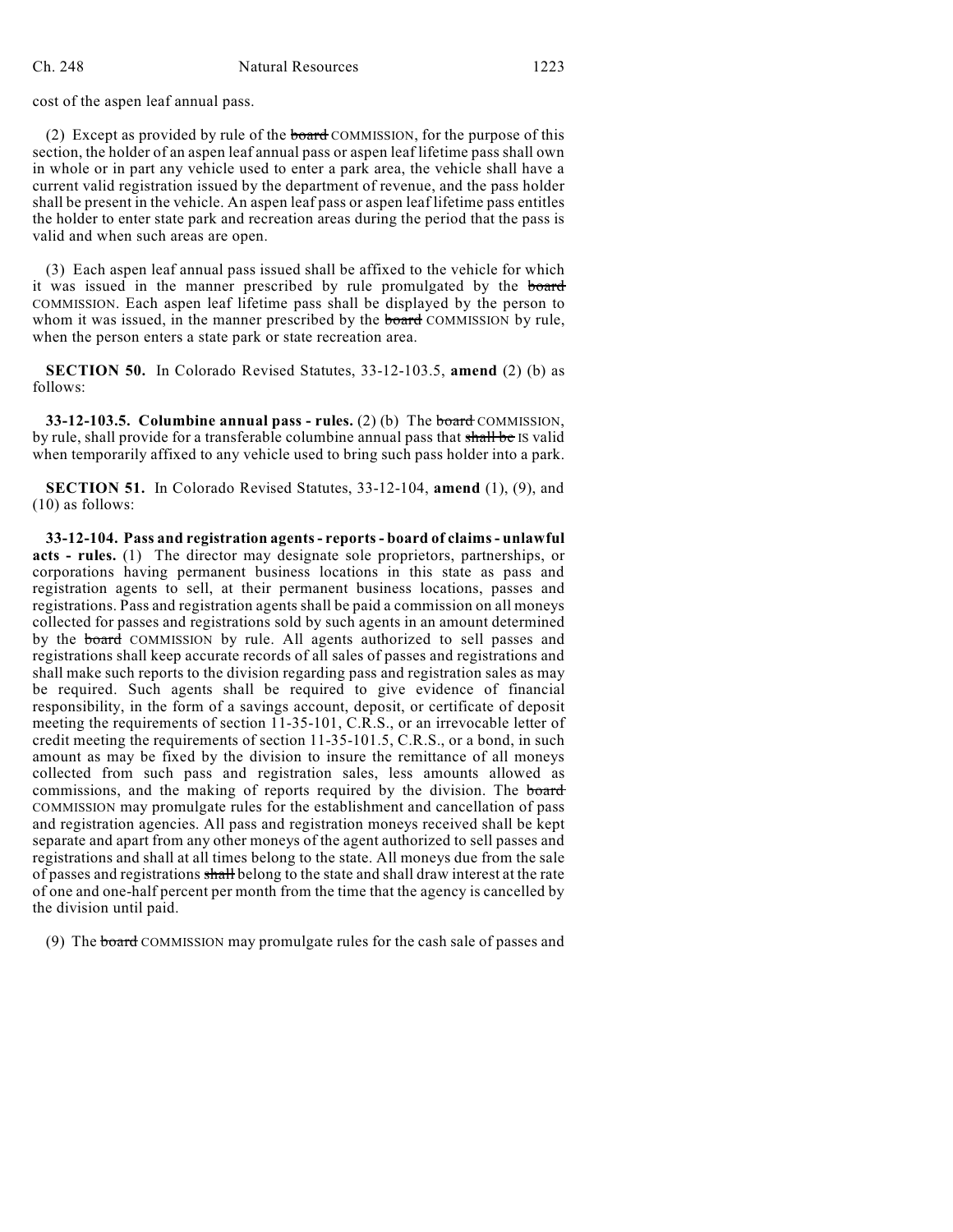cost of the aspen leaf annual pass.

(2) Except as provided by rule of the ~~board~~ COMMISSION, for the purpose of this section, the holder of an aspen leaf annual pass or aspen leaf lifetime pass shall own in whole or in part any vehicle used to enter a park area, the vehicle shall have a current valid registration issued by the department of revenue, and the pass holder shall be present in the vehicle. An aspen leaf pass or aspen leaf lifetime pass entitles the holder to enter state park and recreation areas during the period that the pass is valid and when such areas are open.

(3) Each aspen leaf annual pass issued shall be affixed to the vehicle for which it was issued in the manner prescribed by rule promulgated by the ~~board~~ COMMISSION. Each aspen leaf lifetime pass shall be displayed by the person to whom it was issued, in the manner prescribed by the ~~board~~ COMMISSION by rule, when the person enters a state park or state recreation area.

**SECTION 50.** In Colorado Revised Statutes, 33-12-103.5, **amend** (2) (b) as follows:

**33-12-103.5. Columbine annual pass - rules.** (2) (b) The ~~board~~ COMMISSION, by rule, shall provide for a transferable columbine annual pass that ~~shall be~~ IS valid when temporarily affixed to any vehicle used to bring such pass holder into a park.

**SECTION 51.** In Colorado Revised Statutes, 33-12-104, **amend** (1), (9), and (10) as follows:

**33-12-104. Pass and registration agents - reports - board of claims - unlawful acts - rules.** (1) The director may designate sole proprietors, partnerships, or corporations having permanent business locations in this state as pass and registration agents to sell, at their permanent business locations, passes and registrations. Pass and registration agents shall be paid a commission on all moneys collected for passes and registrations sold by such agents in an amount determined by the ~~board~~ COMMISSION by rule. All agents authorized to sell passes and registrations shall keep accurate records of all sales of passes and registrations and shall make such reports to the division regarding pass and registration sales as may be required. Such agents shall be required to give evidence of financial responsibility, in the form of a savings account, deposit, or certificate of deposit meeting the requirements of section 11-35-101, C.R.S., or an irrevocable letter of credit meeting the requirements of section 11-35-101.5, C.R.S., or a bond, in such amount as may be fixed by the division to insure the remittance of all moneys collected from such pass and registration sales, less amounts allowed as commissions, and the making of reports required by the division. The ~~board~~ COMMISSION may promulgate rules for the establishment and cancellation of pass and registration agencies. All pass and registration moneys received shall be kept separate and apart from any other moneys of the agent authorized to sell passes and registrations and shall at all times belong to the state. All moneys due from the sale of passes and registrations ~~shall~~ belong to the state and shall draw interest at the rate of one and one-half percent per month from the time that the agency is cancelled by the division until paid.

(9) The ~~board~~ COMMISSION may promulgate rules for the cash sale of passes and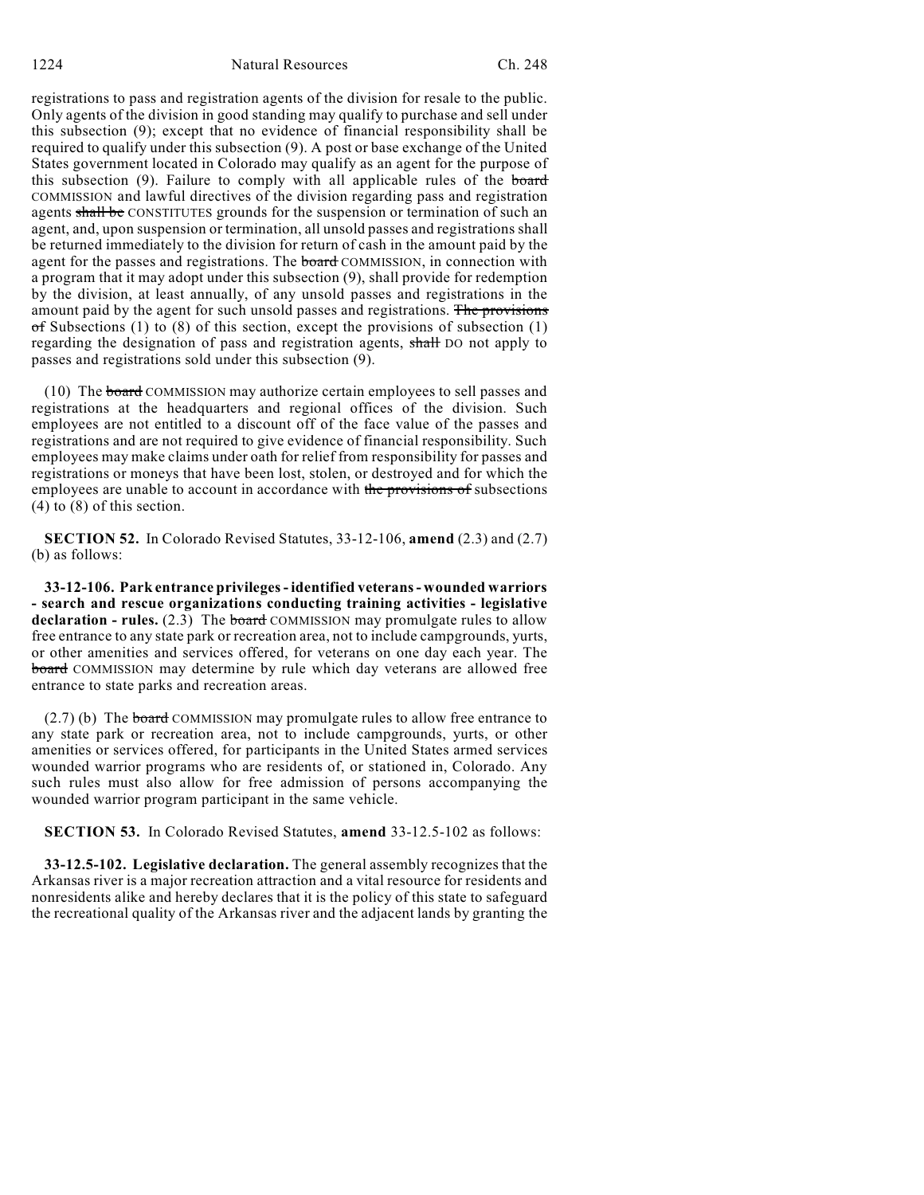registrations to pass and registration agents of the division for resale to the public. Only agents of the division in good standing may qualify to purchase and sell under this subsection (9); except that no evidence of financial responsibility shall be required to qualify under this subsection (9). A post or base exchange of the United States government located in Colorado may qualify as an agent for the purpose of this subsection (9). Failure to comply with all applicable rules of the ~~board~~ COMMISSION and lawful directives of the division regarding pass and registration agents ~~shall be~~ CONSTITUTES grounds for the suspension or termination of such an agent, and, upon suspension or termination, all unsold passes and registrations shall be returned immediately to the division for return of cash in the amount paid by the agent for the passes and registrations. The ~~board~~ COMMISSION, in connection with a program that it may adopt under this subsection (9), shall provide for redemption by the division, at least annually, of any unsold passes and registrations in the amount paid by the agent for such unsold passes and registrations. ~~The provisions of~~ Subsections (1) to (8) of this section, except the provisions of subsection (1) regarding the designation of pass and registration agents, ~~shall~~ DO not apply to passes and registrations sold under this subsection (9).

(10) The ~~board~~ COMMISSION may authorize certain employees to sell passes and registrations at the headquarters and regional offices of the division. Such employees are not entitled to a discount off of the face value of the passes and registrations and are not required to give evidence of financial responsibility. Such employees may make claims under oath for relief from responsibility for passes and registrations or moneys that have been lost, stolen, or destroyed and for which the employees are unable to account in accordance with ~~the provisions of~~ subsections (4) to (8) of this section.

**SECTION 52.** In Colorado Revised Statutes, 33-12-106, **amend** (2.3) and (2.7) (b) as follows:

**33-12-106. Park entrance privileges - identified veterans - wounded warriors - search and rescue organizations conducting training activities - legislative declaration - rules.** (2.3) The ~~board~~ COMMISSION may promulgate rules to allow free entrance to any state park or recreation area, not to include campgrounds, yurts, or other amenities and services offered, for veterans on one day each year. The ~~board~~ COMMISSION may determine by rule which day veterans are allowed free entrance to state parks and recreation areas.

(2.7) (b) The ~~board~~ COMMISSION may promulgate rules to allow free entrance to any state park or recreation area, not to include campgrounds, yurts, or other amenities or services offered, for participants in the United States armed services wounded warrior programs who are residents of, or stationed in, Colorado. Any such rules must also allow for free admission of persons accompanying the wounded warrior program participant in the same vehicle.

**SECTION 53.** In Colorado Revised Statutes, **amend** 33-12.5-102 as follows:

**33-12.5-102. Legislative declaration.** The general assembly recognizes that the Arkansas river is a major recreation attraction and a vital resource for residents and nonresidents alike and hereby declares that it is the policy of this state to safeguard the recreational quality of the Arkansas river and the adjacent lands by granting the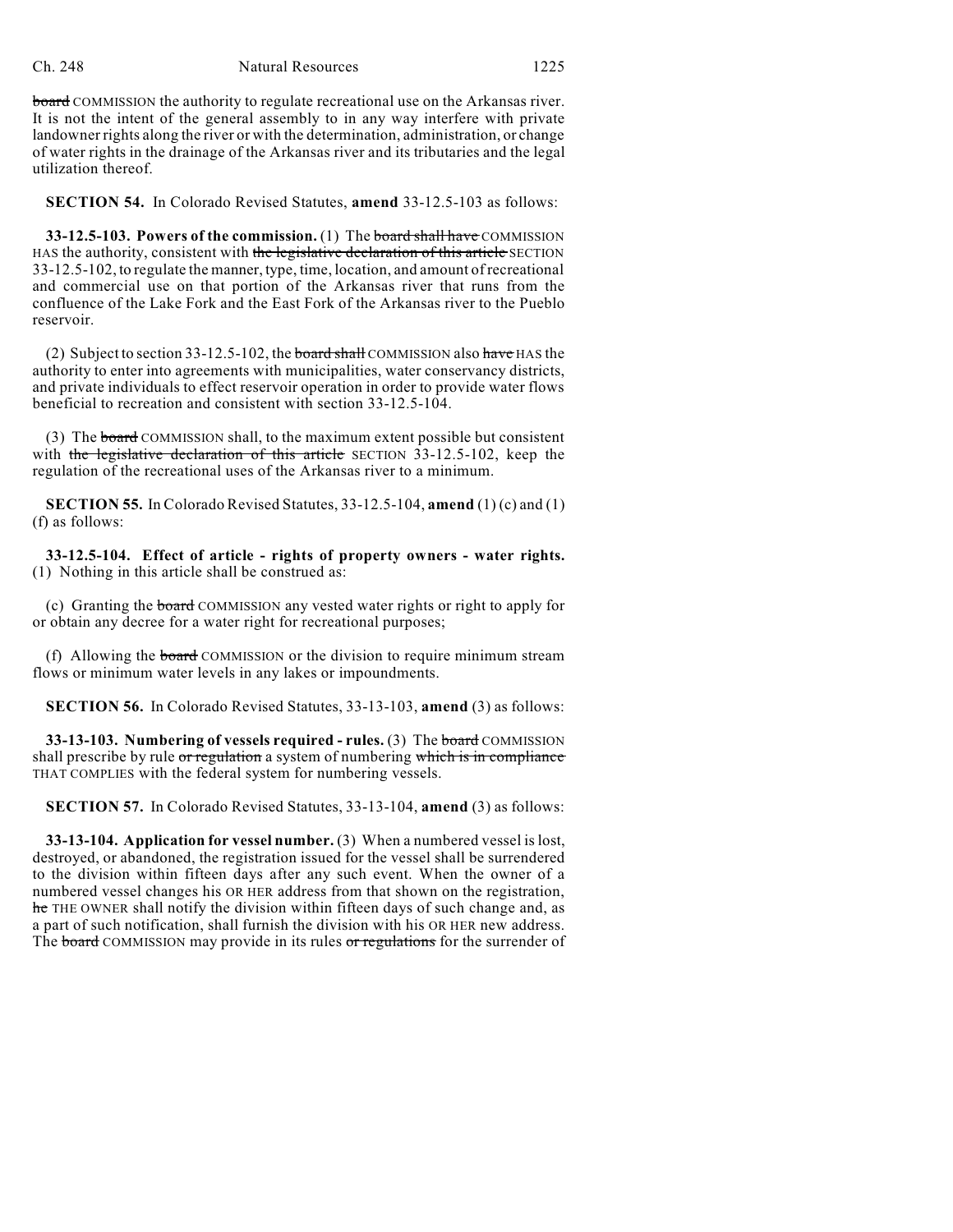~~board~~ COMMISSION the authority to regulate recreational use on the Arkansas river. It is not the intent of the general assembly to in any way interfere with private landowner rights along the river or with the determination, administration, or change of water rights in the drainage of the Arkansas river and its tributaries and the legal utilization thereof.

**SECTION 54.** In Colorado Revised Statutes, **amend** 33-12.5-103 as follows:

**33-12.5-103. Powers of the commission.** (1) The ~~board shall have~~ COMMISSION HAS the authority, consistent with ~~the legislative declaration of this article~~ SECTION 33-12.5-102, to regulate the manner, type, time, location, and amount of recreational and commercial use on that portion of the Arkansas river that runs from the confluence of the Lake Fork and the East Fork of the Arkansas river to the Pueblo reservoir.

(2) Subject to section 33-12.5-102, the ~~board shall~~ COMMISSION also ~~have~~ HAS the authority to enter into agreements with municipalities, water conservancy districts, and private individuals to effect reservoir operation in order to provide water flows beneficial to recreation and consistent with section 33-12.5-104.

(3) The ~~board~~ COMMISSION shall, to the maximum extent possible but consistent with ~~the legislative declaration of this article~~ SECTION 33-12.5-102, keep the regulation of the recreational uses of the Arkansas river to a minimum.

**SECTION 55.** In Colorado Revised Statutes, 33-12.5-104, **amend** (1) (c) and (1) (f) as follows:

**33-12.5-104. Effect of article - rights of property owners - water rights.** (1) Nothing in this article shall be construed as:

(c) Granting the ~~board~~ COMMISSION any vested water rights or right to apply for or obtain any decree for a water right for recreational purposes;

(f) Allowing the ~~board~~ COMMISSION or the division to require minimum stream flows or minimum water levels in any lakes or impoundments.

**SECTION 56.** In Colorado Revised Statutes, 33-13-103, **amend** (3) as follows:

**33-13-103. Numbering of vessels required - rules.** (3) The ~~board~~ COMMISSION shall prescribe by rule ~~or regulation~~ a system of numbering ~~which is in compliance~~ THAT COMPLIES with the federal system for numbering vessels.

**SECTION 57.** In Colorado Revised Statutes, 33-13-104, **amend** (3) as follows:

**33-13-104. Application for vessel number.** (3) When a numbered vessel is lost, destroyed, or abandoned, the registration issued for the vessel shall be surrendered to the division within fifteen days after any such event. When the owner of a numbered vessel changes his OR HER address from that shown on the registration, ~~he~~ THE OWNER shall notify the division within fifteen days of such change and, as a part of such notification, shall furnish the division with his OR HER new address. The ~~board~~ COMMISSION may provide in its rules ~~or regulations~~ for the surrender of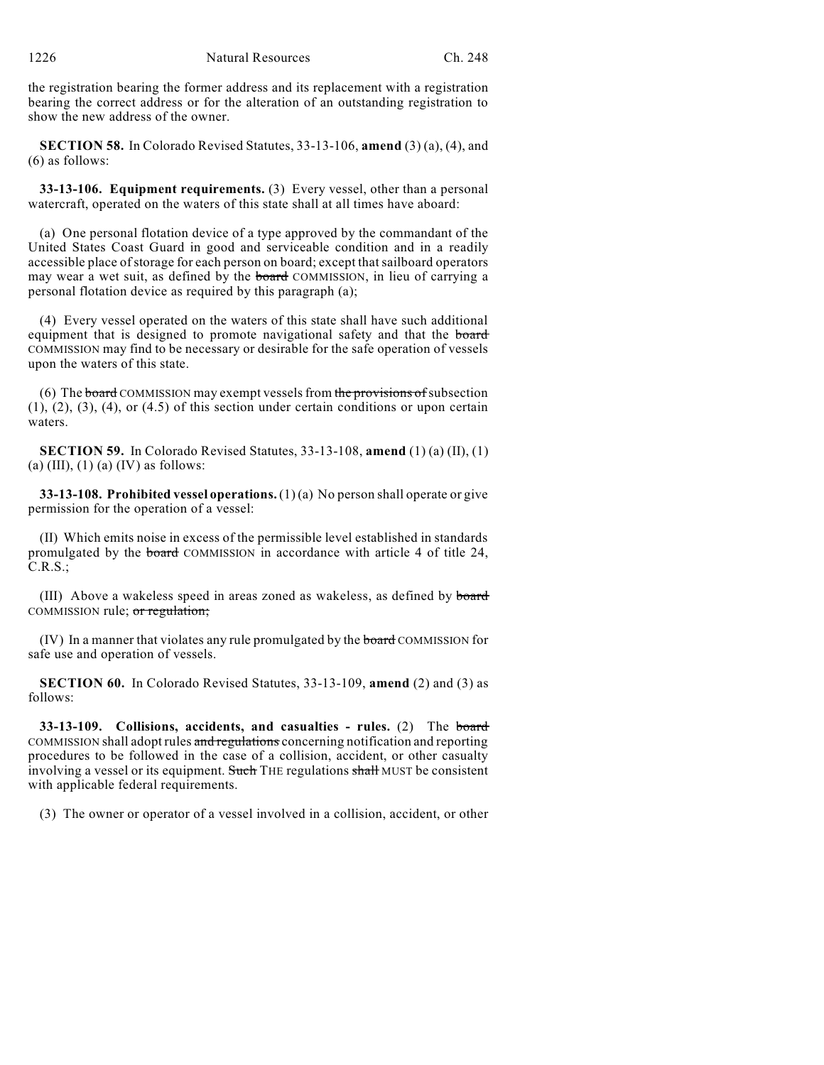the registration bearing the former address and its replacement with a registration bearing the correct address or for the alteration of an outstanding registration to show the new address of the owner.

**SECTION 58.** In Colorado Revised Statutes, 33-13-106, **amend** (3) (a), (4), and (6) as follows:

**33-13-106. Equipment requirements.** (3) Every vessel, other than a personal watercraft, operated on the waters of this state shall at all times have aboard:

(a) One personal flotation device of a type approved by the commandant of the United States Coast Guard in good and serviceable condition and in a readily accessible place of storage for each person on board; except that sailboard operators may wear a wet suit, as defined by the ~~board~~ COMMISSION, in lieu of carrying a personal flotation device as required by this paragraph (a);

(4) Every vessel operated on the waters of this state shall have such additional equipment that is designed to promote navigational safety and that the ~~board~~ COMMISSION may find to be necessary or desirable for the safe operation of vessels upon the waters of this state.

(6) The ~~board~~ COMMISSION may exempt vessels from ~~the provisions of~~ subsection (1), (2), (3), (4), or (4.5) of this section under certain conditions or upon certain waters.

**SECTION 59.** In Colorado Revised Statutes, 33-13-108, **amend** (1) (a) (II), (1) (a) (III), (1) (a) (IV) as follows:

**33-13-108. Prohibited vessel operations.** (1) (a) No person shall operate or give permission for the operation of a vessel:

(II) Which emits noise in excess of the permissible level established in standards promulgated by the ~~board~~ COMMISSION in accordance with article 4 of title 24, C.R.S.;

(III) Above a wakeless speed in areas zoned as wakeless, as defined by ~~board~~ COMMISSION rule; ~~or regulation;~~

(IV) In a manner that violates any rule promulgated by the ~~board~~ COMMISSION for safe use and operation of vessels.

**SECTION 60.** In Colorado Revised Statutes, 33-13-109, **amend** (2) and (3) as follows:

**33-13-109. Collisions, accidents, and casualties - rules.** (2) The ~~board~~ COMMISSION shall adopt rules ~~and regulations~~ concerning notification and reporting procedures to be followed in the case of a collision, accident, or other casualty involving a vessel or its equipment. ~~Such~~ THE regulations ~~shall~~ MUST be consistent with applicable federal requirements.

(3) The owner or operator of a vessel involved in a collision, accident, or other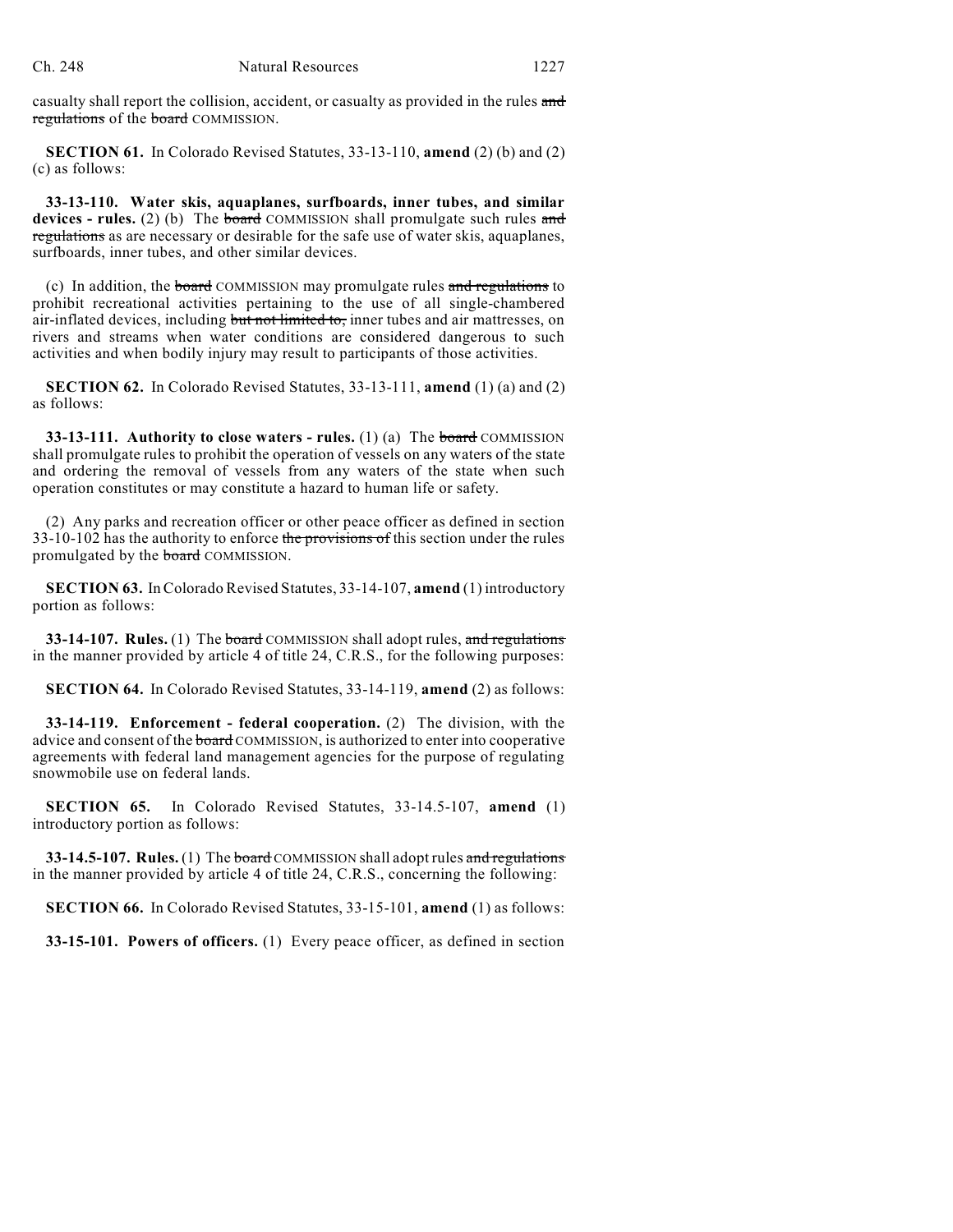casualty shall report the collision, accident, or casualty as provided in the rules ~~and regulations~~ of the ~~board~~ COMMISSION.

**SECTION 61.** In Colorado Revised Statutes, 33-13-110, **amend** (2) (b) and (2) (c) as follows:

**33-13-110. Water skis, aquaplanes, surfboards, inner tubes, and similar devices - rules.** (2) (b) The ~~board~~ COMMISSION shall promulgate such rules ~~and regulations~~ as are necessary or desirable for the safe use of water skis, aquaplanes, surfboards, inner tubes, and other similar devices.

(c) In addition, the ~~board~~ COMMISSION may promulgate rules ~~and regulations~~ to prohibit recreational activities pertaining to the use of all single-chambered air-inflated devices, including ~~but not limited to,~~ inner tubes and air mattresses, on rivers and streams when water conditions are considered dangerous to such activities and when bodily injury may result to participants of those activities.

**SECTION 62.** In Colorado Revised Statutes, 33-13-111, **amend** (1) (a) and (2) as follows:

**33-13-111. Authority to close waters - rules.** (1) (a) The ~~board~~ COMMISSION shall promulgate rules to prohibit the operation of vessels on any waters of the state and ordering the removal of vessels from any waters of the state when such operation constitutes or may constitute a hazard to human life or safety.

(2) Any parks and recreation officer or other peace officer as defined in section 33-10-102 has the authority to enforce ~~the provisions of~~ this section under the rules promulgated by the ~~board~~ COMMISSION.

**SECTION 63.** In Colorado Revised Statutes, 33-14-107, **amend** (1) introductory portion as follows:

**33-14-107. Rules.** (1) The ~~board~~ COMMISSION shall adopt rules ~~, and regulations~~ in the manner provided by article 4 of title 24, C.R.S., for the following purposes:

**SECTION 64.** In Colorado Revised Statutes, 33-14-119, **amend** (2) as follows:

**33-14-119. Enforcement - federal cooperation.** (2) The division, with the advice and consent of the ~~board~~ COMMISSION, is authorized to enter into cooperative agreements with federal land management agencies for the purpose of regulating snowmobile use on federal lands.

**SECTION 65.** In Colorado Revised Statutes, 33-14.5-107, **amend** (1) introductory portion as follows:

**33-14.5-107. Rules.** (1) The ~~board~~ COMMISSION shall adopt rules ~~and regulations~~ in the manner provided by article 4 of title 24, C.R.S., concerning the following:

**SECTION 66.** In Colorado Revised Statutes, 33-15-101, **amend** (1) as follows:

**33-15-101. Powers of officers.** (1) Every peace officer, as defined in section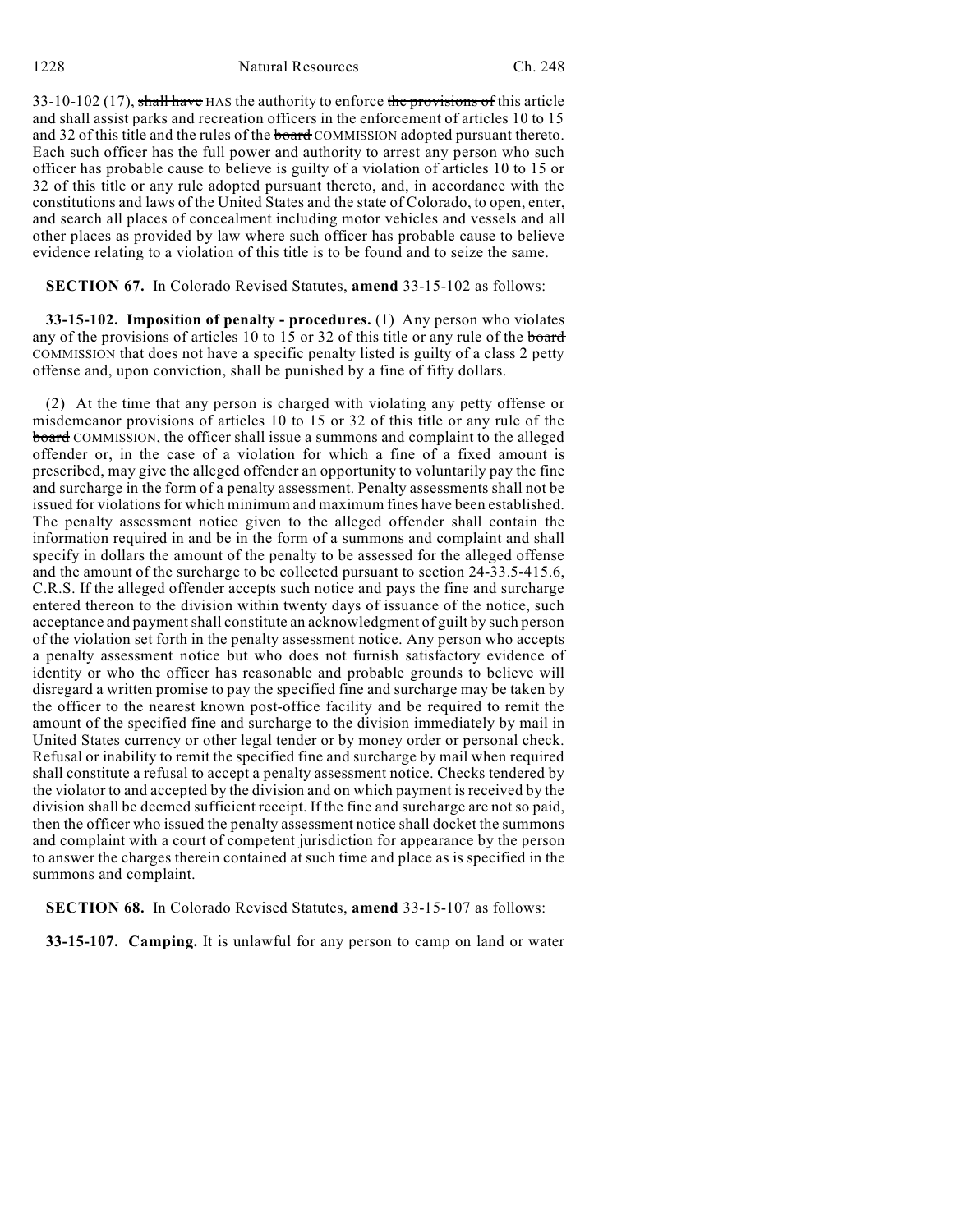33-10-102 (17), ~~shall have~~ HAS the authority to enforce ~~the provisions of~~ this article and shall assist parks and recreation officers in the enforcement of articles 10 to 15 and 32 of this title and the rules of the ~~board~~ COMMISSION adopted pursuant thereto. Each such officer has the full power and authority to arrest any person who such officer has probable cause to believe is guilty of a violation of articles 10 to 15 or 32 of this title or any rule adopted pursuant thereto, and, in accordance with the constitutions and laws of the United States and the state of Colorado, to open, enter, and search all places of concealment including motor vehicles and vessels and all other places as provided by law where such officer has probable cause to believe evidence relating to a violation of this title is to be found and to seize the same.

**SECTION 67.** In Colorado Revised Statutes, **amend** 33-15-102 as follows:

**33-15-102. Imposition of penalty - procedures.** (1) Any person who violates any of the provisions of articles 10 to 15 or 32 of this title or any rule of the ~~board~~ COMMISSION that does not have a specific penalty listed is guilty of a class 2 petty offense and, upon conviction, shall be punished by a fine of fifty dollars.

(2) At the time that any person is charged with violating any petty offense or misdemeanor provisions of articles 10 to 15 or 32 of this title or any rule of the ~~board~~ COMMISSION, the officer shall issue a summons and complaint to the alleged offender or, in the case of a violation for which a fine of a fixed amount is prescribed, may give the alleged offender an opportunity to voluntarily pay the fine and surcharge in the form of a penalty assessment. Penalty assessments shall not be issued for violations for which minimum and maximum fines have been established. The penalty assessment notice given to the alleged offender shall contain the information required in and be in the form of a summons and complaint and shall specify in dollars the amount of the penalty to be assessed for the alleged offense and the amount of the surcharge to be collected pursuant to section 24-33.5-415.6, C.R.S. If the alleged offender accepts such notice and pays the fine and surcharge entered thereon to the division within twenty days of issuance of the notice, such acceptance and payment shall constitute an acknowledgment of guilt by such person of the violation set forth in the penalty assessment notice. Any person who accepts a penalty assessment notice but who does not furnish satisfactory evidence of identity or who the officer has reasonable and probable grounds to believe will disregard a written promise to pay the specified fine and surcharge may be taken by the officer to the nearest known post-office facility and be required to remit the amount of the specified fine and surcharge to the division immediately by mail in United States currency or other legal tender or by money order or personal check. Refusal or inability to remit the specified fine and surcharge by mail when required shall constitute a refusal to accept a penalty assessment notice. Checks tendered by the violator to and accepted by the division and on which payment is received by the division shall be deemed sufficient receipt. If the fine and surcharge are not so paid, then the officer who issued the penalty assessment notice shall docket the summons and complaint with a court of competent jurisdiction for appearance by the person to answer the charges therein contained at such time and place as is specified in the summons and complaint.

**SECTION 68.** In Colorado Revised Statutes, **amend** 33-15-107 as follows:

**33-15-107. Camping.** It is unlawful for any person to camp on land or water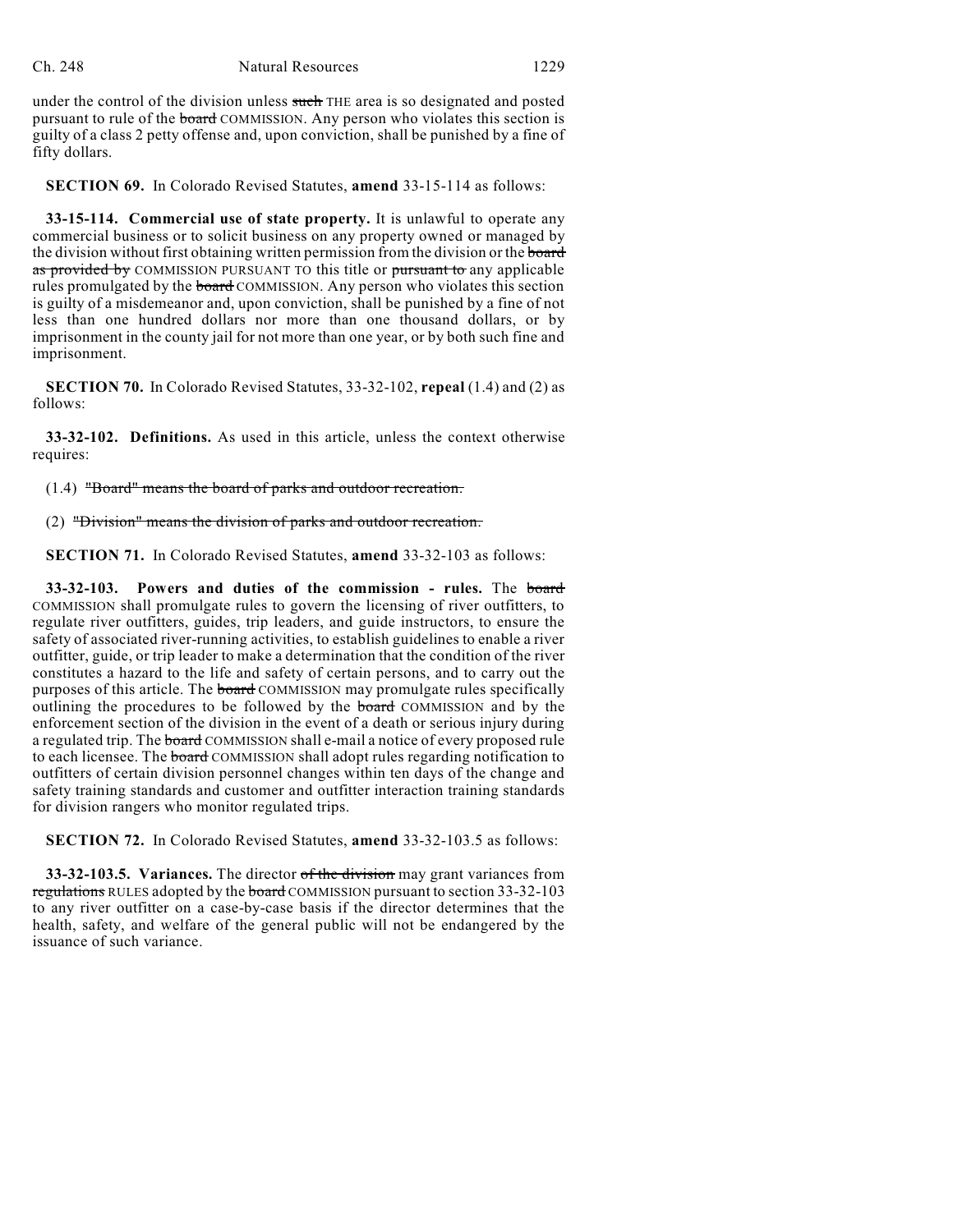under the control of the division unless ~~such~~ THE area is so designated and posted pursuant to rule of the ~~board~~ COMMISSION. Any person who violates this section is guilty of a class 2 petty offense and, upon conviction, shall be punished by a fine of fifty dollars.

**SECTION 69.** In Colorado Revised Statutes, **amend** 33-15-114 as follows:

**33-15-114. Commercial use of state property.** It is unlawful to operate any commercial business or to solicit business on any property owned or managed by the division without first obtaining written permission from the division or the ~~board as provided by~~ COMMISSION PURSUANT TO this title or ~~pursuant to~~ any applicable rules promulgated by the ~~board~~ COMMISSION. Any person who violates this section is guilty of a misdemeanor and, upon conviction, shall be punished by a fine of not less than one hundred dollars nor more than one thousand dollars, or by imprisonment in the county jail for not more than one year, or by both such fine and imprisonment.

**SECTION 70.** In Colorado Revised Statutes, 33-32-102, **repeal** (1.4) and (2) as follows:

**33-32-102. Definitions.** As used in this article, unless the context otherwise requires:

(1.4) ~~"Board" means the board of parks and outdoor recreation.~~

(2) ~~"Division" means the division of parks and outdoor recreation.~~

**SECTION 71.** In Colorado Revised Statutes, **amend** 33-32-103 as follows:

**33-32-103. Powers and duties of the commission - rules.** The ~~board~~ COMMISSION shall promulgate rules to govern the licensing of river outfitters, to regulate river outfitters, guides, trip leaders, and guide instructors, to ensure the safety of associated river-running activities, to establish guidelines to enable a river outfitter, guide, or trip leader to make a determination that the condition of the river constitutes a hazard to the life and safety of certain persons, and to carry out the purposes of this article. The ~~board~~ COMMISSION may promulgate rules specifically outlining the procedures to be followed by the ~~board~~ COMMISSION and by the enforcement section of the division in the event of a death or serious injury during a regulated trip. The ~~board~~ COMMISSION shall e-mail a notice of every proposed rule to each licensee. The ~~board~~ COMMISSION shall adopt rules regarding notification to outfitters of certain division personnel changes within ten days of the change and safety training standards and customer and outfitter interaction training standards for division rangers who monitor regulated trips.

**SECTION 72.** In Colorado Revised Statutes, **amend** 33-32-103.5 as follows:

**33-32-103.5. Variances.** The director ~~of the division~~ may grant variances from ~~regulations~~ RULES adopted by the ~~board~~ COMMISSION pursuant to section 33-32-103 to any river outfitter on a case-by-case basis if the director determines that the health, safety, and welfare of the general public will not be endangered by the issuance of such variance.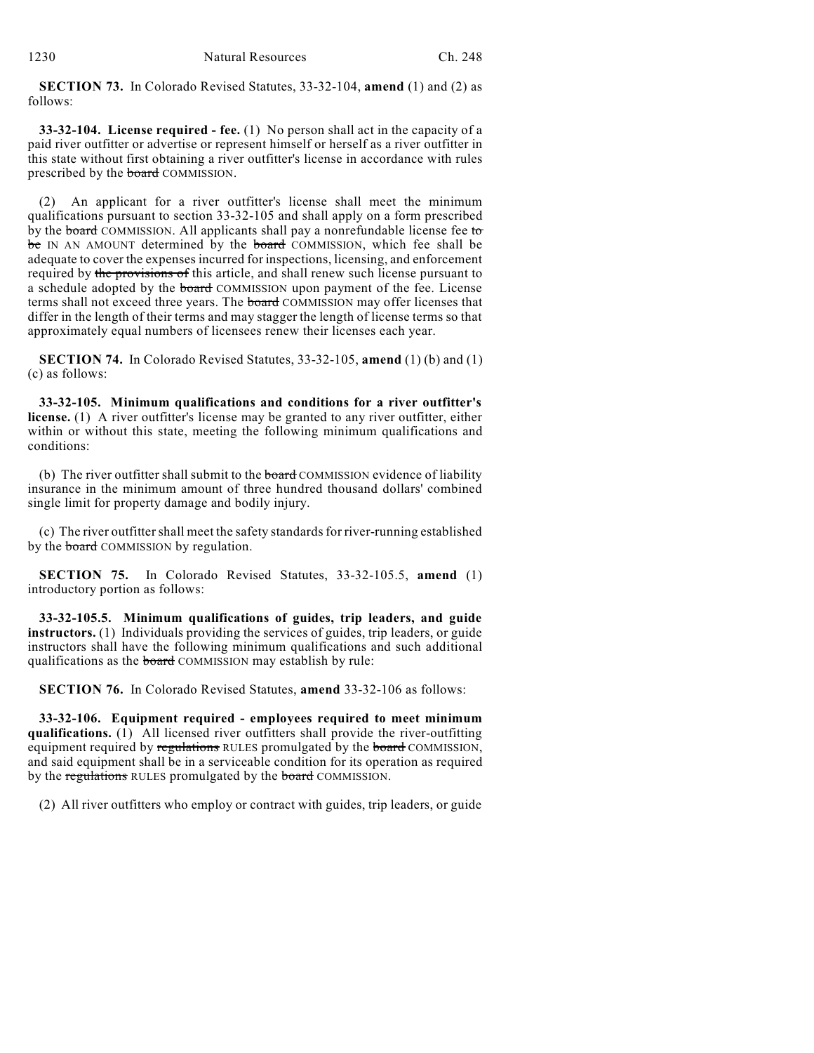**SECTION 73.** In Colorado Revised Statutes, 33-32-104, **amend** (1) and (2) as follows:

**33-32-104. License required - fee.** (1) No person shall act in the capacity of a paid river outfitter or advertise or represent himself or herself as a river outfitter in this state without first obtaining a river outfitter's license in accordance with rules prescribed by the ~~board~~ COMMISSION.

(2) An applicant for a river outfitter's license shall meet the minimum qualifications pursuant to section 33-32-105 and shall apply on a form prescribed by the ~~board~~ COMMISSION. All applicants shall pay a nonrefundable license fee ~~to be~~ IN AN AMOUNT determined by the ~~board~~ COMMISSION, which fee shall be adequate to cover the expenses incurred for inspections, licensing, and enforcement required by ~~the provisions of~~ this article, and shall renew such license pursuant to a schedule adopted by the ~~board~~ COMMISSION upon payment of the fee. License terms shall not exceed three years. The ~~board~~ COMMISSION may offer licenses that differ in the length of their terms and may stagger the length of license terms so that approximately equal numbers of licensees renew their licenses each year.

**SECTION 74.** In Colorado Revised Statutes, 33-32-105, **amend** (1) (b) and (1) (c) as follows:

**33-32-105. Minimum qualifications and conditions for a river outfitter's license.** (1) A river outfitter's license may be granted to any river outfitter, either within or without this state, meeting the following minimum qualifications and conditions:

(b) The river outfitter shall submit to the ~~board~~ COMMISSION evidence of liability insurance in the minimum amount of three hundred thousand dollars' combined single limit for property damage and bodily injury.

(c) The river outfitter shall meet the safety standards for river-running established by the ~~board~~ COMMISSION by regulation.

**SECTION 75.** In Colorado Revised Statutes, 33-32-105.5, **amend** (1) introductory portion as follows:

**33-32-105.5. Minimum qualifications of guides, trip leaders, and guide instructors.** (1) Individuals providing the services of guides, trip leaders, or guide instructors shall have the following minimum qualifications and such additional qualifications as the ~~board~~ COMMISSION may establish by rule:

**SECTION 76.** In Colorado Revised Statutes, **amend** 33-32-106 as follows:

**33-32-106. Equipment required - employees required to meet minimum qualifications.** (1) All licensed river outfitters shall provide the river-outfitting equipment required by ~~regulations~~ RULES promulgated by the ~~board~~ COMMISSION, and said equipment shall be in a serviceable condition for its operation as required by the ~~regulations~~ RULES promulgated by the ~~board~~ COMMISSION.

(2) All river outfitters who employ or contract with guides, trip leaders, or guide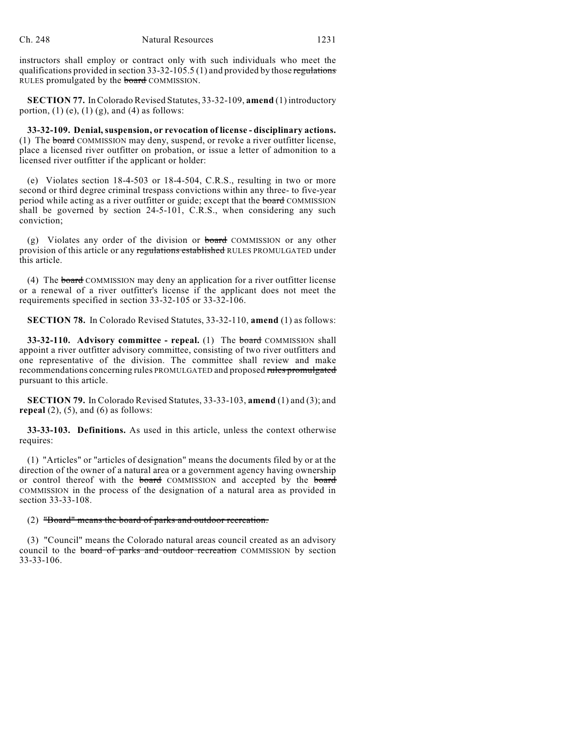instructors shall employ or contract only with such individuals who meet the qualifications provided in section 33-32-105.5 (1) and provided by those ~~regulations~~ RULES promulgated by the ~~board~~ COMMISSION.

**SECTION 77.** In Colorado Revised Statutes, 33-32-109, **amend** (1) introductory portion, (1) (e), (1) (g), and (4) as follows:

**33-32-109. Denial, suspension, or revocation of license - disciplinary actions.** (1) The ~~board~~ COMMISSION may deny, suspend, or revoke a river outfitter license, place a licensed river outfitter on probation, or issue a letter of admonition to a licensed river outfitter if the applicant or holder:

(e) Violates section 18-4-503 or 18-4-504, C.R.S., resulting in two or more second or third degree criminal trespass convictions within any three- to five-year period while acting as a river outfitter or guide; except that the ~~board~~ COMMISSION shall be governed by section 24-5-101, C.R.S., when considering any such conviction;

(g) Violates any order of the division or ~~board~~ COMMISSION or any other provision of this article or any ~~regulations established~~ RULES PROMULGATED under this article.

(4) The ~~board~~ COMMISSION may deny an application for a river outfitter license or a renewal of a river outfitter's license if the applicant does not meet the requirements specified in section 33-32-105 or 33-32-106.

**SECTION 78.** In Colorado Revised Statutes, 33-32-110, **amend** (1) as follows:

**33-32-110. Advisory committee - repeal.** (1) The ~~board~~ COMMISSION shall appoint a river outfitter advisory committee, consisting of two river outfitters and one representative of the division. The committee shall review and make recommendations concerning rules PROMULGATED and proposed ~~rules promulgated~~ pursuant to this article.

**SECTION 79.** In Colorado Revised Statutes, 33-33-103, **amend** (1) and (3); and **repeal** (2), (5), and (6) as follows:

**33-33-103. Definitions.** As used in this article, unless the context otherwise requires:

(1) "Articles" or "articles of designation" means the documents filed by or at the direction of the owner of a natural area or a government agency having ownership or control thereof with the ~~board~~ COMMISSION and accepted by the ~~board~~ COMMISSION in the process of the designation of a natural area as provided in section 33-33-108.

(2) ~~"Board" means the board of parks and outdoor recreation.~~

(3) "Council" means the Colorado natural areas council created as an advisory council to the ~~board of parks and outdoor recreation~~ COMMISSION by section 33-33-106.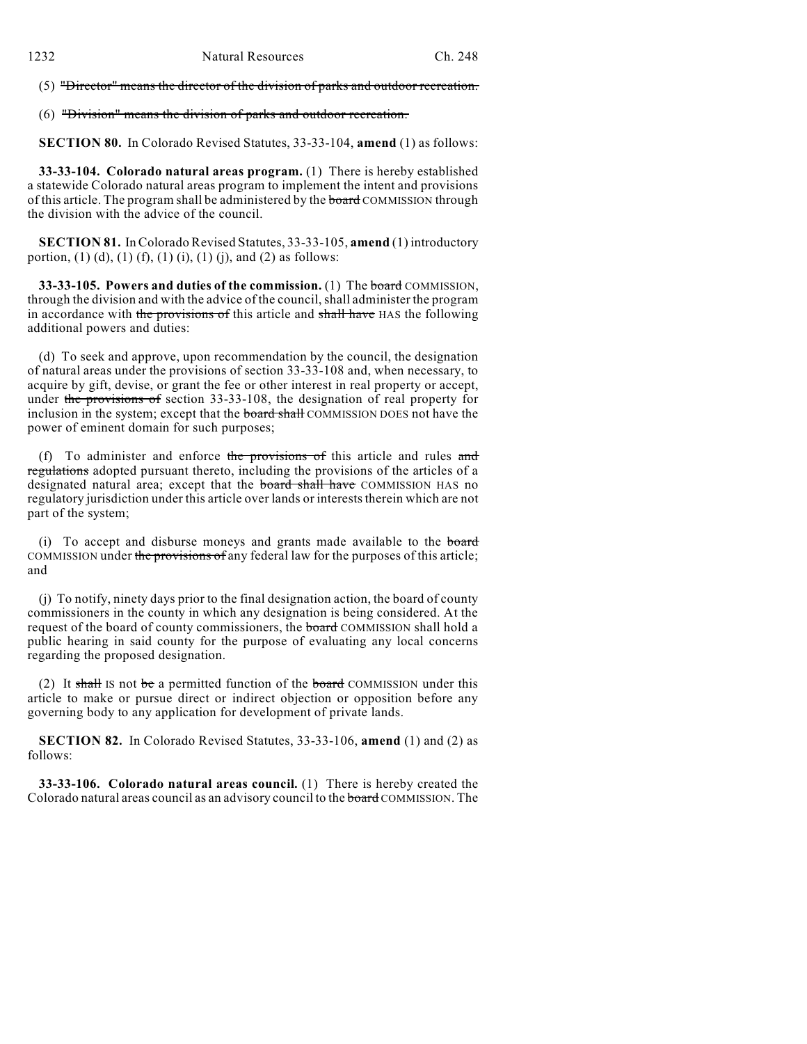(5) ~~"Director" means the director of the division of parks and outdoor recreation.~~

(6) ~~"Division" means the division of parks and outdoor recreation.~~

**SECTION 80.** In Colorado Revised Statutes, 33-33-104, **amend** (1) as follows:

**33-33-104. Colorado natural areas program.** (1) There is hereby established a statewide Colorado natural areas program to implement the intent and provisions of this article. The program shall be administered by the ~~board~~ COMMISSION through the division with the advice of the council.

**SECTION 81.** In Colorado Revised Statutes, 33-33-105, **amend** (1) introductory portion, (1) (d), (1) (f), (1) (i), (1) (j), and (2) as follows:

**33-33-105. Powers and duties of the commission.** (1) The ~~board~~ COMMISSION, through the division and with the advice of the council, shall administer the program in accordance with ~~the provisions of~~ this article and ~~shall have~~ HAS the following additional powers and duties:

(d) To seek and approve, upon recommendation by the council, the designation of natural areas under the provisions of section 33-33-108 and, when necessary, to acquire by gift, devise, or grant the fee or other interest in real property or accept, under ~~the provisions of~~ section 33-33-108, the designation of real property for inclusion in the system; except that the ~~board shall~~ COMMISSION DOES not have the power of eminent domain for such purposes;

(f) To administer and enforce ~~the provisions of~~ this article and rules ~~and regulations~~ adopted pursuant thereto, including the provisions of the articles of a designated natural area; except that the ~~board shall have~~ COMMISSION HAS no regulatory jurisdiction under this article over lands or interests therein which are not part of the system;

(i) To accept and disburse moneys and grants made available to the ~~board~~ COMMISSION under ~~the provisions of~~ any federal law for the purposes of this article; and

(j) To notify, ninety days prior to the final designation action, the board of county commissioners in the county in which any designation is being considered. At the request of the board of county commissioners, the ~~board~~ COMMISSION shall hold a public hearing in said county for the purpose of evaluating any local concerns regarding the proposed designation.

(2) It ~~shall~~ IS not ~~be~~ a permitted function of the ~~board~~ COMMISSION under this article to make or pursue direct or indirect objection or opposition before any governing body to any application for development of private lands.

**SECTION 82.** In Colorado Revised Statutes, 33-33-106, **amend** (1) and (2) as follows:

**33-33-106. Colorado natural areas council.** (1) There is hereby created the Colorado natural areas council as an advisory council to the ~~board~~ COMMISSION. The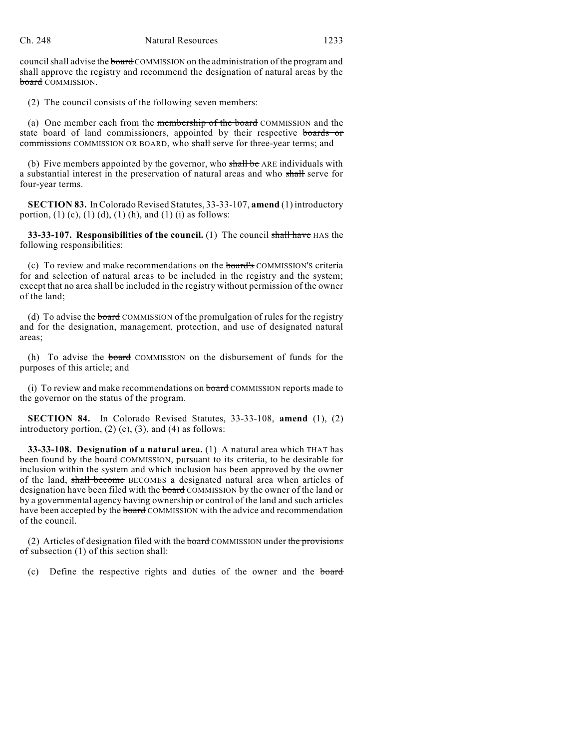council shall advise the ~~board~~ COMMISSION on the administration of the program and shall approve the registry and recommend the designation of natural areas by the ~~board~~ COMMISSION.

(2) The council consists of the following seven members:

(a) One member each from the ~~membership of the board~~ COMMISSION and the state board of land commissioners, appointed by their respective ~~boards or commissions~~ COMMISSION OR BOARD, who ~~shall~~ serve for three-year terms; and

(b) Five members appointed by the governor, who ~~shall be~~ ARE individuals with a substantial interest in the preservation of natural areas and who ~~shall~~ serve for four-year terms.

**SECTION 83.** In Colorado Revised Statutes, 33-33-107, **amend** (1) introductory portion, (1) (c), (1) (d), (1) (h), and (1) (i) as follows:

**33-33-107. Responsibilities of the council.** (1) The council ~~shall have~~ HAS the following responsibilities:

(c) To review and make recommendations on the ~~board's~~ COMMISSION'S criteria for and selection of natural areas to be included in the registry and the system; except that no area shall be included in the registry without permission of the owner of the land;

(d) To advise the ~~board~~ COMMISSION of the promulgation of rules for the registry and for the designation, management, protection, and use of designated natural areas;

(h) To advise the ~~board~~ COMMISSION on the disbursement of funds for the purposes of this article; and

(i) To review and make recommendations on ~~board~~ COMMISSION reports made to the governor on the status of the program.

**SECTION 84.** In Colorado Revised Statutes, 33-33-108, **amend** (1), (2) introductory portion, (2) (c), (3), and (4) as follows:

**33-33-108. Designation of a natural area.** (1) A natural area ~~which~~ THAT has been found by the ~~board~~ COMMISSION, pursuant to its criteria, to be desirable for inclusion within the system and which inclusion has been approved by the owner of the land, ~~shall become~~ BECOMES a designated natural area when articles of designation have been filed with the ~~board~~ COMMISSION by the owner of the land or by a governmental agency having ownership or control of the land and such articles have been accepted by the ~~board~~ COMMISSION with the advice and recommendation of the council.

(2) Articles of designation filed with the ~~board~~ COMMISSION under ~~the provisions of~~ subsection (1) of this section shall:

(c) Define the respective rights and duties of the owner and the ~~board~~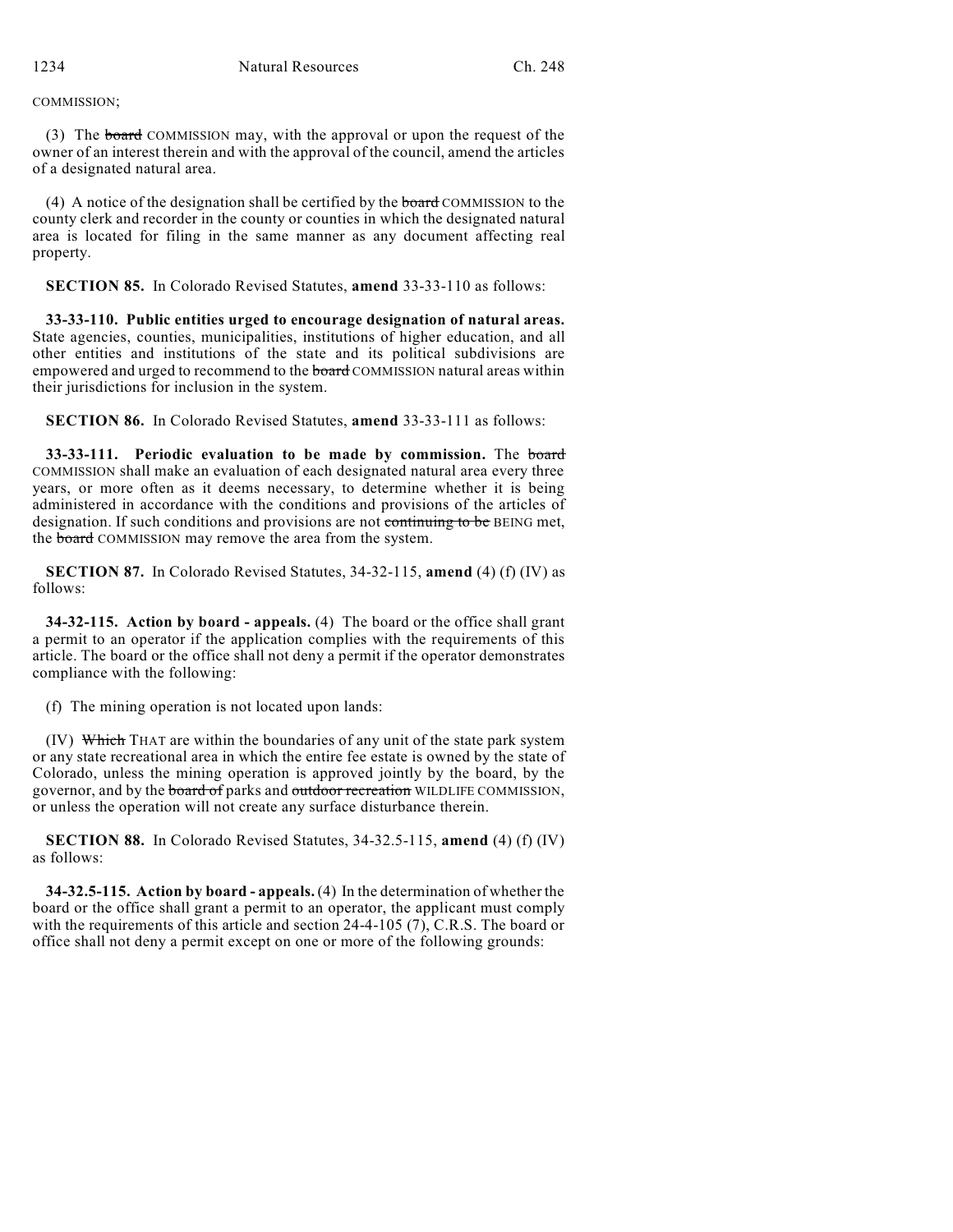COMMISSION;

(3) The ~~board~~ COMMISSION may, with the approval or upon the request of the owner of an interest therein and with the approval of the council, amend the articles of a designated natural area.

(4) A notice of the designation shall be certified by the ~~board~~ COMMISSION to the county clerk and recorder in the county or counties in which the designated natural area is located for filing in the same manner as any document affecting real property.

**SECTION 85.** In Colorado Revised Statutes, **amend** 33-33-110 as follows:

**33-33-110. Public entities urged to encourage designation of natural areas.** State agencies, counties, municipalities, institutions of higher education, and all other entities and institutions of the state and its political subdivisions are empowered and urged to recommend to the ~~board~~ COMMISSION natural areas within their jurisdictions for inclusion in the system.

**SECTION 86.** In Colorado Revised Statutes, **amend** 33-33-111 as follows:

**33-33-111. Periodic evaluation to be made by commission.** The ~~board~~ COMMISSION shall make an evaluation of each designated natural area every three years, or more often as it deems necessary, to determine whether it is being administered in accordance with the conditions and provisions of the articles of designation. If such conditions and provisions are not ~~continuing to be~~ BEING met, the ~~board~~ COMMISSION may remove the area from the system.

**SECTION 87.** In Colorado Revised Statutes, 34-32-115, **amend** (4) (f) (IV) as follows:

**34-32-115. Action by board - appeals.** (4) The board or the office shall grant a permit to an operator if the application complies with the requirements of this article. The board or the office shall not deny a permit if the operator demonstrates compliance with the following:

(f) The mining operation is not located upon lands:

(IV) ~~Which~~ THAT are within the boundaries of any unit of the state park system or any state recreational area in which the entire fee estate is owned by the state of Colorado, unless the mining operation is approved jointly by the board, by the governor, and by the ~~board of~~ parks and ~~outdoor recreation~~ WILDLIFE COMMISSION, or unless the operation will not create any surface disturbance therein.

**SECTION 88.** In Colorado Revised Statutes, 34-32.5-115, **amend** (4) (f) (IV) as follows:

**34-32.5-115. Action by board - appeals.** (4) In the determination of whether the board or the office shall grant a permit to an operator, the applicant must comply with the requirements of this article and section 24-4-105 (7), C.R.S. The board or office shall not deny a permit except on one or more of the following grounds: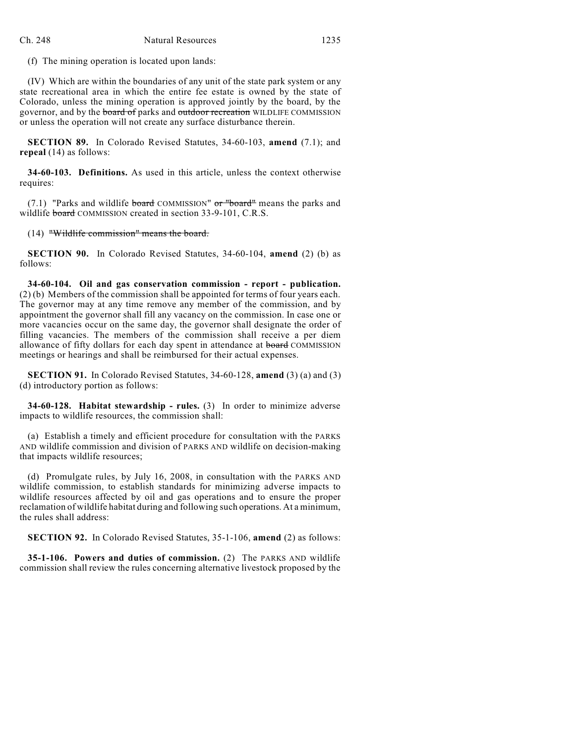(f) The mining operation is located upon lands:

(IV) Which are within the boundaries of any unit of the state park system or any state recreational area in which the entire fee estate is owned by the state of Colorado, unless the mining operation is approved jointly by the board, by the governor, and by the ~~board of~~ parks and ~~outdoor recreation~~ WILDLIFE COMMISSION or unless the operation will not create any surface disturbance therein.

**SECTION 89.** In Colorado Revised Statutes, 34-60-103, **amend** (7.1); and **repeal** (14) as follows:

**34-60-103. Definitions.** As used in this article, unless the context otherwise requires:

(7.1) "Parks and wildlife ~~board~~ COMMISSION" ~~or "board"~~ means the parks and wildlife ~~board~~ COMMISSION created in section 33-9-101, C.R.S.

(14) ~~"Wildlife commission" means the board.~~

**SECTION 90.** In Colorado Revised Statutes, 34-60-104, **amend** (2) (b) as follows:

**34-60-104. Oil and gas conservation commission - report - publication.** (2) (b) Members of the commission shall be appointed for terms of four years each. The governor may at any time remove any member of the commission, and by appointment the governor shall fill any vacancy on the commission. In case one or more vacancies occur on the same day, the governor shall designate the order of filling vacancies. The members of the commission shall receive a per diem allowance of fifty dollars for each day spent in attendance at ~~board~~ COMMISSION meetings or hearings and shall be reimbursed for their actual expenses.

**SECTION 91.** In Colorado Revised Statutes, 34-60-128, **amend** (3) (a) and (3) (d) introductory portion as follows:

**34-60-128. Habitat stewardship - rules.** (3) In order to minimize adverse impacts to wildlife resources, the commission shall:

(a) Establish a timely and efficient procedure for consultation with the PARKS AND wildlife commission and division of PARKS AND wildlife on decision-making that impacts wildlife resources;

(d) Promulgate rules, by July 16, 2008, in consultation with the PARKS AND wildlife commission, to establish standards for minimizing adverse impacts to wildlife resources affected by oil and gas operations and to ensure the proper reclamation of wildlife habitat during and following such operations. At a minimum, the rules shall address:

**SECTION 92.** In Colorado Revised Statutes, 35-1-106, **amend** (2) as follows:

**35-1-106. Powers and duties of commission.** (2) The PARKS AND wildlife commission shall review the rules concerning alternative livestock proposed by the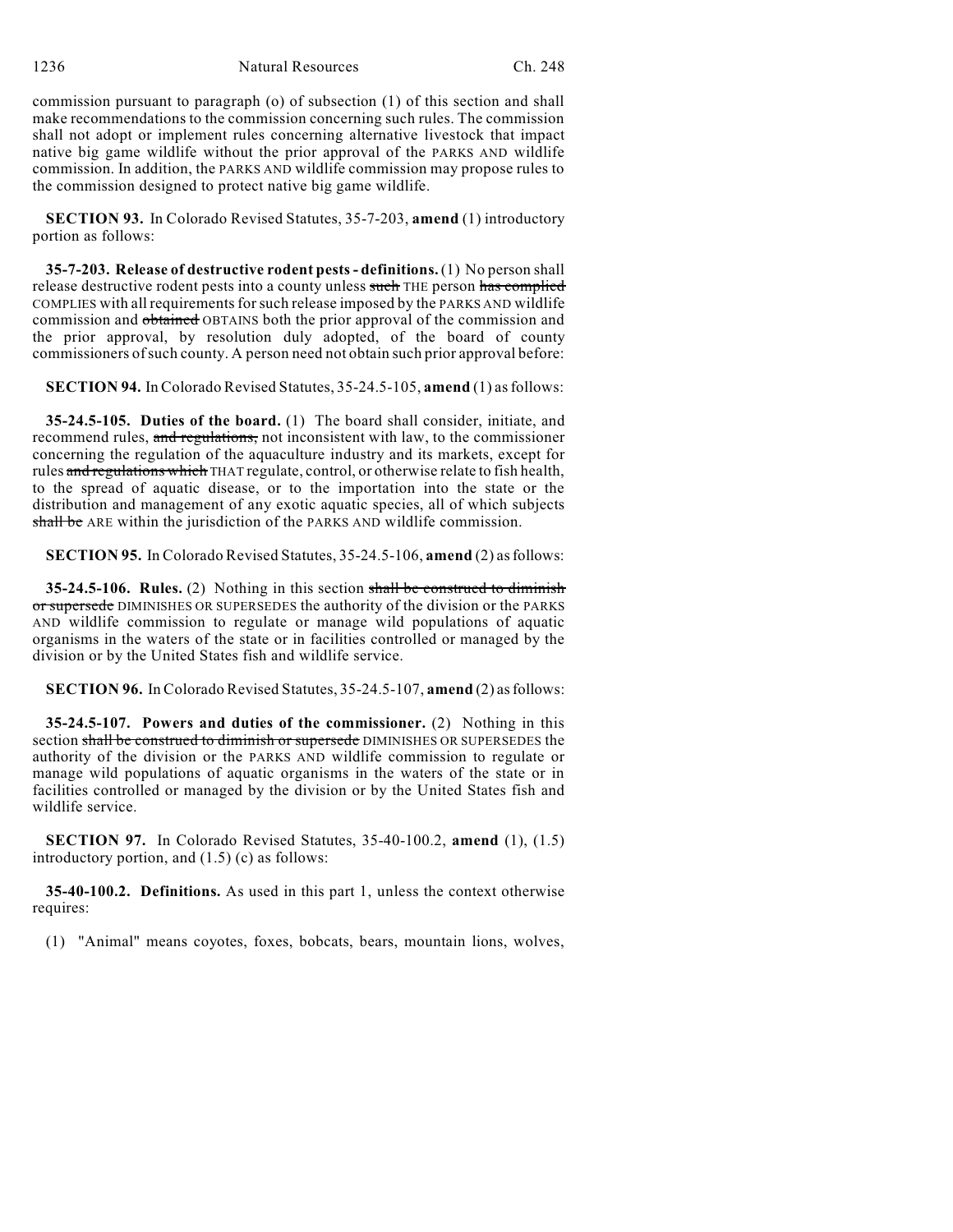commission pursuant to paragraph (o) of subsection (1) of this section and shall make recommendations to the commission concerning such rules. The commission shall not adopt or implement rules concerning alternative livestock that impact native big game wildlife without the prior approval of the PARKS AND wildlife commission. In addition, the PARKS AND wildlife commission may propose rules to the commission designed to protect native big game wildlife.

**SECTION 93.** In Colorado Revised Statutes, 35-7-203, **amend** (1) introductory portion as follows:

**35-7-203. Release of destructive rodent pests - definitions.** (1) No person shall release destructive rodent pests into a county unless ~~such~~ THE person ~~has complied~~ COMPLIES with all requirements for such release imposed by the PARKS AND wildlife commission and ~~obtained~~ OBTAINS both the prior approval of the commission and the prior approval, by resolution duly adopted, of the board of county commissioners of such county. A person need not obtain such prior approval before:

**SECTION 94.** In Colorado Revised Statutes, 35-24.5-105, **amend** (1) as follows:

**35-24.5-105. Duties of the board.** (1) The board shall consider, initiate, and recommend rules, ~~and regulations,~~ not inconsistent with law, to the commissioner concerning the regulation of the aquaculture industry and its markets, except for rules ~~and regulations which~~ THAT regulate, control, or otherwise relate to fish health, to the spread of aquatic disease, or to the importation into the state or the distribution and management of any exotic aquatic species, all of which subjects ~~shall be~~ ARE within the jurisdiction of the PARKS AND wildlife commission.

**SECTION 95.** In Colorado Revised Statutes, 35-24.5-106, **amend** (2) as follows:

**35-24.5-106. Rules.** (2) Nothing in this section ~~shall be construed to diminish or supersede~~ DIMINISHES OR SUPERSEDES the authority of the division or the PARKS AND wildlife commission to regulate or manage wild populations of aquatic organisms in the waters of the state or in facilities controlled or managed by the division or by the United States fish and wildlife service.

**SECTION 96.** In Colorado Revised Statutes, 35-24.5-107, **amend** (2) as follows:

**35-24.5-107. Powers and duties of the commissioner.** (2) Nothing in this section ~~shall be construed to diminish or supersede~~ DIMINISHES OR SUPERSEDES the authority of the division or the PARKS AND wildlife commission to regulate or manage wild populations of aquatic organisms in the waters of the state or in facilities controlled or managed by the division or by the United States fish and wildlife service.

**SECTION 97.** In Colorado Revised Statutes, 35-40-100.2, **amend** (1), (1.5) introductory portion, and (1.5) (c) as follows:

**35-40-100.2. Definitions.** As used in this part 1, unless the context otherwise requires:

(1) "Animal" means coyotes, foxes, bobcats, bears, mountain lions, wolves,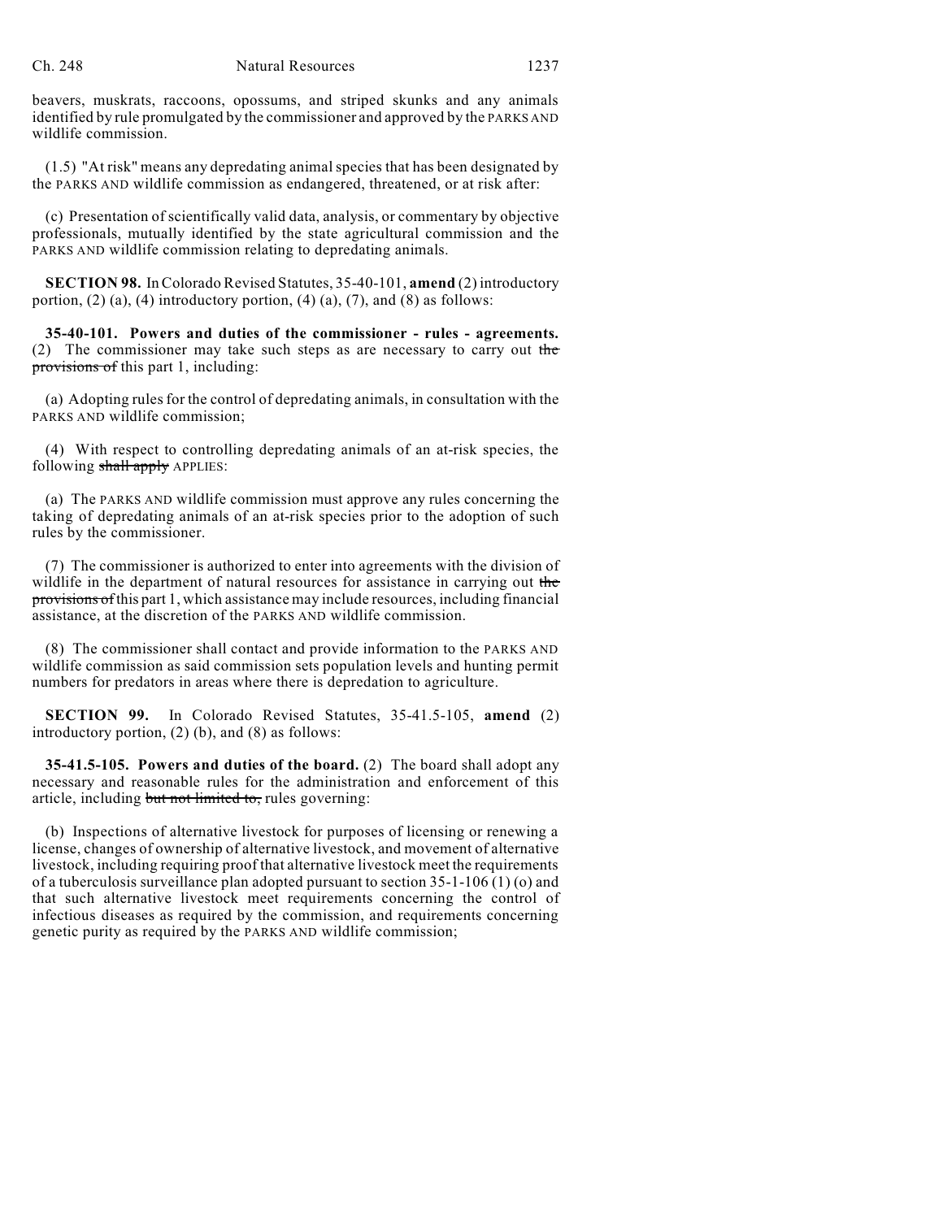beavers, muskrats, raccoons, opossums, and striped skunks and any animals identified by rule promulgated by the commissioner and approved by the PARKS AND wildlife commission.

(1.5) "At risk" means any depredating animal species that has been designated by the PARKS AND wildlife commission as endangered, threatened, or at risk after:

(c) Presentation of scientifically valid data, analysis, or commentary by objective professionals, mutually identified by the state agricultural commission and the PARKS AND wildlife commission relating to depredating animals.

**SECTION 98.** In Colorado Revised Statutes, 35-40-101, **amend** (2) introductory portion, (2) (a), (4) introductory portion, (4) (a), (7), and (8) as follows:

**35-40-101. Powers and duties of the commissioner - rules - agreements.** (2) The commissioner may take such steps as are necessary to carry out ~~the provisions of~~ this part 1, including:

(a) Adopting rules for the control of depredating animals, in consultation with the PARKS AND wildlife commission;

(4) With respect to controlling depredating animals of an at-risk species, the following ~~shall apply~~ APPLIES:

(a) The PARKS AND wildlife commission must approve any rules concerning the taking of depredating animals of an at-risk species prior to the adoption of such rules by the commissioner.

(7) The commissioner is authorized to enter into agreements with the division of wildlife in the department of natural resources for assistance in carrying out ~~the provisions of~~ this part 1, which assistance may include resources, including financial assistance, at the discretion of the PARKS AND wildlife commission.

(8) The commissioner shall contact and provide information to the PARKS AND wildlife commission as said commission sets population levels and hunting permit numbers for predators in areas where there is depredation to agriculture.

**SECTION 99.** In Colorado Revised Statutes, 35-41.5-105, **amend** (2) introductory portion, (2) (b), and (8) as follows:

**35-41.5-105. Powers and duties of the board.** (2) The board shall adopt any necessary and reasonable rules for the administration and enforcement of this article, including ~~but not limited to,~~ rules governing:

(b) Inspections of alternative livestock for purposes of licensing or renewing a license, changes of ownership of alternative livestock, and movement of alternative livestock, including requiring proof that alternative livestock meet the requirements of a tuberculosis surveillance plan adopted pursuant to section 35-1-106 (1) (o) and that such alternative livestock meet requirements concerning the control of infectious diseases as required by the commission, and requirements concerning genetic purity as required by the PARKS AND wildlife commission;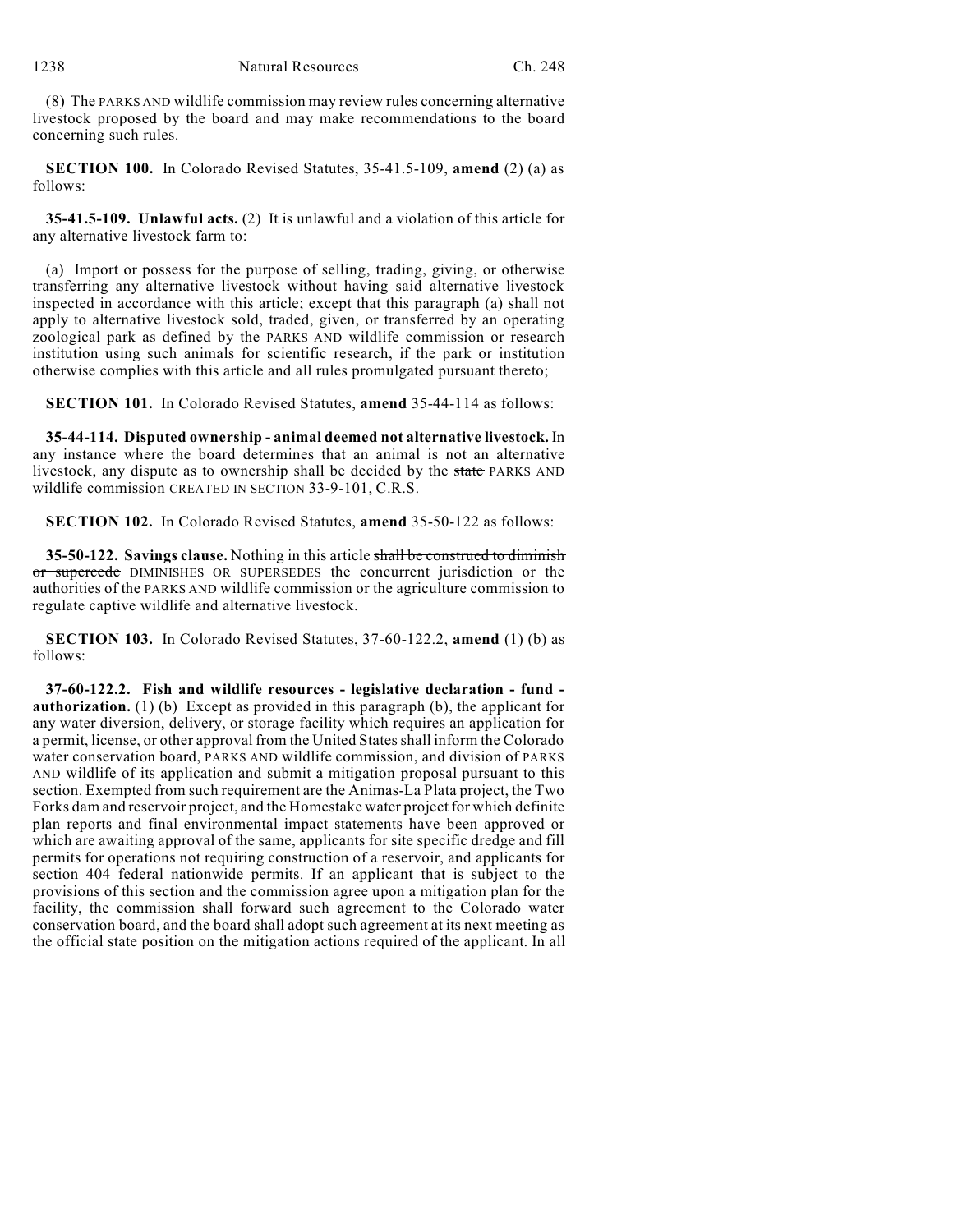(8) The PARKS AND wildlife commission may review rules concerning alternative livestock proposed by the board and may make recommendations to the board concerning such rules.

**SECTION 100.** In Colorado Revised Statutes, 35-41.5-109, **amend** (2) (a) as follows:

**35-41.5-109. Unlawful acts.** (2) It is unlawful and a violation of this article for any alternative livestock farm to:

(a) Import or possess for the purpose of selling, trading, giving, or otherwise transferring any alternative livestock without having said alternative livestock inspected in accordance with this article; except that this paragraph (a) shall not apply to alternative livestock sold, traded, given, or transferred by an operating zoological park as defined by the PARKS AND wildlife commission or research institution using such animals for scientific research, if the park or institution otherwise complies with this article and all rules promulgated pursuant thereto;

**SECTION 101.** In Colorado Revised Statutes, **amend** 35-44-114 as follows:

**35-44-114. Disputed ownership - animal deemed not alternative livestock.** In any instance where the board determines that an animal is not an alternative livestock, any dispute as to ownership shall be decided by the ~~state~~ PARKS AND wildlife commission CREATED IN SECTION 33-9-101, C.R.S.

**SECTION 102.** In Colorado Revised Statutes, **amend** 35-50-122 as follows:

**35-50-122. Savings clause.** Nothing in this article ~~shall be construed to diminish or supercede~~ DIMINISHES OR SUPERSEDES the concurrent jurisdiction or the authorities of the PARKS AND wildlife commission or the agriculture commission to regulate captive wildlife and alternative livestock.

**SECTION 103.** In Colorado Revised Statutes, 37-60-122.2, **amend** (1) (b) as follows:

**37-60-122.2. Fish and wildlife resources - legislative declaration - fund - authorization.** (1) (b) Except as provided in this paragraph (b), the applicant for any water diversion, delivery, or storage facility which requires an application for a permit, license, or other approval from the United States shall inform the Colorado water conservation board, PARKS AND wildlife commission, and division of PARKS AND wildlife of its application and submit a mitigation proposal pursuant to this section. Exempted from such requirement are the Animas-La Plata project, the Two Forks dam and reservoir project, and the Homestake water project for which definite plan reports and final environmental impact statements have been approved or which are awaiting approval of the same, applicants for site specific dredge and fill permits for operations not requiring construction of a reservoir, and applicants for section 404 federal nationwide permits. If an applicant that is subject to the provisions of this section and the commission agree upon a mitigation plan for the facility, the commission shall forward such agreement to the Colorado water conservation board, and the board shall adopt such agreement at its next meeting as the official state position on the mitigation actions required of the applicant. In all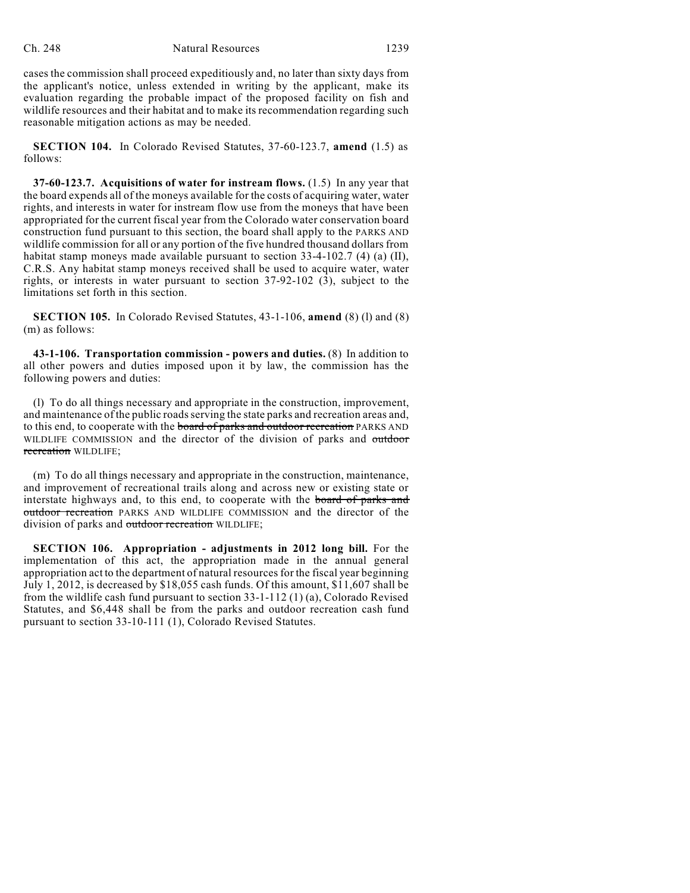cases the commission shall proceed expeditiously and, no later than sixty days from the applicant's notice, unless extended in writing by the applicant, make its evaluation regarding the probable impact of the proposed facility on fish and wildlife resources and their habitat and to make its recommendation regarding such reasonable mitigation actions as may be needed.

**SECTION 104.** In Colorado Revised Statutes, 37-60-123.7, **amend** (1.5) as follows:

**37-60-123.7. Acquisitions of water for instream flows.** (1.5) In any year that the board expends all of the moneys available for the costs of acquiring water, water rights, and interests in water for instream flow use from the moneys that have been appropriated for the current fiscal year from the Colorado water conservation board construction fund pursuant to this section, the board shall apply to the PARKS AND wildlife commission for all or any portion of the five hundred thousand dollars from habitat stamp moneys made available pursuant to section 33-4-102.7 (4) (a) (II), C.R.S. Any habitat stamp moneys received shall be used to acquire water, water rights, or interests in water pursuant to section 37-92-102 (3), subject to the limitations set forth in this section.

**SECTION 105.** In Colorado Revised Statutes, 43-1-106, **amend** (8) (l) and (8) (m) as follows:

**43-1-106. Transportation commission - powers and duties.** (8) In addition to all other powers and duties imposed upon it by law, the commission has the following powers and duties:

(l) To do all things necessary and appropriate in the construction, improvement, and maintenance of the public roads serving the state parks and recreation areas and, to this end, to cooperate with the ~~board of parks and outdoor recreation~~ PARKS AND WILDLIFE COMMISSION and the director of the division of parks and ~~outdoor recreation~~ WILDLIFE;

(m) To do all things necessary and appropriate in the construction, maintenance, and improvement of recreational trails along and across new or existing state or interstate highways and, to this end, to cooperate with the ~~board of parks and outdoor recreation~~ PARKS AND WILDLIFE COMMISSION and the director of the division of parks and ~~outdoor recreation~~ WILDLIFE;

**SECTION 106. Appropriation - adjustments in 2012 long bill.** For the implementation of this act, the appropriation made in the annual general appropriation act to the department of natural resources for the fiscal year beginning July 1, 2012, is decreased by $18,055 cash funds. Of this amount, $11,607 shall be from the wildlife cash fund pursuant to section 33-1-112 (1) (a), Colorado Revised Statutes, and $6,448 shall be from the parks and outdoor recreation cash fund pursuant to section 33-10-111 (1), Colorado Revised Statutes.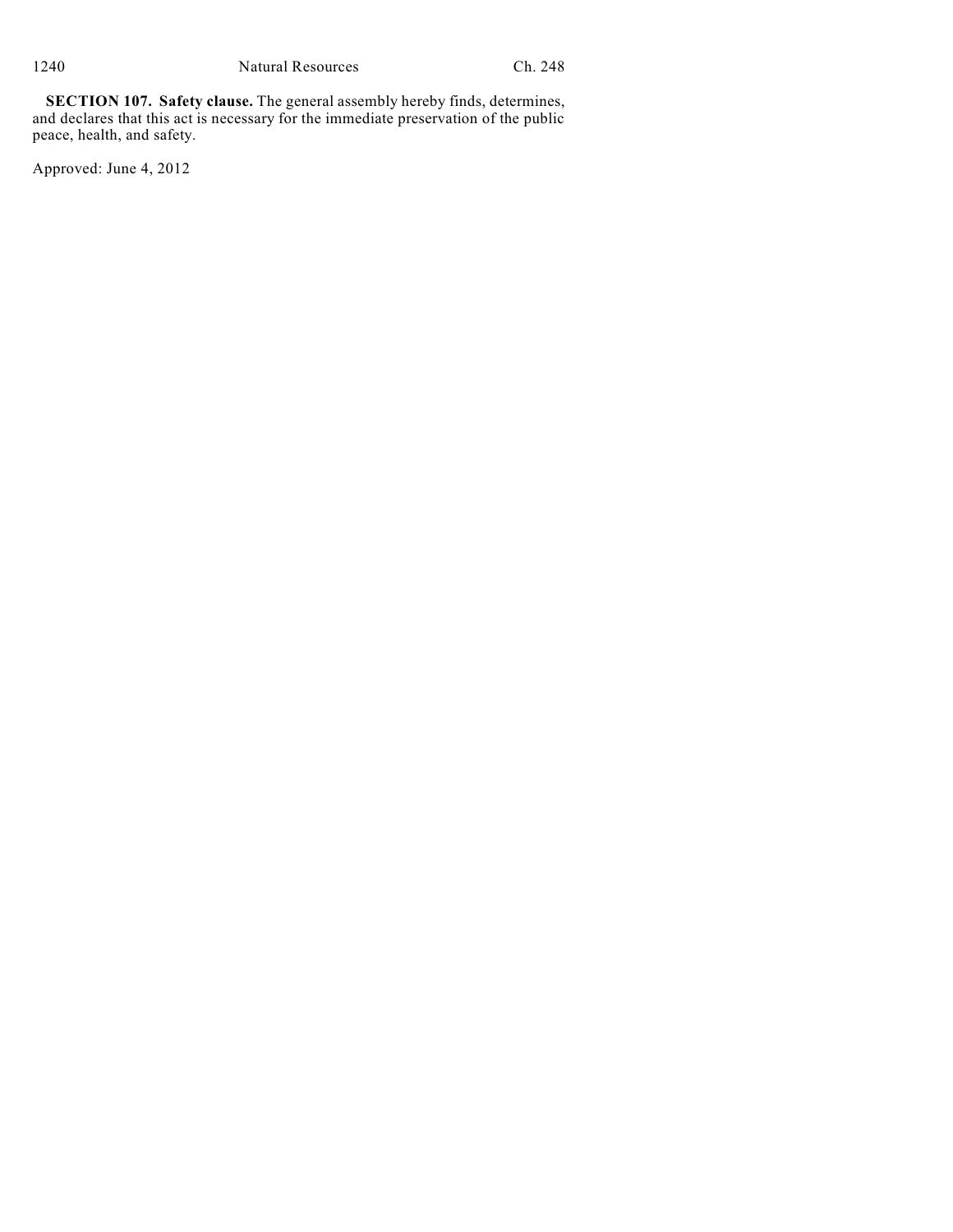**SECTION 107. Safety clause.** The general assembly hereby finds, determines, and declares that this act is necessary for the immediate preservation of the public peace, health, and safety.

Approved: June 4, 2012